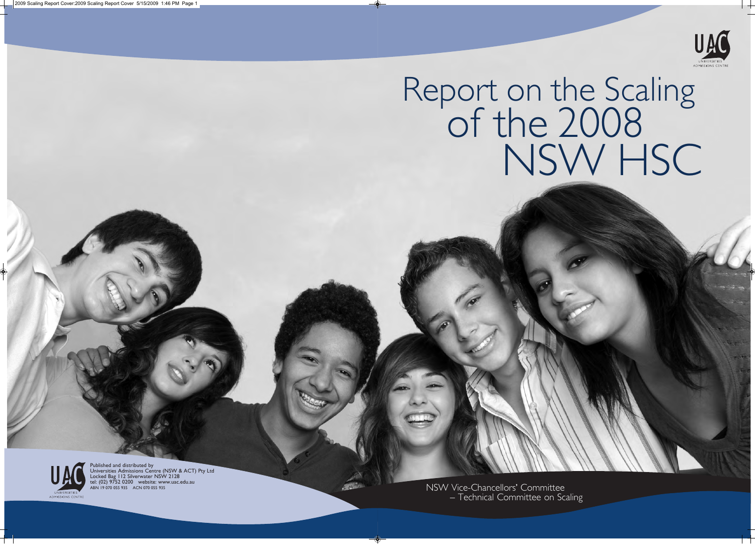# Report on the Scaling of the 2008 NSW HSC

UNIVERSITIES ADMISSIONS CENTRE

Published and distributed by
Universities Admissions Centre (NSW & ACT) Pty Ltd
Locked Bag 112 Silverwater NSW 2128
tel: (02) 9752 0200 website: www.uac.edu.au
ABN 19 070 055 935 ACN 070 055 935

NSW Vice-Chancellors' Committee
– Technical Committee on Scaling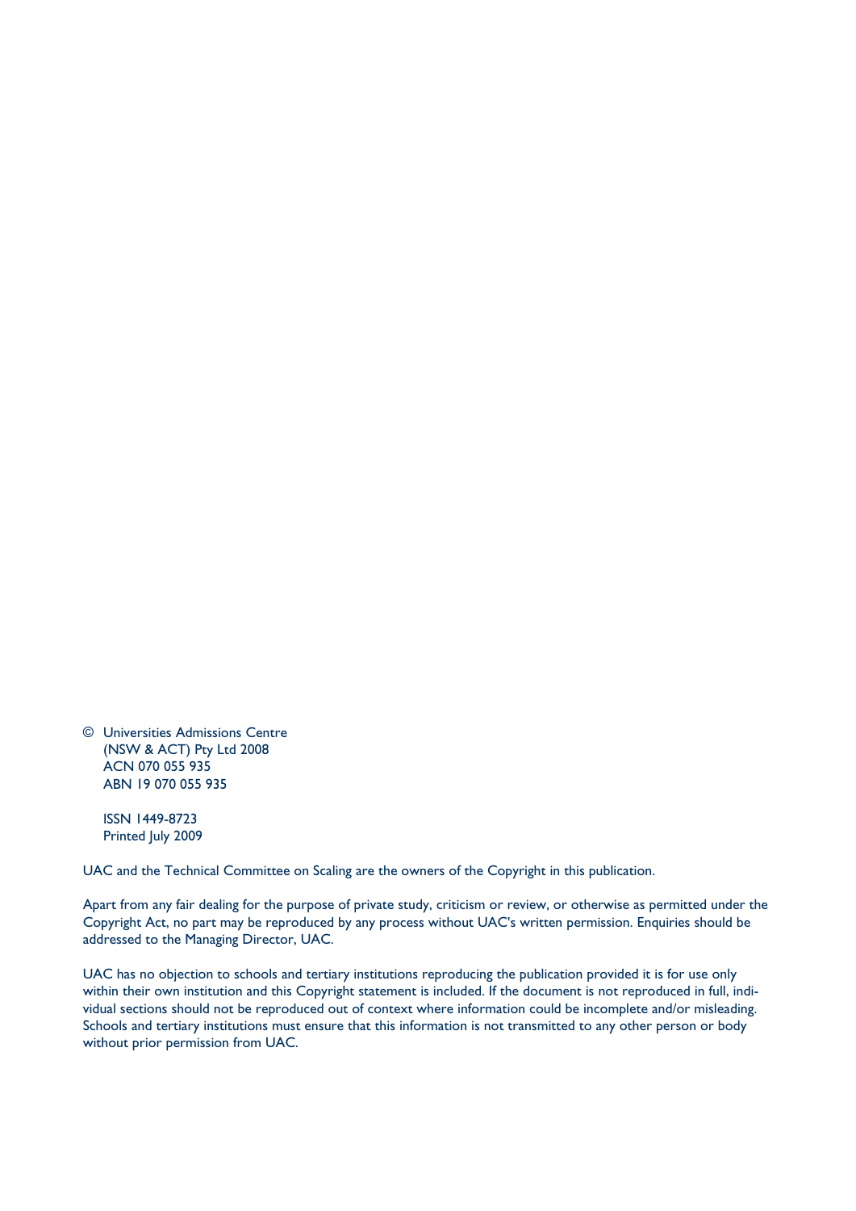© Universities Admissions Centre
(NSW & ACT) Pty Ltd 2008
ACN 070 055 935
ABN 19 070 055 935

ISSN 1449-8723
Printed July 2009

UAC and the Technical Committee on Scaling are the owners of the Copyright in this publication.

Apart from any fair dealing for the purpose of private study, criticism or review, or otherwise as permitted under the Copyright Act, no part may be reproduced by any process without UAC's written permission. Enquiries should be addressed to the Managing Director, UAC.

UAC has no objection to schools and tertiary institutions reproducing the publication provided it is for use only within their own institution and this Copyright statement is included. If the document is not reproduced in full, individual sections should not be reproduced out of context where information could be incomplete and/or misleading. Schools and tertiary institutions must ensure that this information is not transmitted to any other person or body without prior permission from UAC.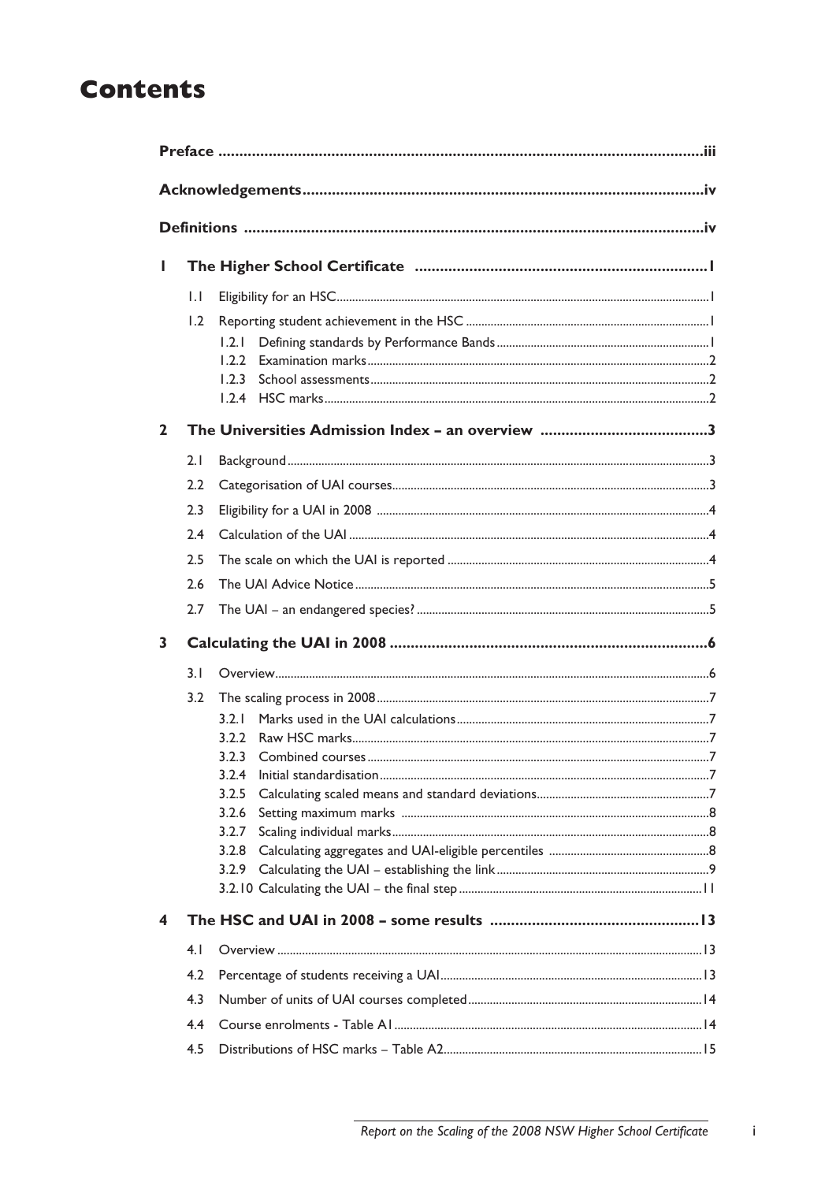# Contents

**Preface** .................................................................................................................iii

**Acknowledgements**...........................................................................................iv

**Definitions** ........................................................................................................iv

**1 The Higher School Certificate** .......................................................................1

- 1.1 Eligibility for an HSC.......................................................................................1
- 1.2 Reporting student achievement in the HSC .....................................................1
  - 1.2.1 Defining standards by Performance Bands ...............................................1
  - 1.2.2 Examination marks...................................................................................2
  - 1.2.3 School assessments...................................................................................2
  - 1.2.4 HSC marks.................................................................................................2

**2 The Universities Admission Index – an overview** ..........................................3

- 2.1 Background......................................................................................................3
- 2.2 Categorisation of UAI courses..........................................................................3
- 2.3 Eligibility for a UAI in 2008 ...........................................................................4
- 2.4 Calculation of the UAI ....................................................................................4
- 2.5 The scale on which the UAI is reported ..........................................................4
- 2.6 The UAI Advice Notice....................................................................................5
- 2.7 The UAI – an endangered species? ..................................................................5

**3 Calculating the UAI in 2008** ............................................................................6

- 3.1 Overview..........................................................................................................6
- 3.2 The scaling process in 2008..............................................................................7
  - 3.2.1 Marks used in the UAI calculations..........................................................7
  - 3.2.2 Raw HSC marks.........................................................................................7
  - 3.2.3 Combined courses.....................................................................................7
  - 3.2.4 Initial standardisation...............................................................................7
  - 3.2.5 Calculating scaled means and standard deviations.....................................7
  - 3.2.6 Setting maximum marks ..........................................................................8
  - 3.2.7 Scaling individual marks...........................................................................8
  - 3.2.8 Calculating aggregates and UAI-eligible percentiles ................................8
  - 3.2.9 Calculating the UAI – establishing the link ..............................................9
  - 3.2.10 Calculating the UAI – the final step ........................................................11

**4 The HSC and UAI in 2008 – some results** .....................................................13

- 4.1 Overview ........................................................................................................13
- 4.2 Percentage of students receiving a UAI...........................................................13
- 4.3 Number of units of UAI courses completed.....................................................14
- 4.4 Course enrolments - Table A1.........................................................................14
- 4.5 Distributions of HSC marks – Table A2............................................................15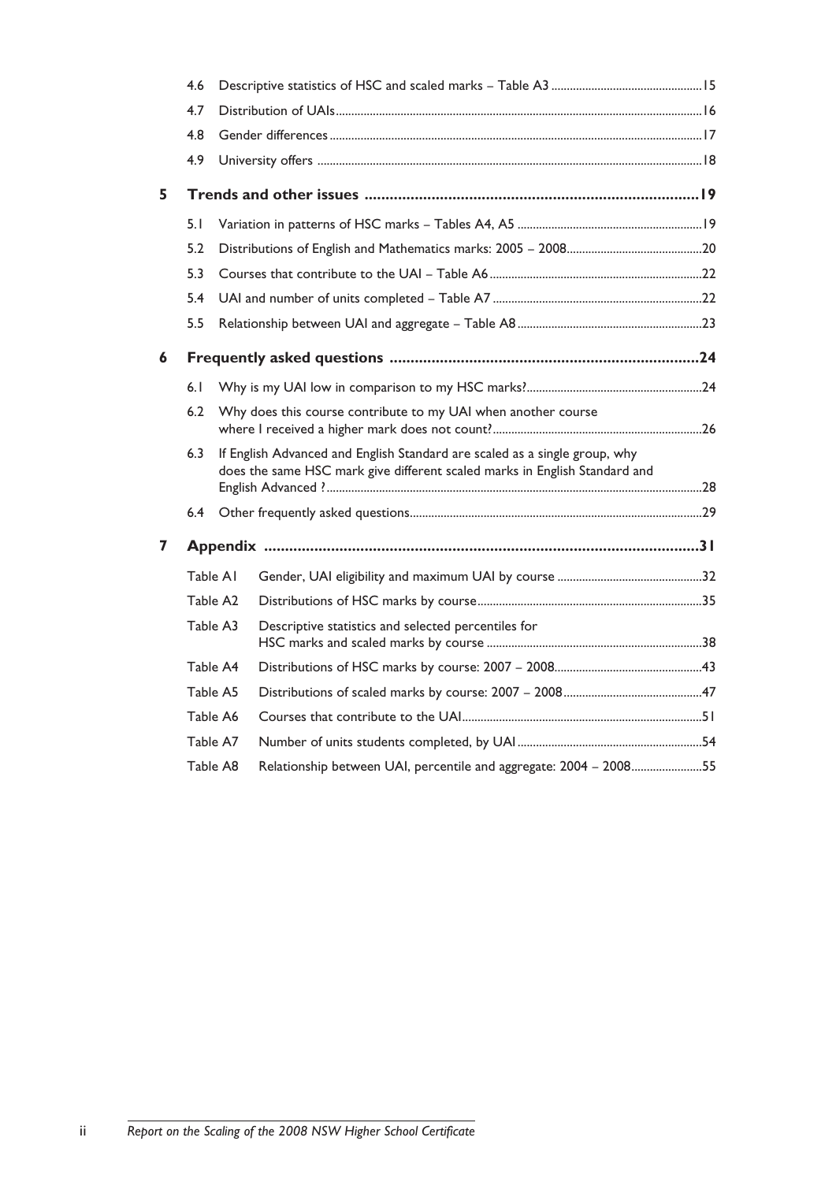4.6 Descriptive statistics of HSC and scaled marks – Table A3 ........ 15

4.7 Distribution of UAIs ........ 16

4.8 Gender differences ........ 17

4.9 University offers ........ 18

**5 Trends and other issues ........ 19**

5.1 Variation in patterns of HSC marks – Tables A4, A5 ........ 19

5.2 Distributions of English and Mathematics marks: 2005 – 2008 ........ 20

5.3 Courses that contribute to the UAI – Table A6 ........ 22

5.4 UAI and number of units completed – Table A7 ........ 22

5.5 Relationship between UAI and aggregate – Table A8 ........ 23

**6 Frequently asked questions ........ 24**

6.1 Why is my UAI low in comparison to my HSC marks? ........ 24

6.2 Why does this course contribute to my UAI when another course where I received a higher mark does not count? ........ 26

6.3 If English Advanced and English Standard are scaled as a single group, why does the same HSC mark give different scaled marks in English Standard and English Advanced ? ........ 28

6.4 Other frequently asked questions ........ 29

**7 Appendix ........ 31**

Table A1 Gender, UAI eligibility and maximum UAI by course ........ 32

Table A2 Distributions of HSC marks by course ........ 35

Table A3 Descriptive statistics and selected percentiles for HSC marks and scaled marks by course ........ 38

Table A4 Distributions of HSC marks by course: 2007 – 2008 ........ 43

Table A5 Distributions of scaled marks by course: 2007 – 2008 ........ 47

Table A6 Courses that contribute to the UAI ........ 51

Table A7 Number of units students completed, by UAI ........ 54

Table A8 Relationship between UAI, percentile and aggregate: 2004 – 2008 ........ 55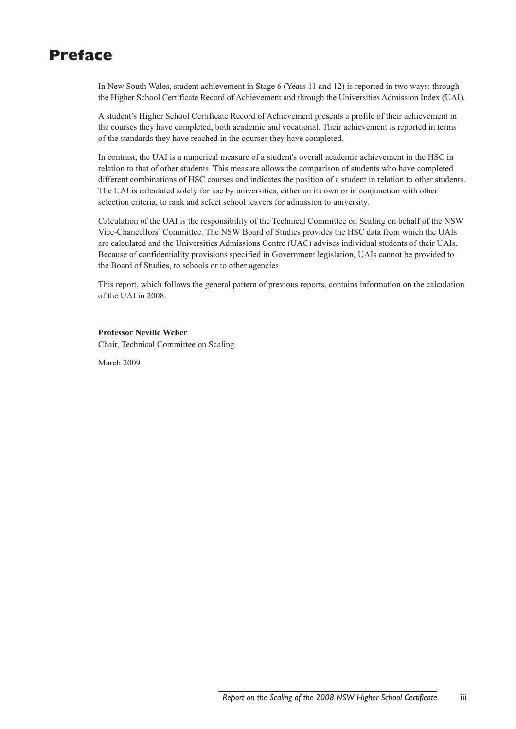# Preface

In New South Wales, student achievement in Stage 6 (Years 11 and 12) is reported in two ways: through the Higher School Certificate Record of Achievement and through the Universities Admission Index (UAI).

A student's Higher School Certificate Record of Achievement presents a profile of their achievement in the courses they have completed, both academic and vocational. Their achievement is reported in terms of the standards they have reached in the courses they have completed.

In contrast, the UAI is a numerical measure of a student's overall academic achievement in the HSC in relation to that of other students. This measure allows the comparison of students who have completed different combinations of HSC courses and indicates the position of a student in relation to other students. The UAI is calculated solely for use by universities, either on its own or in conjunction with other selection criteria, to rank and select school leavers for admission to university.

Calculation of the UAI is the responsibility of the Technical Committee on Scaling on behalf of the NSW Vice-Chancellors' Committee. The NSW Board of Studies provides the HSC data from which the UAIs are calculated and the Universities Admissions Centre (UAC) advises individual students of their UAIs. Because of confidentiality provisions specified in Government legislation, UAIs cannot be provided to the Board of Studies, to schools or to other agencies.

This report, which follows the general pattern of previous reports, contains information on the calculation of the UAI in 2008.

**Professor Neville Weber**
Chair, Technical Committee on Scaling

March 2009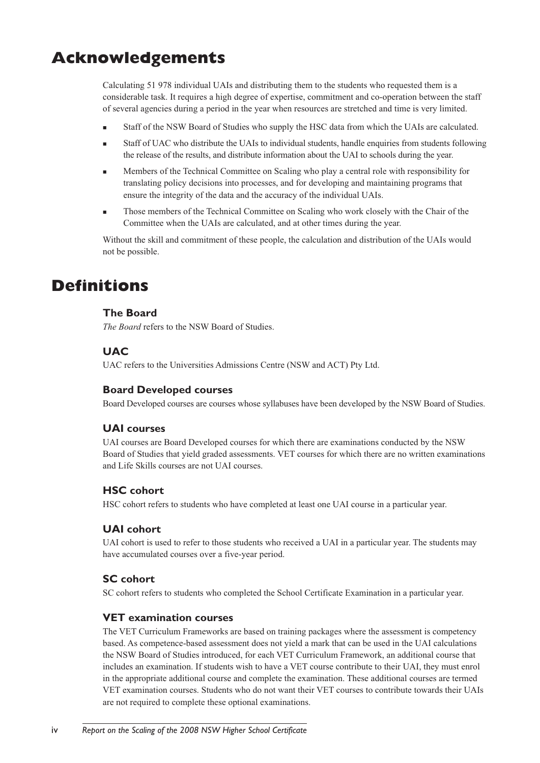# Acknowledgements

Calculating 51 978 individual UAIs and distributing them to the students who requested them is a considerable task. It requires a high degree of expertise, commitment and co-operation between the staff of several agencies during a period in the year when resources are stretched and time is very limited.

- Staff of the NSW Board of Studies who supply the HSC data from which the UAIs are calculated.
- Staff of UAC who distribute the UAIs to individual students, handle enquiries from students following the release of the results, and distribute information about the UAI to schools during the year.
- Members of the Technical Committee on Scaling who play a central role with responsibility for translating policy decisions into processes, and for developing and maintaining programs that ensure the integrity of the data and the accuracy of the individual UAIs.
- Those members of the Technical Committee on Scaling who work closely with the Chair of the Committee when the UAIs are calculated, and at other times during the year.

Without the skill and commitment of these people, the calculation and distribution of the UAIs would not be possible.

# Definitions

### The Board

*The Board* refers to the NSW Board of Studies.

### UAC

UAC refers to the Universities Admissions Centre (NSW and ACT) Pty Ltd.

### Board Developed courses

Board Developed courses are courses whose syllabuses have been developed by the NSW Board of Studies.

### UAI courses

UAI courses are Board Developed courses for which there are examinations conducted by the NSW Board of Studies that yield graded assessments. VET courses for which there are no written examinations and Life Skills courses are not UAI courses.

### HSC cohort

HSC cohort refers to students who have completed at least one UAI course in a particular year.

### UAI cohort

UAI cohort is used to refer to those students who received a UAI in a particular year. The students may have accumulated courses over a five-year period.

### SC cohort

SC cohort refers to students who completed the School Certificate Examination in a particular year.

### VET examination courses

The VET Curriculum Frameworks are based on training packages where the assessment is competency based. As competence-based assessment does not yield a mark that can be used in the UAI calculations the NSW Board of Studies introduced, for each VET Curriculum Framework, an additional course that includes an examination. If students wish to have a VET course contribute to their UAI, they must enrol in the appropriate additional course and complete the examination. These additional courses are termed VET examination courses. Students who do not want their VET courses to contribute towards their UAIs are not required to complete these optional examinations.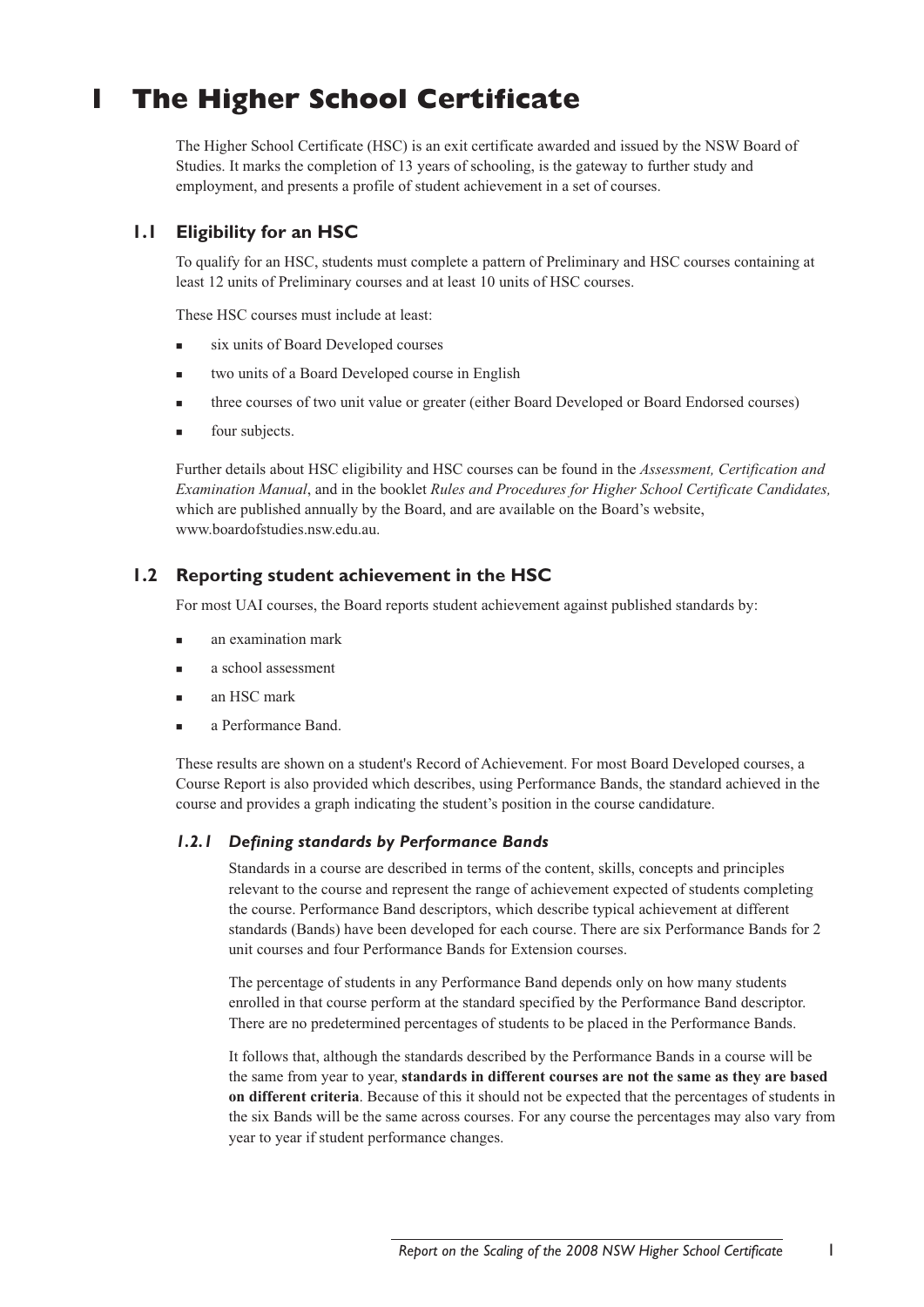# 1 The Higher School Certificate

The Higher School Certificate (HSC) is an exit certificate awarded and issued by the NSW Board of Studies. It marks the completion of 13 years of schooling, is the gateway to further study and employment, and presents a profile of student achievement in a set of courses.

## 1.1 Eligibility for an HSC

To qualify for an HSC, students must complete a pattern of Preliminary and HSC courses containing at least 12 units of Preliminary courses and at least 10 units of HSC courses.

These HSC courses must include at least:

- six units of Board Developed courses
- two units of a Board Developed course in English
- three courses of two unit value or greater (either Board Developed or Board Endorsed courses)
- four subjects.

Further details about HSC eligibility and HSC courses can be found in the *Assessment, Certification and Examination Manual*, and in the booklet *Rules and Procedures for Higher School Certificate Candidates,* which are published annually by the Board, and are available on the Board's website, www.boardofstudies.nsw.edu.au.

## 1.2 Reporting student achievement in the HSC

For most UAI courses, the Board reports student achievement against published standards by:

- an examination mark
- a school assessment
- an HSC mark
- a Performance Band.

These results are shown on a student's Record of Achievement. For most Board Developed courses, a Course Report is also provided which describes, using Performance Bands, the standard achieved in the course and provides a graph indicating the student's position in the course candidature.

### *1.2.1 Defining standards by Performance Bands*

Standards in a course are described in terms of the content, skills, concepts and principles relevant to the course and represent the range of achievement expected of students completing the course. Performance Band descriptors, which describe typical achievement at different standards (Bands) have been developed for each course. There are six Performance Bands for 2 unit courses and four Performance Bands for Extension courses.

The percentage of students in any Performance Band depends only on how many students enrolled in that course perform at the standard specified by the Performance Band descriptor. There are no predetermined percentages of students to be placed in the Performance Bands.

It follows that, although the standards described by the Performance Bands in a course will be the same from year to year, **standards in different courses are not the same as they are based on different criteria**. Because of this it should not be expected that the percentages of students in the six Bands will be the same across courses. For any course the percentages may also vary from year to year if student performance changes.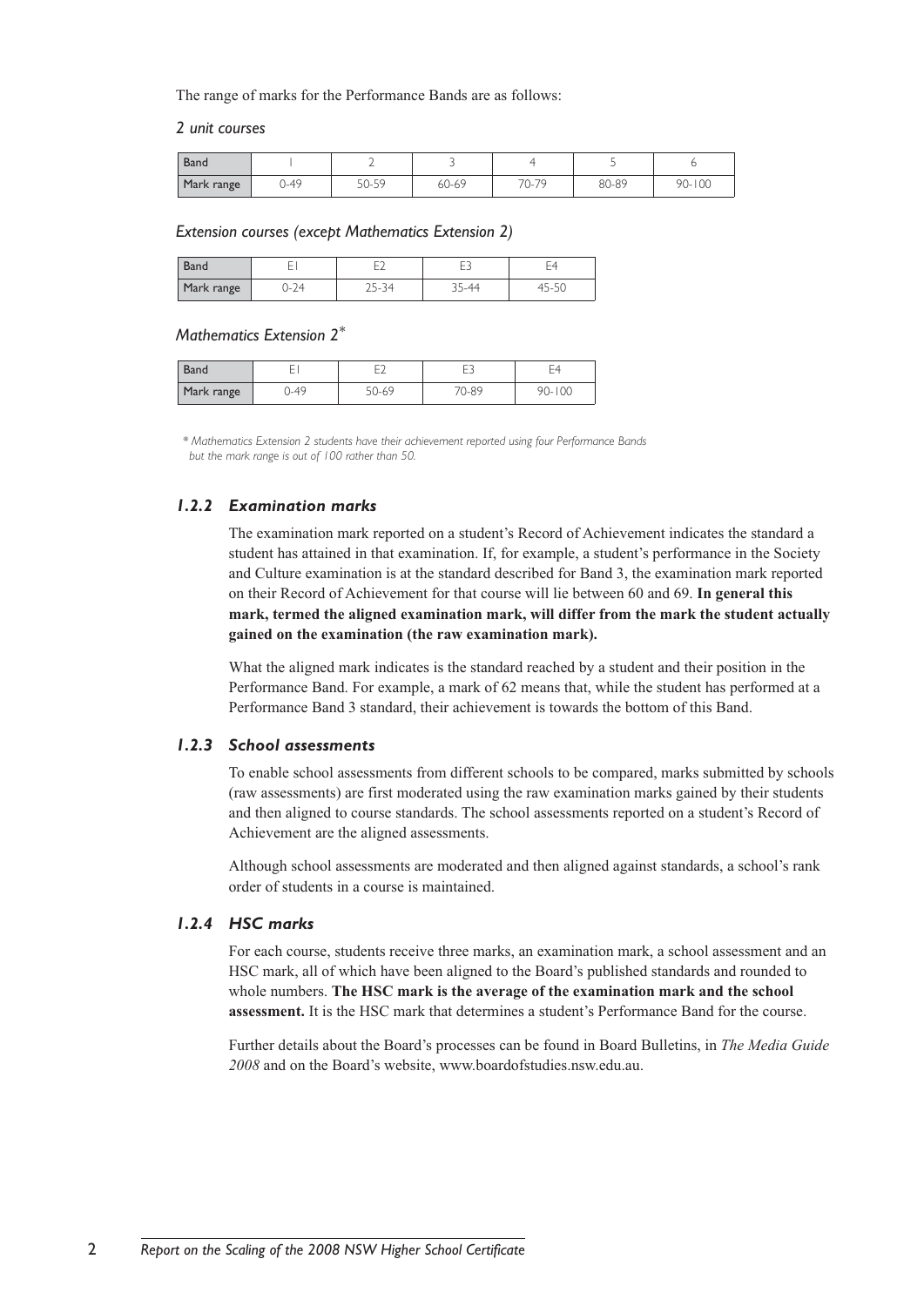The range of marks for the Performance Bands are as follows:

*2 unit courses*

| Band | 1 | 2 | 3 | 4 | 5 | 6 |
|---|---|---|---|---|---|---|
| Mark range | 0-49 | 50-59 | 60-69 | 70-79 | 80-89 | 90-100 |

*Extension courses (except Mathematics Extension 2)*

| Band | E1 | E2 | E3 | E4 |
|---|---|---|---|---|
| Mark range | 0-24 | 25-34 | 35-44 | 45-50 |

*Mathematics Extension 2**

| Band | E1 | E2 | E3 | E4 |
|---|---|---|---|---|
| Mark range | 0-49 | 50-69 | 70-89 | 90-100 |

*\* Mathematics Extension 2 students have their achievement reported using four Performance Bands but the mark range is out of 100 rather than 50.*

### *1.2.2 Examination marks*

The examination mark reported on a student's Record of Achievement indicates the standard a student has attained in that examination. If, for example, a student's performance in the Society and Culture examination is at the standard described for Band 3, the examination mark reported on their Record of Achievement for that course will lie between 60 and 69. **In general this mark, termed the aligned examination mark, will differ from the mark the student actually gained on the examination (the raw examination mark).**

What the aligned mark indicates is the standard reached by a student and their position in the Performance Band. For example, a mark of 62 means that, while the student has performed at a Performance Band 3 standard, their achievement is towards the bottom of this Band.

### *1.2.3 School assessments*

To enable school assessments from different schools to be compared, marks submitted by schools (raw assessments) are first moderated using the raw examination marks gained by their students and then aligned to course standards. The school assessments reported on a student's Record of Achievement are the aligned assessments.

Although school assessments are moderated and then aligned against standards, a school's rank order of students in a course is maintained.

### *1.2.4 HSC marks*

For each course, students receive three marks, an examination mark, a school assessment and an HSC mark, all of which have been aligned to the Board's published standards and rounded to whole numbers. **The HSC mark is the average of the examination mark and the school assessment.** It is the HSC mark that determines a student's Performance Band for the course.

Further details about the Board's processes can be found in Board Bulletins, in *The Media Guide 2008* and on the Board's website, www.boardofstudies.nsw.edu.au.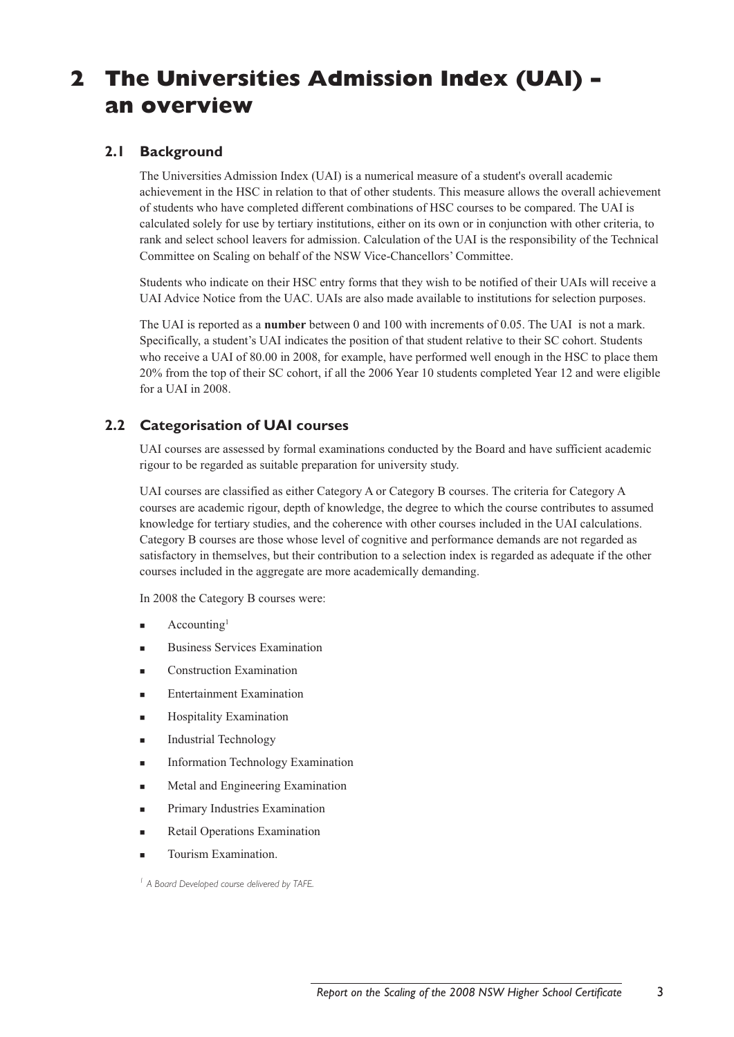# 2 The Universities Admission Index (UAI) – an overview

## 2.1 Background

The Universities Admission Index (UAI) is a numerical measure of a student's overall academic achievement in the HSC in relation to that of other students. This measure allows the overall achievement of students who have completed different combinations of HSC courses to be compared. The UAI is calculated solely for use by tertiary institutions, either on its own or in conjunction with other criteria, to rank and select school leavers for admission. Calculation of the UAI is the responsibility of the Technical Committee on Scaling on behalf of the NSW Vice-Chancellors' Committee.

Students who indicate on their HSC entry forms that they wish to be notified of their UAIs will receive a UAI Advice Notice from the UAC. UAIs are also made available to institutions for selection purposes.

The UAI is reported as a **number** between 0 and 100 with increments of 0.05. The UAI is not a mark. Specifically, a student's UAI indicates the position of that student relative to their SC cohort. Students who receive a UAI of 80.00 in 2008, for example, have performed well enough in the HSC to place them 20% from the top of their SC cohort, if all the 2006 Year 10 students completed Year 12 and were eligible for a UAI in 2008.

## 2.2 Categorisation of UAI courses

UAI courses are assessed by formal examinations conducted by the Board and have sufficient academic rigour to be regarded as suitable preparation for university study.

UAI courses are classified as either Category A or Category B courses. The criteria for Category A courses are academic rigour, depth of knowledge, the degree to which the course contributes to assumed knowledge for tertiary studies, and the coherence with other courses included in the UAI calculations. Category B courses are those whose level of cognitive and performance demands are not regarded as satisfactory in themselves, but their contribution to a selection index is regarded as adequate if the other courses included in the aggregate are more academically demanding.

In 2008 the Category B courses were:

- Accounting[1]
- Business Services Examination
- Construction Examination
- Entertainment Examination
- Hospitality Examination
- Industrial Technology
- Information Technology Examination
- Metal and Engineering Examination
- Primary Industries Examination
- Retail Operations Examination
- Tourism Examination.

[1] *A Board Developed course delivered by TAFE.*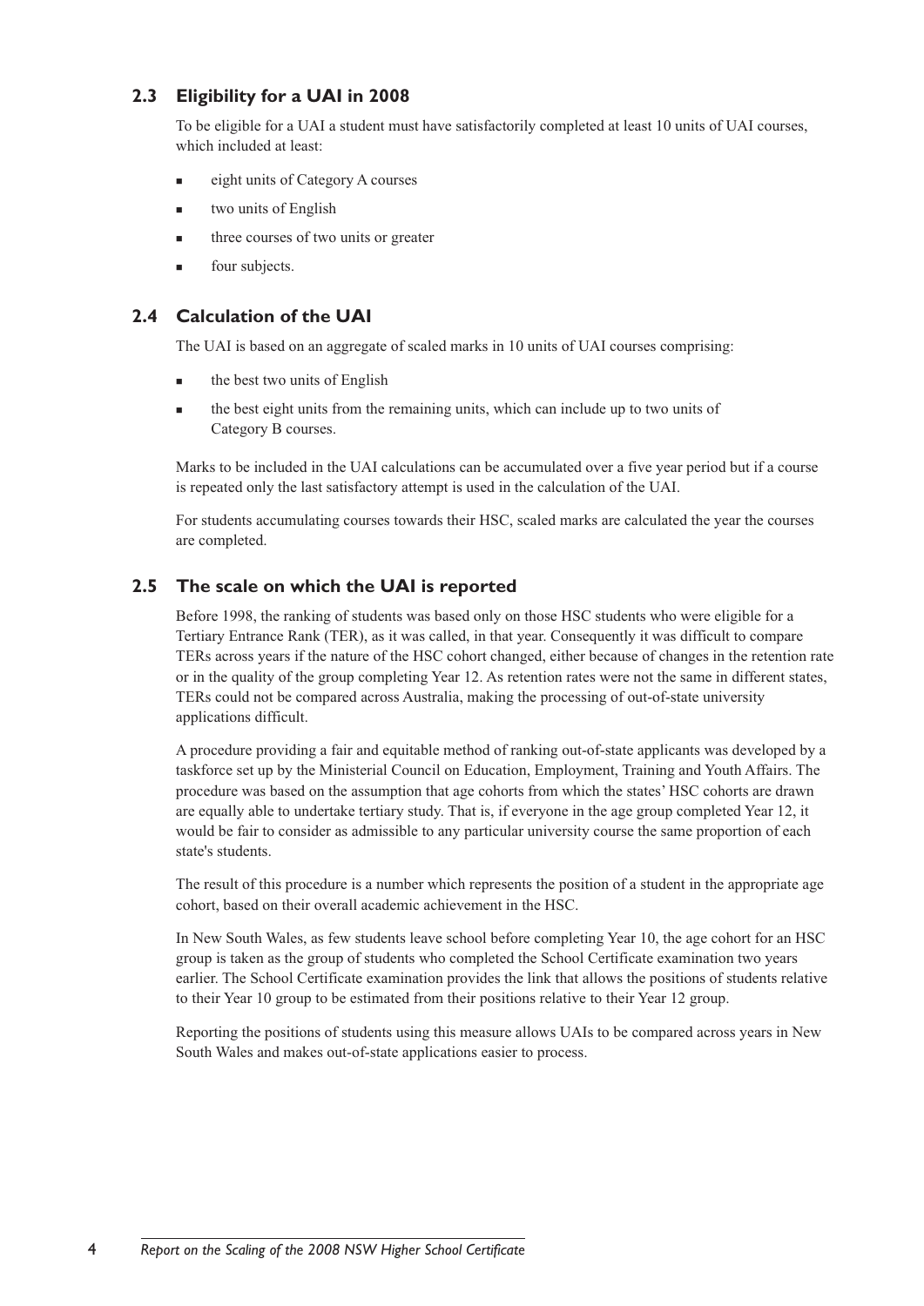## 2.3 Eligibility for a UAI in 2008

To be eligible for a UAI a student must have satisfactorily completed at least 10 units of UAI courses, which included at least:

- eight units of Category A courses
- two units of English
- three courses of two units or greater
- four subjects.

## 2.4 Calculation of the UAI

The UAI is based on an aggregate of scaled marks in 10 units of UAI courses comprising:

- the best two units of English
- the best eight units from the remaining units, which can include up to two units of Category B courses.

Marks to be included in the UAI calculations can be accumulated over a five year period but if a course is repeated only the last satisfactory attempt is used in the calculation of the UAI.

For students accumulating courses towards their HSC, scaled marks are calculated the year the courses are completed.

## 2.5 The scale on which the UAI is reported

Before 1998, the ranking of students was based only on those HSC students who were eligible for a Tertiary Entrance Rank (TER), as it was called, in that year. Consequently it was difficult to compare TERs across years if the nature of the HSC cohort changed, either because of changes in the retention rate or in the quality of the group completing Year 12. As retention rates were not the same in different states, TERs could not be compared across Australia, making the processing of out-of-state university applications difficult.

A procedure providing a fair and equitable method of ranking out-of-state applicants was developed by a taskforce set up by the Ministerial Council on Education, Employment, Training and Youth Affairs. The procedure was based on the assumption that age cohorts from which the states' HSC cohorts are drawn are equally able to undertake tertiary study. That is, if everyone in the age group completed Year 12, it would be fair to consider as admissible to any particular university course the same proportion of each state's students.

The result of this procedure is a number which represents the position of a student in the appropriate age cohort, based on their overall academic achievement in the HSC.

In New South Wales, as few students leave school before completing Year 10, the age cohort for an HSC group is taken as the group of students who completed the School Certificate examination two years earlier. The School Certificate examination provides the link that allows the positions of students relative to their Year 10 group to be estimated from their positions relative to their Year 12 group.

Reporting the positions of students using this measure allows UAIs to be compared across years in New South Wales and makes out-of-state applications easier to process.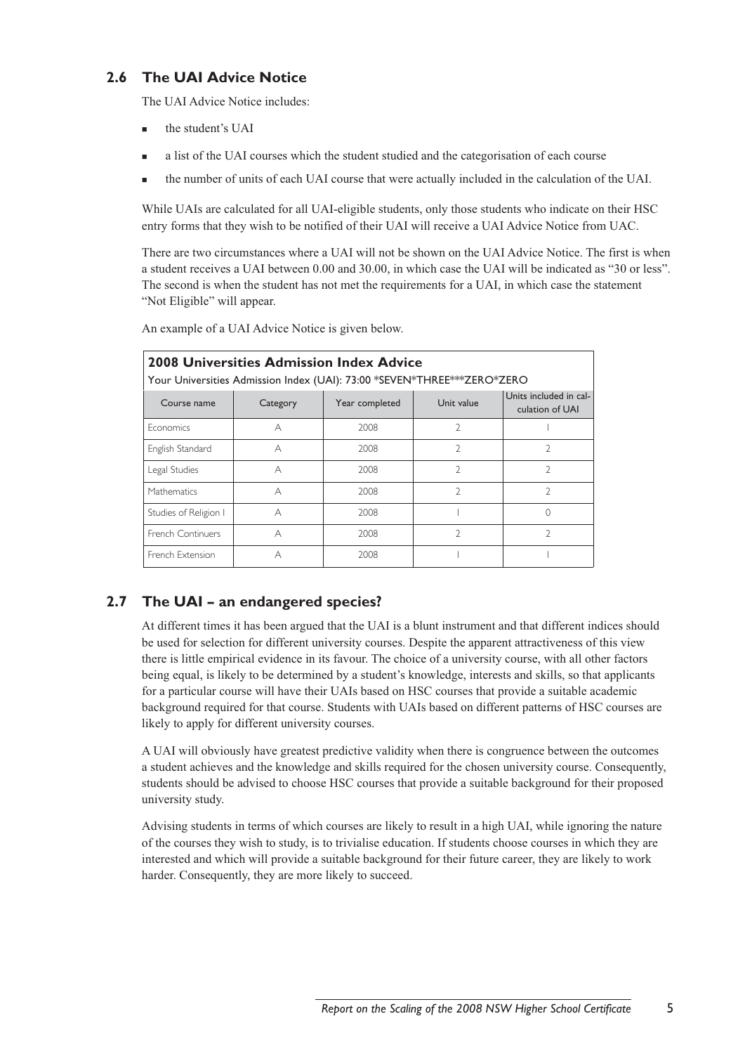## 2.6 The UAI Advice Notice

The UAI Advice Notice includes:

- the student's UAI
- a list of the UAI courses which the student studied and the categorisation of each course
- the number of units of each UAI course that were actually included in the calculation of the UAI.

While UAIs are calculated for all UAI-eligible students, only those students who indicate on their HSC entry forms that they wish to be notified of their UAI will receive a UAI Advice Notice from UAC.

There are two circumstances where a UAI will not be shown on the UAI Advice Notice. The first is when a student receives a UAI between 0.00 and 30.00, in which case the UAI will be indicated as "30 or less". The second is when the student has not met the requirements for a UAI, in which case the statement "Not Eligible" will appear.

An example of a UAI Advice Notice is given below.

**2008 Universities Admission Index Advice**

Your Universities Admission Index (UAI): 73:00 *SEVEN*THREE***ZERO*ZERO

| Course name | Category | Year completed | Unit value | Units included in calculation of UAI |
|---|---|---|---|---|
| Economics | A | 2008 | 2 | 1 |
| English Standard | A | 2008 | 2 | 2 |
| Legal Studies | A | 2008 | 2 | 2 |
| Mathematics | A | 2008 | 2 | 2 |
| Studies of Religion I | A | 2008 | 1 | 0 |
| French Continuers | A | 2008 | 2 | 2 |
| French Extension | A | 2008 | 1 | 1 |

## 2.7 The UAI – an endangered species?

At different times it has been argued that the UAI is a blunt instrument and that different indices should be used for selection for different university courses. Despite the apparent attractiveness of this view there is little empirical evidence in its favour. The choice of a university course, with all other factors being equal, is likely to be determined by a student's knowledge, interests and skills, so that applicants for a particular course will have their UAIs based on HSC courses that provide a suitable academic background required for that course. Students with UAIs based on different patterns of HSC courses are likely to apply for different university courses.

A UAI will obviously have greatest predictive validity when there is congruence between the outcomes a student achieves and the knowledge and skills required for the chosen university course. Consequently, students should be advised to choose HSC courses that provide a suitable background for their proposed university study.

Advising students in terms of which courses are likely to result in a high UAI, while ignoring the nature of the courses they wish to study, is to trivialise education. If students choose courses in which they are interested and which will provide a suitable background for their future career, they are likely to work harder. Consequently, they are more likely to succeed.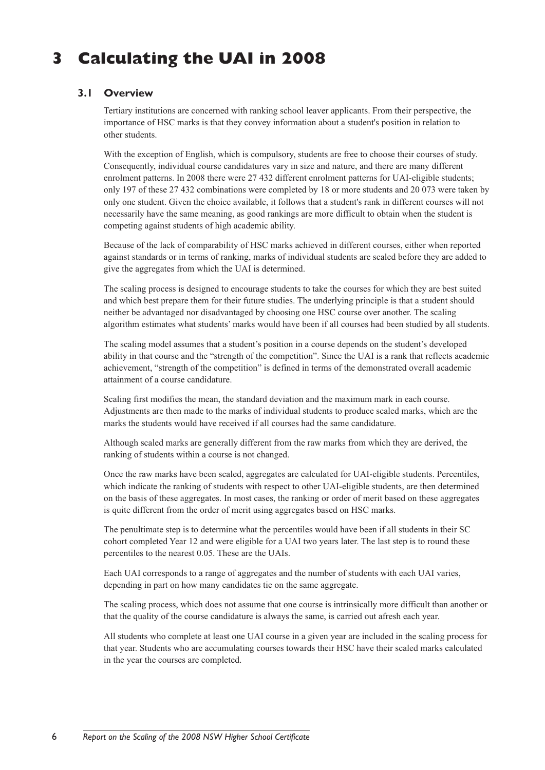# 3 Calculating the UAI in 2008

## 3.1 Overview

Tertiary institutions are concerned with ranking school leaver applicants. From their perspective, the importance of HSC marks is that they convey information about a student's position in relation to other students.

With the exception of English, which is compulsory, students are free to choose their courses of study. Consequently, individual course candidatures vary in size and nature, and there are many different enrolment patterns. In 2008 there were 27 432 different enrolment patterns for UAI-eligible students; only 197 of these 27 432 combinations were completed by 18 or more students and 20 073 were taken by only one student. Given the choice available, it follows that a student's rank in different courses will not necessarily have the same meaning, as good rankings are more difficult to obtain when the student is competing against students of high academic ability.

Because of the lack of comparability of HSC marks achieved in different courses, either when reported against standards or in terms of ranking, marks of individual students are scaled before they are added to give the aggregates from which the UAI is determined.

The scaling process is designed to encourage students to take the courses for which they are best suited and which best prepare them for their future studies. The underlying principle is that a student should neither be advantaged nor disadvantaged by choosing one HSC course over another. The scaling algorithm estimates what students' marks would have been if all courses had been studied by all students.

The scaling model assumes that a student's position in a course depends on the student's developed ability in that course and the "strength of the competition". Since the UAI is a rank that reflects academic achievement, "strength of the competition" is defined in terms of the demonstrated overall academic attainment of a course candidature.

Scaling first modifies the mean, the standard deviation and the maximum mark in each course. Adjustments are then made to the marks of individual students to produce scaled marks, which are the marks the students would have received if all courses had the same candidature.

Although scaled marks are generally different from the raw marks from which they are derived, the ranking of students within a course is not changed.

Once the raw marks have been scaled, aggregates are calculated for UAI-eligible students. Percentiles, which indicate the ranking of students with respect to other UAI-eligible students, are then determined on the basis of these aggregates. In most cases, the ranking or order of merit based on these aggregates is quite different from the order of merit using aggregates based on HSC marks.

The penultimate step is to determine what the percentiles would have been if all students in their SC cohort completed Year 12 and were eligible for a UAI two years later. The last step is to round these percentiles to the nearest 0.05. These are the UAIs.

Each UAI corresponds to a range of aggregates and the number of students with each UAI varies, depending in part on how many candidates tie on the same aggregate.

The scaling process, which does not assume that one course is intrinsically more difficult than another or that the quality of the course candidature is always the same, is carried out afresh each year.

All students who complete at least one UAI course in a given year are included in the scaling process for that year. Students who are accumulating courses towards their HSC have their scaled marks calculated in the year the courses are completed.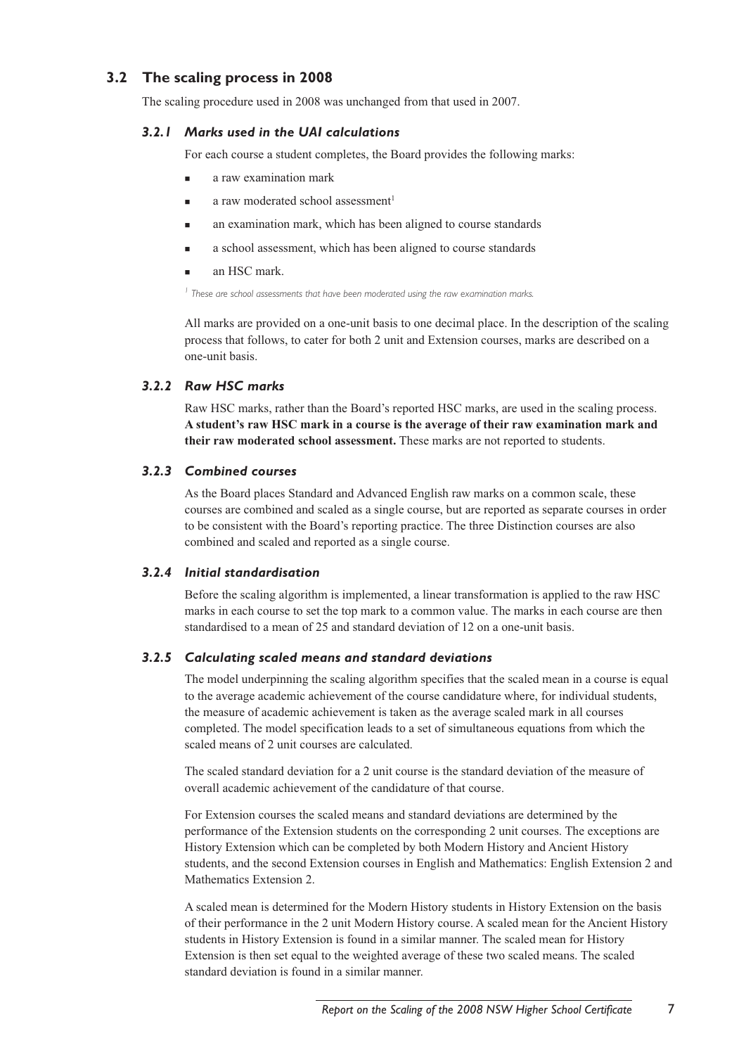## 3.2 The scaling process in 2008

The scaling procedure used in 2008 was unchanged from that used in 2007.

### *3.2.1 Marks used in the UAI calculations*

For each course a student completes, the Board provides the following marks:

- a raw examination mark
- a raw moderated school assessment[1]
- an examination mark, which has been aligned to course standards
- a school assessment, which has been aligned to course standards
- an HSC mark.

*[1] These are school assessments that have been moderated using the raw examination marks.*

All marks are provided on a one-unit basis to one decimal place. In the description of the scaling process that follows, to cater for both 2 unit and Extension courses, marks are described on a one-unit basis.

### *3.2.2 Raw HSC marks*

Raw HSC marks, rather than the Board's reported HSC marks, are used in the scaling process. **A student's raw HSC mark in a course is the average of their raw examination mark and their raw moderated school assessment.** These marks are not reported to students.

### *3.2.3 Combined courses*

As the Board places Standard and Advanced English raw marks on a common scale, these courses are combined and scaled as a single course, but are reported as separate courses in order to be consistent with the Board's reporting practice. The three Distinction courses are also combined and scaled and reported as a single course.

### *3.2.4 Initial standardisation*

Before the scaling algorithm is implemented, a linear transformation is applied to the raw HSC marks in each course to set the top mark to a common value. The marks in each course are then standardised to a mean of 25 and standard deviation of 12 on a one-unit basis.

### *3.2.5 Calculating scaled means and standard deviations*

The model underpinning the scaling algorithm specifies that the scaled mean in a course is equal to the average academic achievement of the course candidature where, for individual students, the measure of academic achievement is taken as the average scaled mark in all courses completed. The model specification leads to a set of simultaneous equations from which the scaled means of 2 unit courses are calculated.

The scaled standard deviation for a 2 unit course is the standard deviation of the measure of overall academic achievement of the candidature of that course.

For Extension courses the scaled means and standard deviations are determined by the performance of the Extension students on the corresponding 2 unit courses. The exceptions are History Extension which can be completed by both Modern History and Ancient History students, and the second Extension courses in English and Mathematics: English Extension 2 and Mathematics Extension 2.

A scaled mean is determined for the Modern History students in History Extension on the basis of their performance in the 2 unit Modern History course. A scaled mean for the Ancient History students in History Extension is found in a similar manner. The scaled mean for History Extension is then set equal to the weighted average of these two scaled means. The scaled standard deviation is found in a similar manner.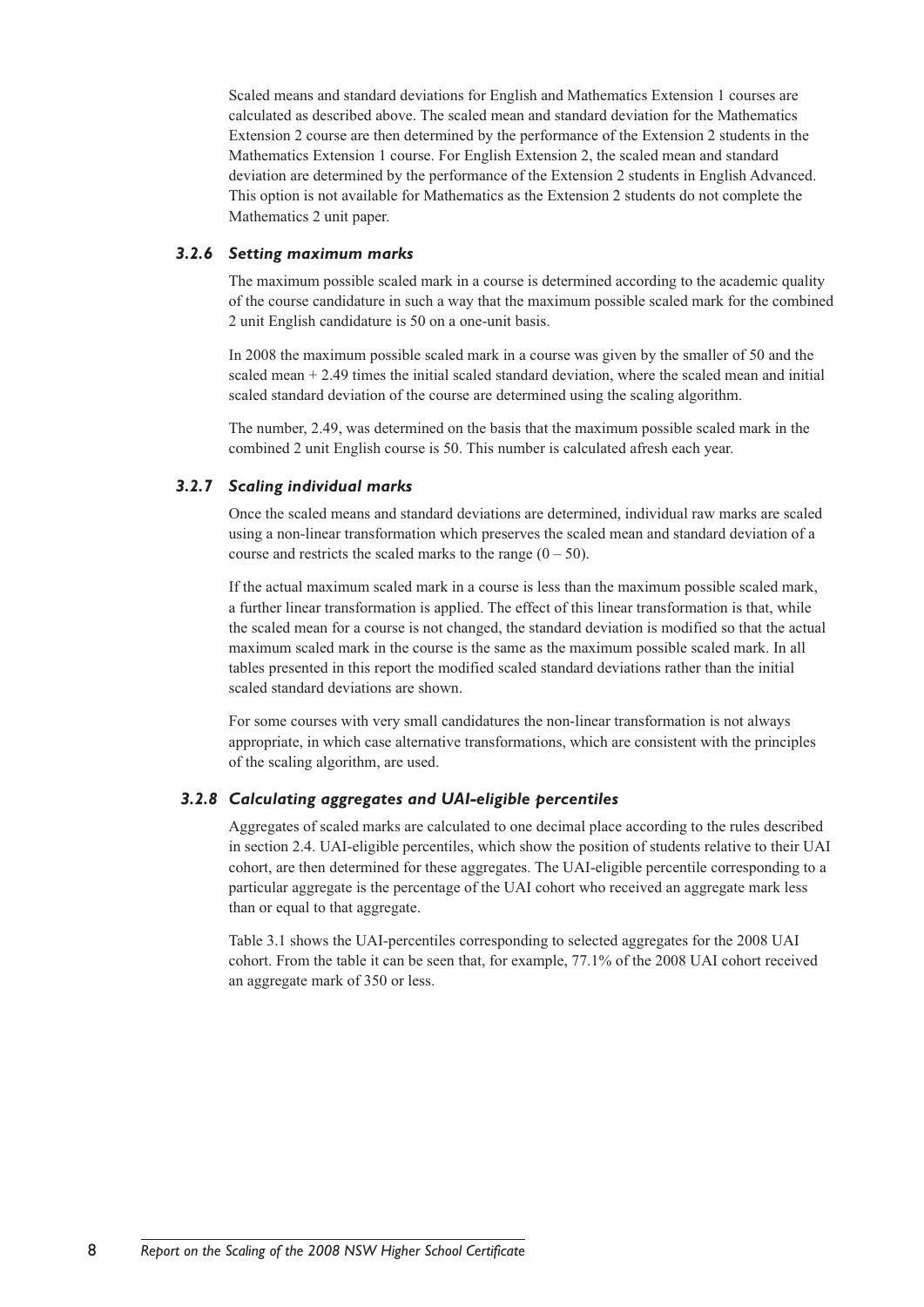Scaled means and standard deviations for English and Mathematics Extension 1 courses are calculated as described above. The scaled mean and standard deviation for the Mathematics Extension 2 course are then determined by the performance of the Extension 2 students in the Mathematics Extension 1 course. For English Extension 2, the scaled mean and standard deviation are determined by the performance of the Extension 2 students in English Advanced. This option is not available for Mathematics as the Extension 2 students do not complete the Mathematics 2 unit paper.

### *3.2.6 Setting maximum marks*

The maximum possible scaled mark in a course is determined according to the academic quality of the course candidature in such a way that the maximum possible scaled mark for the combined 2 unit English candidature is 50 on a one-unit basis.

In 2008 the maximum possible scaled mark in a course was given by the smaller of 50 and the scaled mean + 2.49 times the initial scaled standard deviation, where the scaled mean and initial scaled standard deviation of the course are determined using the scaling algorithm.

The number, 2.49, was determined on the basis that the maximum possible scaled mark in the combined 2 unit English course is 50. This number is calculated afresh each year.

### *3.2.7 Scaling individual marks*

Once the scaled means and standard deviations are determined, individual raw marks are scaled using a non-linear transformation which preserves the scaled mean and standard deviation of a course and restricts the scaled marks to the range (0 – 50).

If the actual maximum scaled mark in a course is less than the maximum possible scaled mark, a further linear transformation is applied. The effect of this linear transformation is that, while the scaled mean for a course is not changed, the standard deviation is modified so that the actual maximum scaled mark in the course is the same as the maximum possible scaled mark. In all tables presented in this report the modified scaled standard deviations rather than the initial scaled standard deviations are shown.

For some courses with very small candidatures the non-linear transformation is not always appropriate, in which case alternative transformations, which are consistent with the principles of the scaling algorithm, are used.

### *3.2.8 Calculating aggregates and UAI-eligible percentiles*

Aggregates of scaled marks are calculated to one decimal place according to the rules described in section 2.4. UAI-eligible percentiles, which show the position of students relative to their UAI cohort, are then determined for these aggregates. The UAI-eligible percentile corresponding to a particular aggregate is the percentage of the UAI cohort who received an aggregate mark less than or equal to that aggregate.

Table 3.1 shows the UAI-percentiles corresponding to selected aggregates for the 2008 UAI cohort. From the table it can be seen that, for example, 77.1% of the 2008 UAI cohort received an aggregate mark of 350 or less.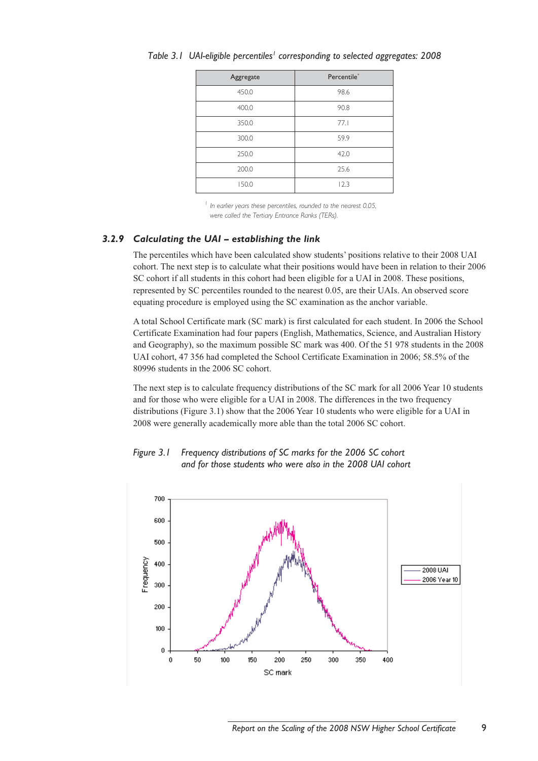*Table 3.1 UAI-eligible percentiles[1] corresponding to selected aggregates: 2008*

| Aggregate | Percentile[1] |
|---|---|
| 450.0 | 98.6 |
| 400.0 | 90.8 |
| 350.0 | 77.1 |
| 300.0 | 59.9 |
| 250.0 | 42.0 |
| 200.0 | 25.6 |
| 150.0 | 12.3 |

[1] *In earlier years these percentiles, rounded to the nearest 0.05, were called the Tertiary Entrance Ranks (TERs).*

### 3.2.9 *Calculating the UAI – establishing the link*

The percentiles which have been calculated show students' positions relative to their 2008 UAI cohort. The next step is to calculate what their positions would have been in relation to their 2006 SC cohort if all students in this cohort had been eligible for a UAI in 2008. These positions, represented by SC percentiles rounded to the nearest 0.05, are their UAIs. An observed score equating procedure is employed using the SC examination as the anchor variable.

A total School Certificate mark (SC mark) is first calculated for each student. In 2006 the School Certificate Examination had four papers (English, Mathematics, Science, and Australian History and Geography), so the maximum possible SC mark was 400. Of the 51 978 students in the 2008 UAI cohort, 47 356 had completed the School Certificate Examination in 2006; 58.5% of the 80996 students in the 2006 SC cohort.

The next step is to calculate frequency distributions of the SC mark for all 2006 Year 10 students and for those who were eligible for a UAI in 2008. The differences in the two frequency distributions (Figure 3.1) show that the 2006 Year 10 students who were eligible for a UAI in 2008 were generally academically more able than the total 2006 SC cohort.

*Figure 3.1 Frequency distributions of SC marks for the 2006 SC cohort and for those students who were also in the 2008 UAI cohort*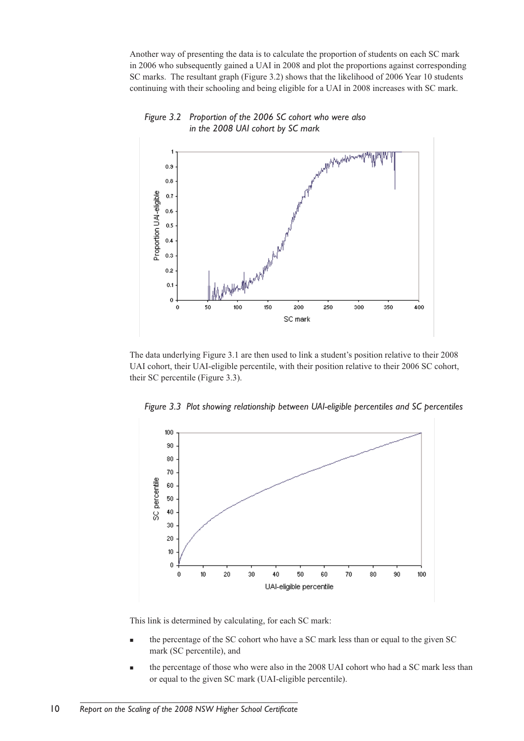Another way of presenting the data is to calculate the proportion of students on each SC mark in 2006 who subsequently gained a UAI in 2008 and plot the proportions against corresponding SC marks. The resultant graph (Figure 3.2) shows that the likelihood of 2006 Year 10 students continuing with their schooling and being eligible for a UAI in 2008 increases with SC mark.

*Figure 3.2 Proportion of the 2006 SC cohort who were also in the 2008 UAI cohort by SC mark*

The data underlying Figure 3.1 are then used to link a student's position relative to their 2008 UAI cohort, their UAI-eligible percentile, with their position relative to their 2006 SC cohort, their SC percentile (Figure 3.3).

*Figure 3.3 Plot showing relationship between UAI-eligible percentiles and SC percentiles*

This link is determined by calculating, for each SC mark:

- the percentage of the SC cohort who have a SC mark less than or equal to the given SC mark (SC percentile), and
- the percentage of those who were also in the 2008 UAI cohort who had a SC mark less than or equal to the given SC mark (UAI-eligible percentile).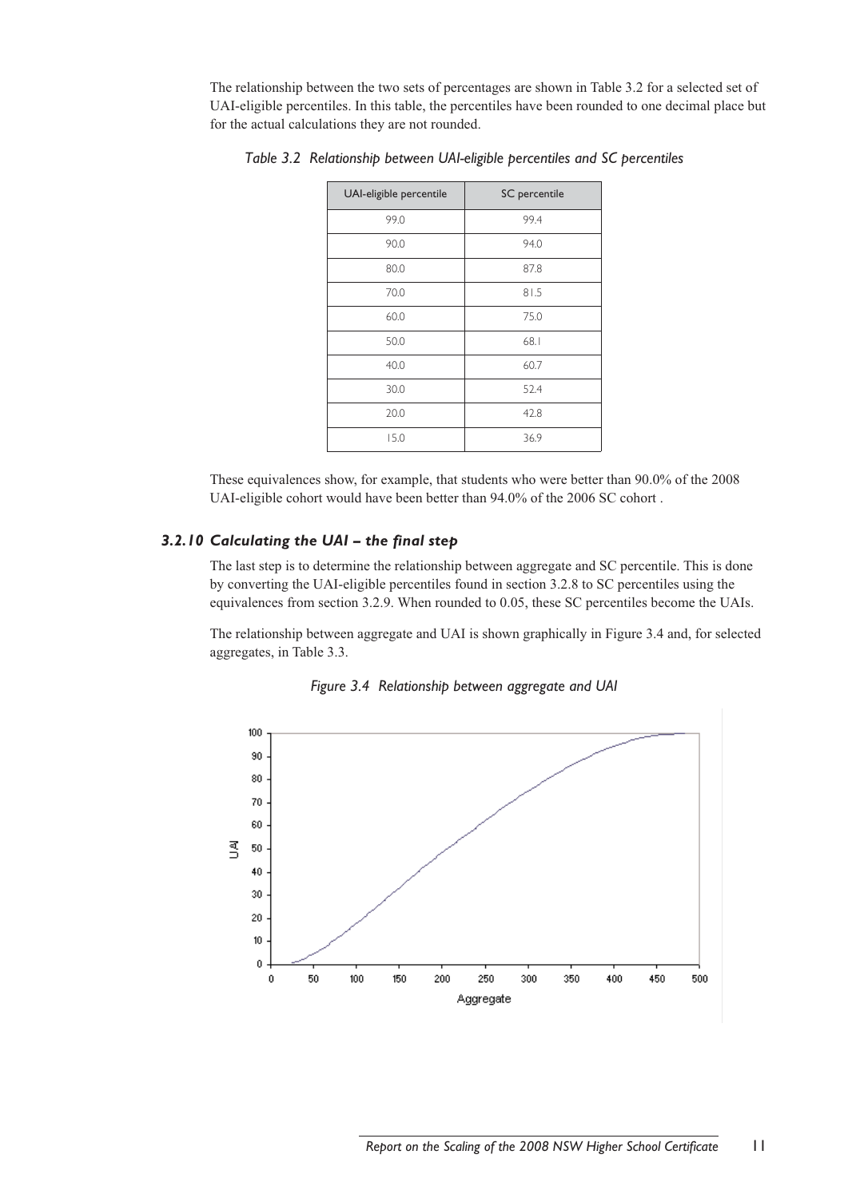The relationship between the two sets of percentages are shown in Table 3.2 for a selected set of UAI-eligible percentiles. In this table, the percentiles have been rounded to one decimal place but for the actual calculations they are not rounded.

*Table 3.2 Relationship between UAI-eligible percentiles and SC percentiles*

| UAI-eligible percentile | SC percentile |
|---|---|
| 99.0 | 99.4 |
| 90.0 | 94.0 |
| 80.0 | 87.8 |
| 70.0 | 81.5 |
| 60.0 | 75.0 |
| 50.0 | 68.1 |
| 40.0 | 60.7 |
| 30.0 | 52.4 |
| 20.0 | 42.8 |
| 15.0 | 36.9 |

These equivalences show, for example, that students who were better than 90.0% of the 2008 UAI-eligible cohort would have been better than 94.0% of the 2006 SC cohort .

### *3.2.10 Calculating the UAI – the final step*

The last step is to determine the relationship between aggregate and SC percentile. This is done by converting the UAI-eligible percentiles found in section 3.2.8 to SC percentiles using the equivalences from section 3.2.9. When rounded to 0.05, these SC percentiles become the UAIs.

The relationship between aggregate and UAI is shown graphically in Figure 3.4 and, for selected aggregates, in Table 3.3.

*Figure 3.4 Relationship between aggregate and UAI*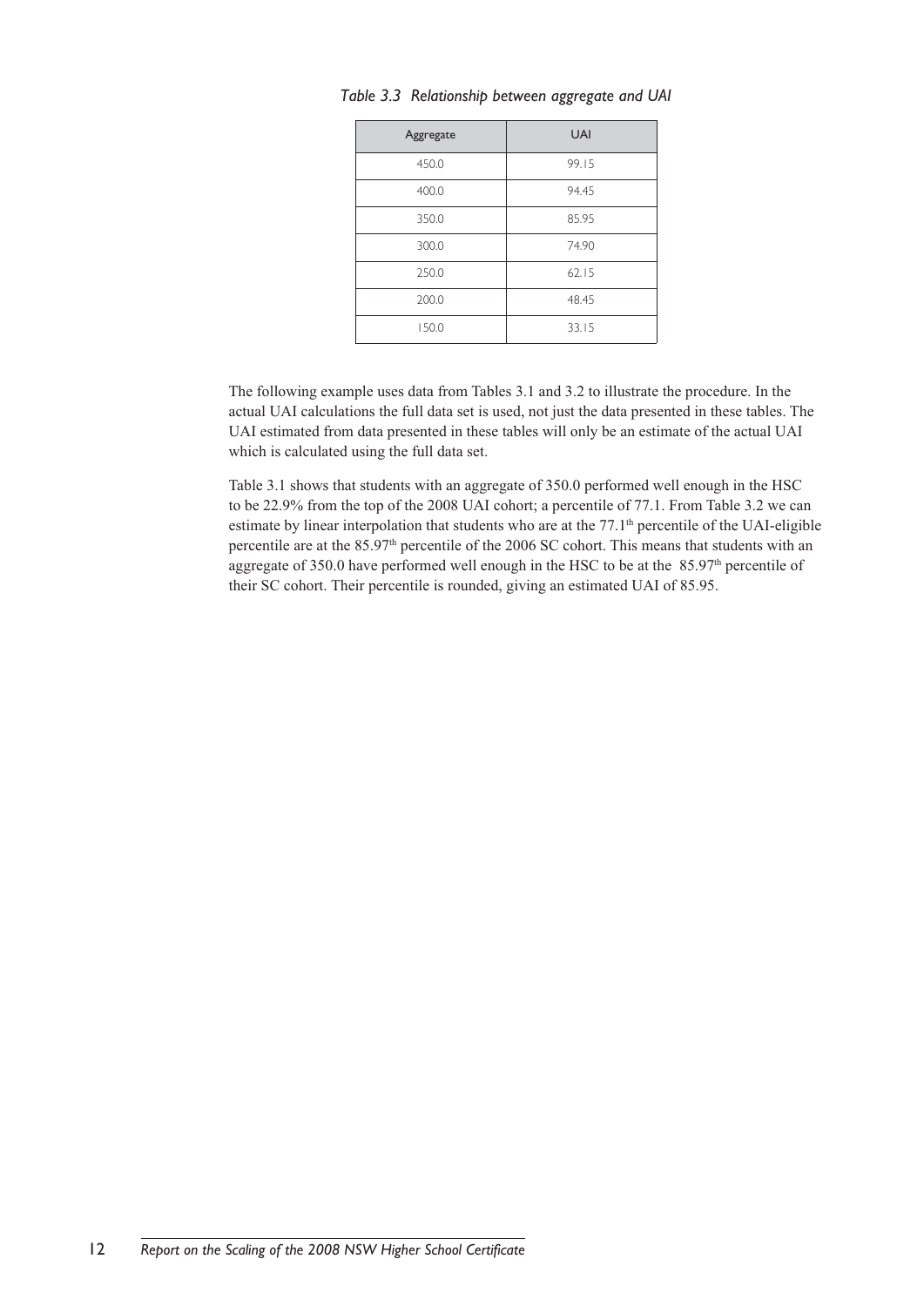*Table 3.3 Relationship between aggregate and UAI*

| Aggregate | UAI |
|---|---|
| 450.0 | 99.15 |
| 400.0 | 94.45 |
| 350.0 | 85.95 |
| 300.0 | 74.90 |
| 250.0 | 62.15 |
| 200.0 | 48.45 |
| 150.0 | 33.15 |

The following example uses data from Tables 3.1 and 3.2 to illustrate the procedure. In the actual UAI calculations the full data set is used, not just the data presented in these tables. The UAI estimated from data presented in these tables will only be an estimate of the actual UAI which is calculated using the full data set.

Table 3.1 shows that students with an aggregate of 350.0 performed well enough in the HSC to be 22.9% from the top of the 2008 UAI cohort; a percentile of 77.1. From Table 3.2 we can estimate by linear interpolation that students who are at the 77.1th percentile of the UAI-eligible percentile are at the 85.97th percentile of the 2006 SC cohort. This means that students with an aggregate of 350.0 have performed well enough in the HSC to be at the 85.97th percentile of their SC cohort. Their percentile is rounded, giving an estimated UAI of 85.95.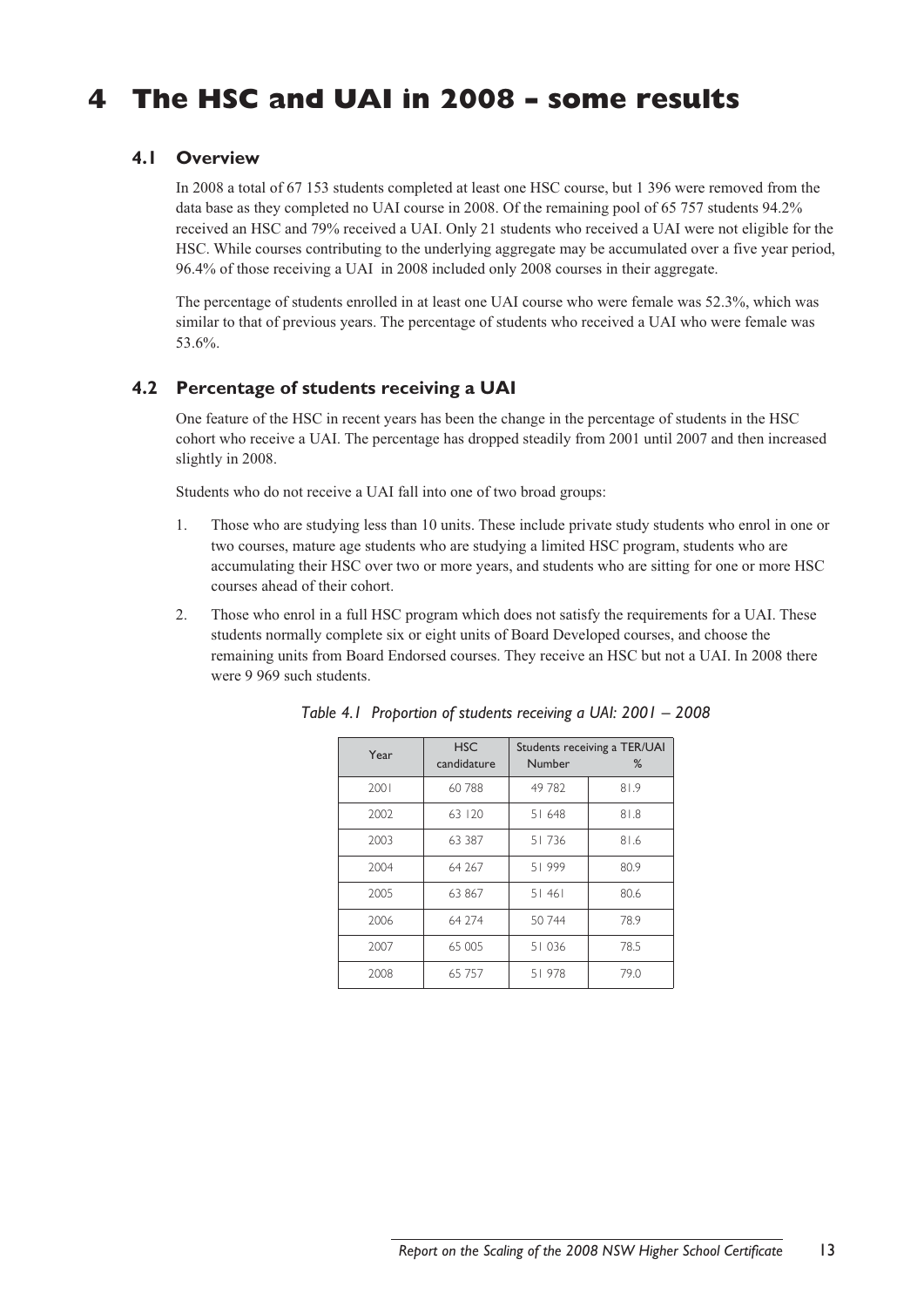# 4 The HSC and UAI in 2008 – some results

## 4.1 Overview

In 2008 a total of 67 153 students completed at least one HSC course, but 1 396 were removed from the data base as they completed no UAI course in 2008. Of the remaining pool of 65 757 students 94.2% received an HSC and 79% received a UAI. Only 21 students who received a UAI were not eligible for the HSC. While courses contributing to the underlying aggregate may be accumulated over a five year period, 96.4% of those receiving a UAI in 2008 included only 2008 courses in their aggregate.

The percentage of students enrolled in at least one UAI course who were female was 52.3%, which was similar to that of previous years. The percentage of students who received a UAI who were female was 53.6%.

## 4.2 Percentage of students receiving a UAI

One feature of the HSC in recent years has been the change in the percentage of students in the HSC cohort who receive a UAI. The percentage has dropped steadily from 2001 until 2007 and then increased slightly in 2008.

Students who do not receive a UAI fall into one of two broad groups:

1. Those who are studying less than 10 units. These include private study students who enrol in one or two courses, mature age students who are studying a limited HSC program, students who are accumulating their HSC over two or more years, and students who are sitting for one or more HSC courses ahead of their cohort.
2. Those who enrol in a full HSC program which does not satisfy the requirements for a UAI. These students normally complete six or eight units of Board Developed courses, and choose the remaining units from Board Endorsed courses. They receive an HSC but not a UAI. In 2008 there were 9 969 such students.

*Table 4.1 Proportion of students receiving a UAI: 2001 – 2008*

| Year | HSC candidature | Students receiving a TER/UAI | |
|---|---|---|---|
| | | Number | % |
| 2001 | 60 788 | 49 782 | 81.9 |
| 2002 | 63 120 | 51 648 | 81.8 |
| 2003 | 63 387 | 51 736 | 81.6 |
| 2004 | 64 267 | 51 999 | 80.9 |
| 2005 | 63 867 | 51 461 | 80.6 |
| 2006 | 64 274 | 50 744 | 78.9 |
| 2007 | 65 005 | 51 036 | 78.5 |
| 2008 | 65 757 | 51 978 | 79.0 |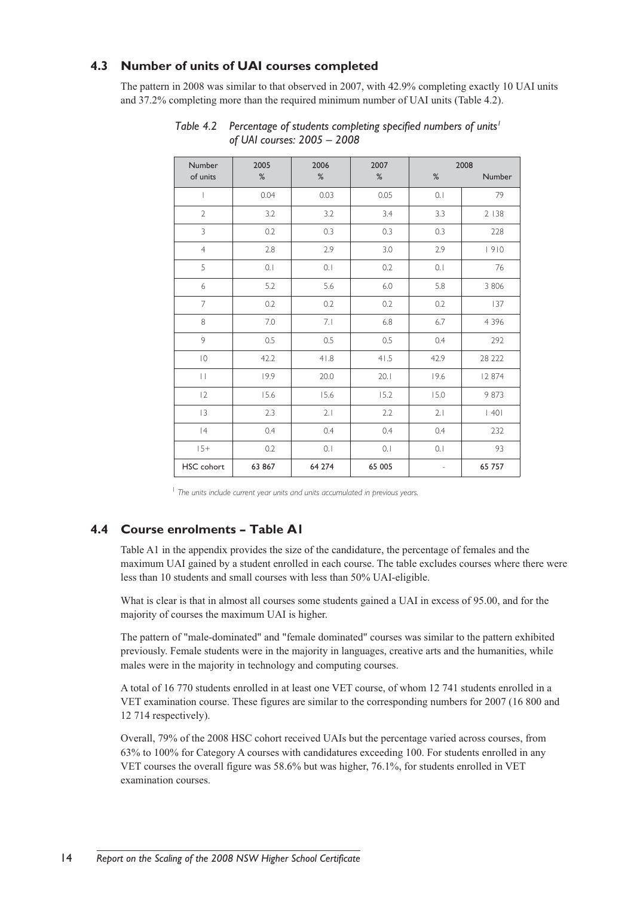## 4.3 Number of units of UAI courses completed

The pattern in 2008 was similar to that observed in 2007, with 42.9% completing exactly 10 UAI units and 37.2% completing more than the required minimum number of UAI units (Table 4.2).

*Table 4.2 Percentage of students completing specified numbers of units[1] of UAI courses: 2005 – 2008*

| Number of units | 2005 % | 2006 % | 2007 % | 2008 % | 2008 Number |
|---|---|---|---|---|---|
| 1 | 0.04 | 0.03 | 0.05 | 0.1 | 79 |
| 2 | 3.2 | 3.2 | 3.4 | 3.3 | 2 138 |
| 3 | 0.2 | 0.3 | 0.3 | 0.3 | 228 |
| 4 | 2.8 | 2.9 | 3.0 | 2.9 | 1 910 |
| 5 | 0.1 | 0.1 | 0.2 | 0.1 | 76 |
| 6 | 5.2 | 5.6 | 6.0 | 5.8 | 3 806 |
| 7 | 0.2 | 0.2 | 0.2 | 0.2 | 137 |
| 8 | 7.0 | 7.1 | 6.8 | 6.7 | 4 396 |
| 9 | 0.5 | 0.5 | 0.5 | 0.4 | 292 |
| 10 | 42.2 | 41.8 | 41.5 | 42.9 | 28 222 |
| 11 | 19.9 | 20.0 | 20.1 | 19.6 | 12 874 |
| 12 | 15.6 | 15.6 | 15.2 | 15.0 | 9 873 |
| 13 | 2.3 | 2.1 | 2.2 | 2.1 | 1 401 |
| 14 | 0.4 | 0.4 | 0.4 | 0.4 | 232 |
| 15+ | 0.2 | 0.1 | 0.1 | 0.1 | 93 |
| HSC cohort | **63 867** | **64 274** | **65 005** | - | **65 757** |

[1] *The units include current year units and units accumulated in previous years.*

## 4.4 Course enrolments – Table A1

Table A1 in the appendix provides the size of the candidature, the percentage of females and the maximum UAI gained by a student enrolled in each course. The table excludes courses where there were less than 10 students and small courses with less than 50% UAI-eligible.

What is clear is that in almost all courses some students gained a UAI in excess of 95.00, and for the majority of courses the maximum UAI is higher.

The pattern of "male-dominated" and "female dominated" courses was similar to the pattern exhibited previously. Female students were in the majority in languages, creative arts and the humanities, while males were in the majority in technology and computing courses.

A total of 16 770 students enrolled in at least one VET course, of whom 12 741 students enrolled in a VET examination course. These figures are similar to the corresponding numbers for 2007 (16 800 and 12 714 respectively).

Overall, 79% of the 2008 HSC cohort received UAIs but the percentage varied across courses, from 63% to 100% for Category A courses with candidatures exceeding 100. For students enrolled in any VET courses the overall figure was 58.6% but was higher, 76.1%, for students enrolled in VET examination courses.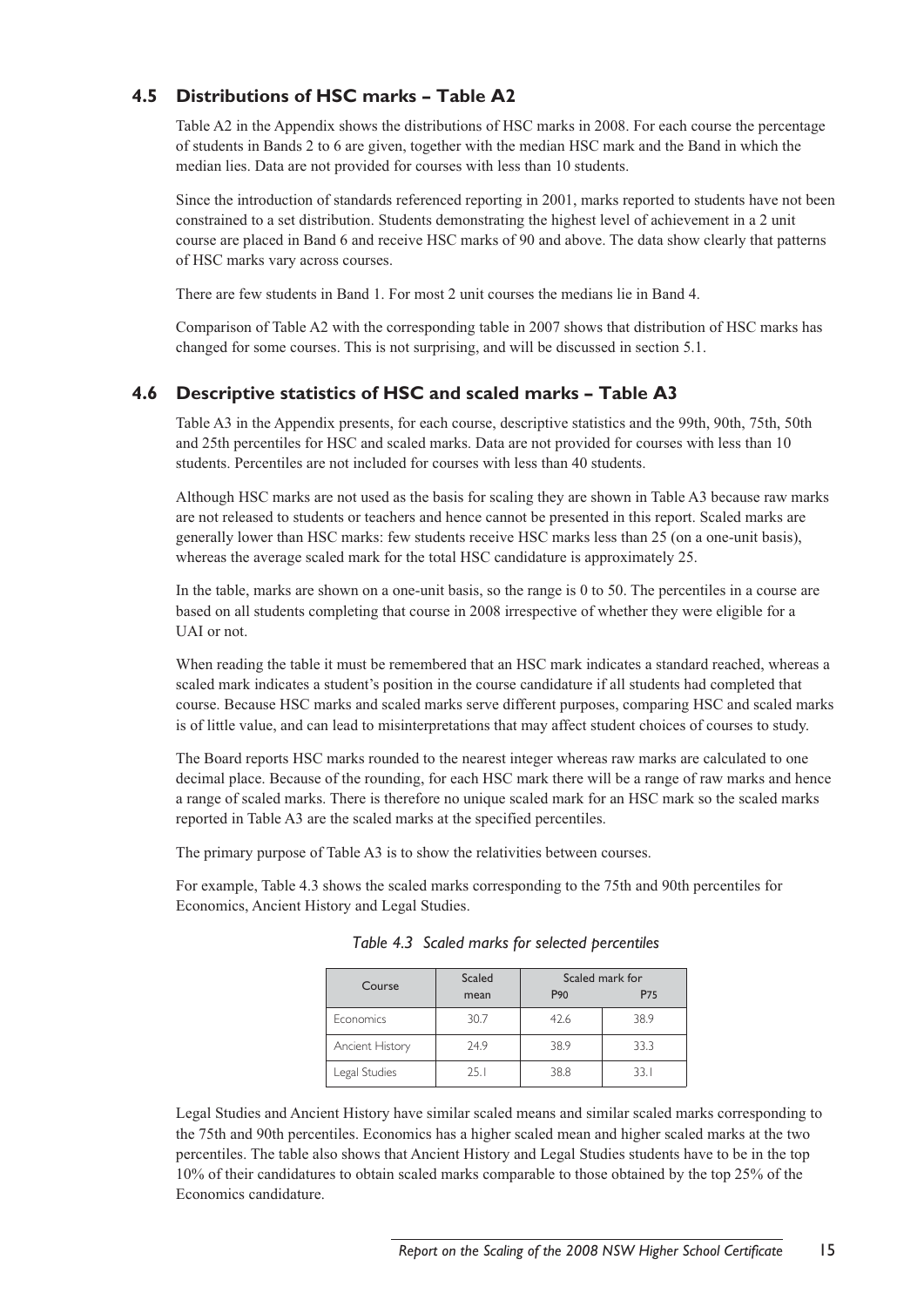## 4.5 Distributions of HSC marks – Table A2

Table A2 in the Appendix shows the distributions of HSC marks in 2008. For each course the percentage of students in Bands 2 to 6 are given, together with the median HSC mark and the Band in which the median lies. Data are not provided for courses with less than 10 students.

Since the introduction of standards referenced reporting in 2001, marks reported to students have not been constrained to a set distribution. Students demonstrating the highest level of achievement in a 2 unit course are placed in Band 6 and receive HSC marks of 90 and above. The data show clearly that patterns of HSC marks vary across courses.

There are few students in Band 1. For most 2 unit courses the medians lie in Band 4.

Comparison of Table A2 with the corresponding table in 2007 shows that distribution of HSC marks has changed for some courses. This is not surprising, and will be discussed in section 5.1.

## 4.6 Descriptive statistics of HSC and scaled marks – Table A3

Table A3 in the Appendix presents, for each course, descriptive statistics and the 99th, 90th, 75th, 50th and 25th percentiles for HSC and scaled marks. Data are not provided for courses with less than 10 students. Percentiles are not included for courses with less than 40 students.

Although HSC marks are not used as the basis for scaling they are shown in Table A3 because raw marks are not released to students or teachers and hence cannot be presented in this report. Scaled marks are generally lower than HSC marks: few students receive HSC marks less than 25 (on a one-unit basis), whereas the average scaled mark for the total HSC candidature is approximately 25.

In the table, marks are shown on a one-unit basis, so the range is 0 to 50. The percentiles in a course are based on all students completing that course in 2008 irrespective of whether they were eligible for a UAI or not.

When reading the table it must be remembered that an HSC mark indicates a standard reached, whereas a scaled mark indicates a student's position in the course candidature if all students had completed that course. Because HSC marks and scaled marks serve different purposes, comparing HSC and scaled marks is of little value, and can lead to misinterpretations that may affect student choices of courses to study.

The Board reports HSC marks rounded to the nearest integer whereas raw marks are calculated to one decimal place. Because of the rounding, for each HSC mark there will be a range of raw marks and hence a range of scaled marks. There is therefore no unique scaled mark for an HSC mark so the scaled marks reported in Table A3 are the scaled marks at the specified percentiles.

The primary purpose of Table A3 is to show the relativities between courses.

For example, Table 4.3 shows the scaled marks corresponding to the 75th and 90th percentiles for Economics, Ancient History and Legal Studies.

*Table 4.3 Scaled marks for selected percentiles*

| Course | Scaled mean | Scaled mark for P90 | Scaled mark for P75 |
|---|---|---|---|
| Economics | 30.7 | 42.6 | 38.9 |
| Ancient History | 24.9 | 38.9 | 33.3 |
| Legal Studies | 25.1 | 38.8 | 33.1 |

Legal Studies and Ancient History have similar scaled means and similar scaled marks corresponding to the 75th and 90th percentiles. Economics has a higher scaled mean and higher scaled marks at the two percentiles. The table also shows that Ancient History and Legal Studies students have to be in the top 10% of their candidatures to obtain scaled marks comparable to those obtained by the top 25% of the Economics candidature.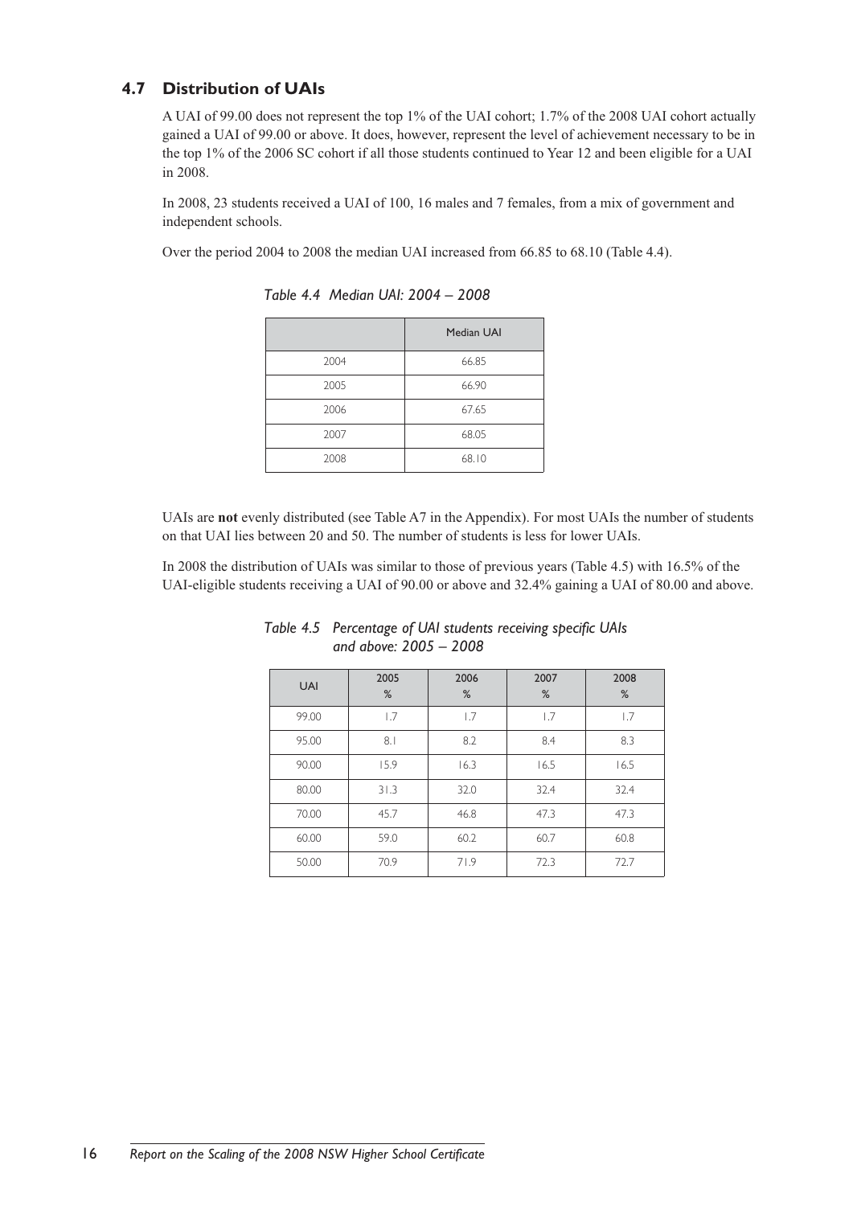## 4.7 Distribution of UAIs

A UAI of 99.00 does not represent the top 1% of the UAI cohort; 1.7% of the 2008 UAI cohort actually gained a UAI of 99.00 or above. It does, however, represent the level of achievement necessary to be in the top 1% of the 2006 SC cohort if all those students continued to Year 12 and been eligible for a UAI in 2008.

In 2008, 23 students received a UAI of 100, 16 males and 7 females, from a mix of government and independent schools.

Over the period 2004 to 2008 the median UAI increased from 66.85 to 68.10 (Table 4.4).

*Table 4.4 Median UAI: 2004 – 2008*

| | Median UAI |
|---|---|
| 2004 | 66.85 |
| 2005 | 66.90 |
| 2006 | 67.65 |
| 2007 | 68.05 |
| 2008 | 68.10 |

UAIs are **not** evenly distributed (see Table A7 in the Appendix). For most UAIs the number of students on that UAI lies between 20 and 50. The number of students is less for lower UAIs.

In 2008 the distribution of UAIs was similar to those of previous years (Table 4.5) with 16.5% of the UAI-eligible students receiving a UAI of 90.00 or above and 32.4% gaining a UAI of 80.00 and above.

*Table 4.5 Percentage of UAI students receiving specific UAIs and above: 2005 – 2008*

| UAI | 2005 % | 2006 % | 2007 % | 2008 % |
|---|---|---|---|---|
| 99.00 | 1.7 | 1.7 | 1.7 | 1.7 |
| 95.00 | 8.1 | 8.2 | 8.4 | 8.3 |
| 90.00 | 15.9 | 16.3 | 16.5 | 16.5 |
| 80.00 | 31.3 | 32.0 | 32.4 | 32.4 |
| 70.00 | 45.7 | 46.8 | 47.3 | 47.3 |
| 60.00 | 59.0 | 60.2 | 60.7 | 60.8 |
| 50.00 | 70.9 | 71.9 | 72.3 | 72.7 |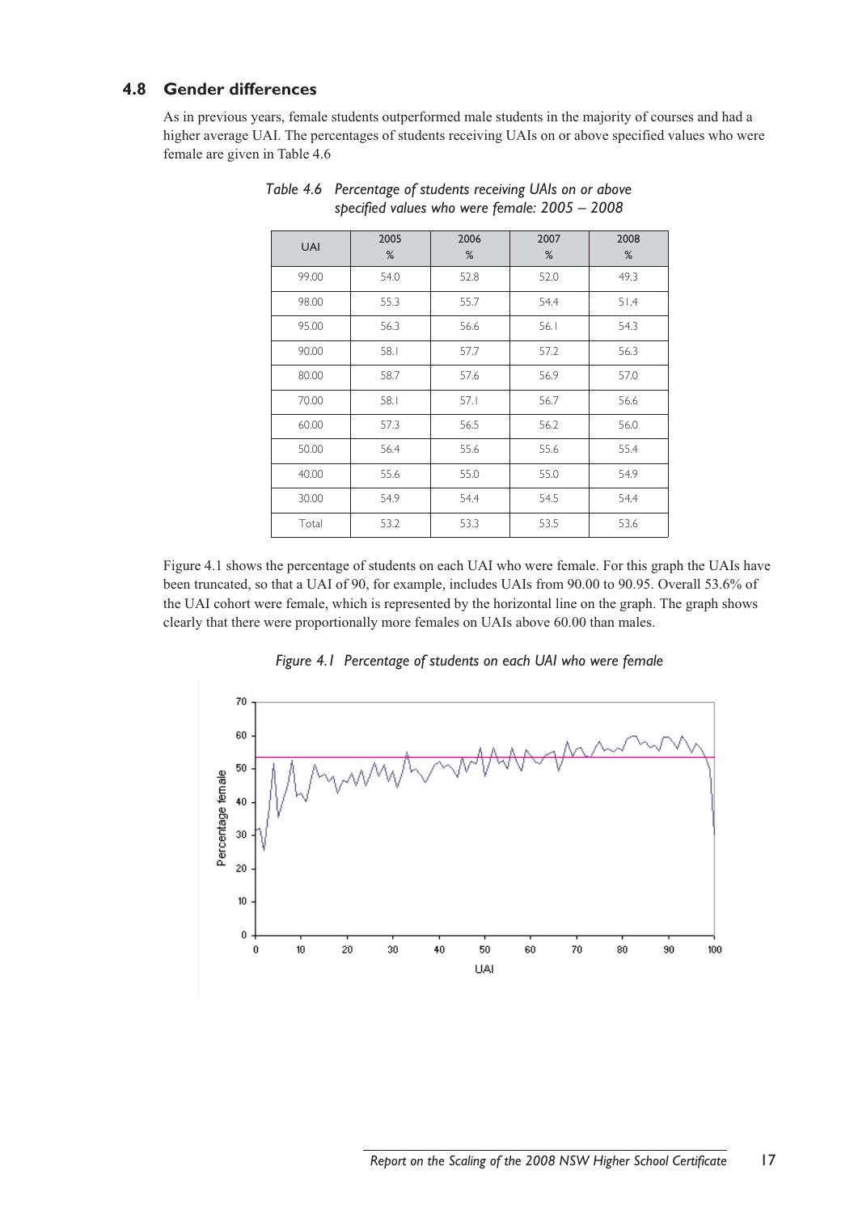### 4.8 Gender differences

As in previous years, female students outperformed male students in the majority of courses and had a higher average UAI. The percentages of students receiving UAIs on or above specified values who were female are given in Table 4.6

*Table 4.6 Percentage of students receiving UAIs on or above specified values who were female: 2005 – 2008*

| UAI | 2005 % | 2006 % | 2007 % | 2008 % |
|---|---|---|---|---|
| 99.00 | 54.0 | 52.8 | 52.0 | 49.3 |
| 98.00 | 55.3 | 55.7 | 54.4 | 51.4 |
| 95.00 | 56.3 | 56.6 | 56.1 | 54.3 |
| 90.00 | 58.1 | 57.7 | 57.2 | 56.3 |
| 80.00 | 58.7 | 57.6 | 56.9 | 57.0 |
| 70.00 | 58.1 | 57.1 | 56.7 | 56.6 |
| 60.00 | 57.3 | 56.5 | 56.2 | 56.0 |
| 50.00 | 56.4 | 55.6 | 55.6 | 55.4 |
| 40.00 | 55.6 | 55.0 | 55.0 | 54.9 |
| 30.00 | 54.9 | 54.4 | 54.5 | 54.4 |
| Total | 53.2 | 53.3 | 53.5 | 53.6 |

Figure 4.1 shows the percentage of students on each UAI who were female. For this graph the UAIs have been truncated, so that a UAI of 90, for example, includes UAIs from 90.00 to 90.95. Overall 53.6% of the UAI cohort were female, which is represented by the horizontal line on the graph. The graph shows clearly that there were proportionally more females on UAIs above 60.00 than males.

*Figure 4.1 Percentage of students on each UAI who were female*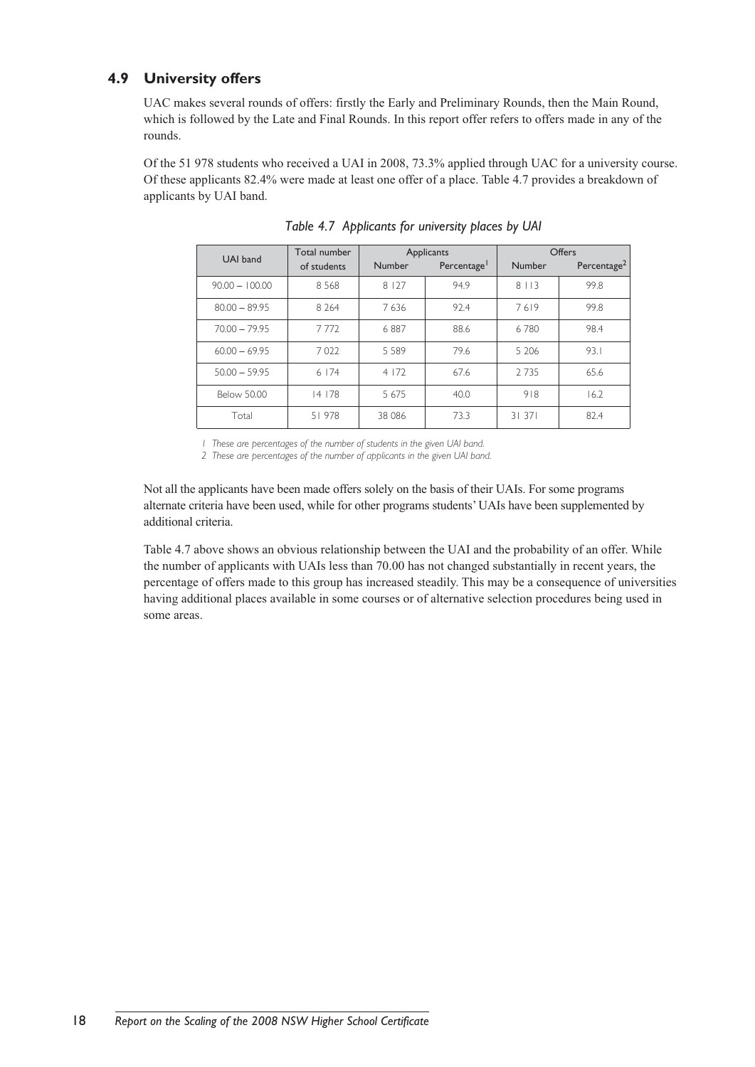### 4.9 University offers

UAC makes several rounds of offers: firstly the Early and Preliminary Rounds, then the Main Round, which is followed by the Late and Final Rounds. In this report offer refers to offers made in any of the rounds.

Of the 51 978 students who received a UAI in 2008, 73.3% applied through UAC for a university course. Of these applicants 82.4% were made at least one offer of a place. Table 4.7 provides a breakdown of applicants by UAI band.

*Table 4.7 Applicants for university places by UAI*

| UAI band | Total number of students | Applicants | | Offers | |
|---|---|---|---|---|---|
| | | Number | Percentage[1] | Number | Percentage[2] |
| 90.00 – 100.00 | 8 568 | 8 127 | 94.9 | 8 113 | 99.8 |
| 80.00 – 89.95 | 8 264 | 7 636 | 92.4 | 7 619 | 99.8 |
| 70.00 – 79.95 | 7 772 | 6 887 | 88.6 | 6 780 | 98.4 |
| 60.00 – 69.95 | 7 022 | 5 589 | 79.6 | 5 206 | 93.1 |
| 50.00 – 59.95 | 6 174 | 4 172 | 67.6 | 2 735 | 65.6 |
| Below 50.00 | 14 178 | 5 675 | 40.0 | 918 | 16.2 |
| Total | 51 978 | 38 086 | 73.3 | 31 371 | 82.4 |

*1 These are percentages of the number of students in the given UAI band.*

*2 These are percentages of the number of applicants in the given UAI band.*

Not all the applicants have been made offers solely on the basis of their UAIs. For some programs alternate criteria have been used, while for other programs students' UAIs have been supplemented by additional criteria.

Table 4.7 above shows an obvious relationship between the UAI and the probability of an offer. While the number of applicants with UAIs less than 70.00 has not changed substantially in recent years, the percentage of offers made to this group has increased steadily. This may be a consequence of universities having additional places available in some courses or of alternative selection procedures being used in some areas.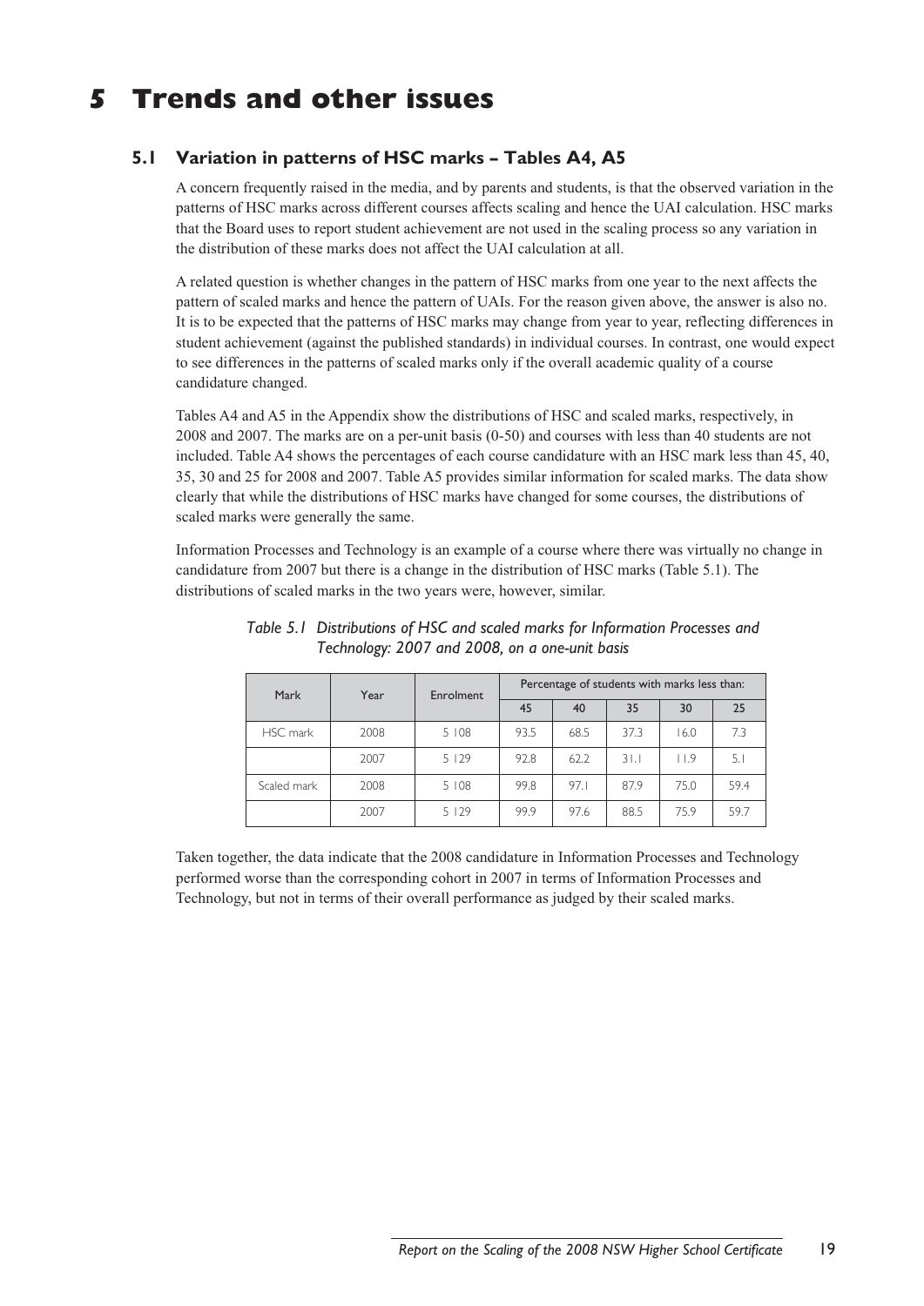# 5 Trends and other issues

## 5.1 Variation in patterns of HSC marks – Tables A4, A5

A concern frequently raised in the media, and by parents and students, is that the observed variation in the patterns of HSC marks across different courses affects scaling and hence the UAI calculation. HSC marks that the Board uses to report student achievement are not used in the scaling process so any variation in the distribution of these marks does not affect the UAI calculation at all.

A related question is whether changes in the pattern of HSC marks from one year to the next affects the pattern of scaled marks and hence the pattern of UAIs. For the reason given above, the answer is also no. It is to be expected that the patterns of HSC marks may change from year to year, reflecting differences in student achievement (against the published standards) in individual courses. In contrast, one would expect to see differences in the patterns of scaled marks only if the overall academic quality of a course candidature changed.

Tables A4 and A5 in the Appendix show the distributions of HSC and scaled marks, respectively, in 2008 and 2007. The marks are on a per-unit basis (0-50) and courses with less than 40 students are not included. Table A4 shows the percentages of each course candidature with an HSC mark less than 45, 40, 35, 30 and 25 for 2008 and 2007. Table A5 provides similar information for scaled marks. The data show clearly that while the distributions of HSC marks have changed for some courses, the distributions of scaled marks were generally the same.

Information Processes and Technology is an example of a course where there was virtually no change in candidature from 2007 but there is a change in the distribution of HSC marks (Table 5.1). The distributions of scaled marks in the two years were, however, similar.

*Table 5.1 Distributions of HSC and scaled marks for Information Processes and Technology: 2007 and 2008, on a one-unit basis*

| Mark | Year | Enrolment | Percentage of students with marks less than: | | | | |
|---|---|---|---|---|---|---|---|
| | | | 45 | 40 | 35 | 30 | 25 |
| HSC mark | 2008 | 5 108 | 93.5 | 68.5 | 37.3 | 16.0 | 7.3 |
| | 2007 | 5 129 | 92.8 | 62.2 | 31.1 | 11.9 | 5.1 |
| Scaled mark | 2008 | 5 108 | 99.8 | 97.1 | 87.9 | 75.0 | 59.4 |
| | 2007 | 5 129 | 99.9 | 97.6 | 88.5 | 75.9 | 59.7 |

Taken together, the data indicate that the 2008 candidature in Information Processes and Technology performed worse than the corresponding cohort in 2007 in terms of Information Processes and Technology, but not in terms of their overall performance as judged by their scaled marks.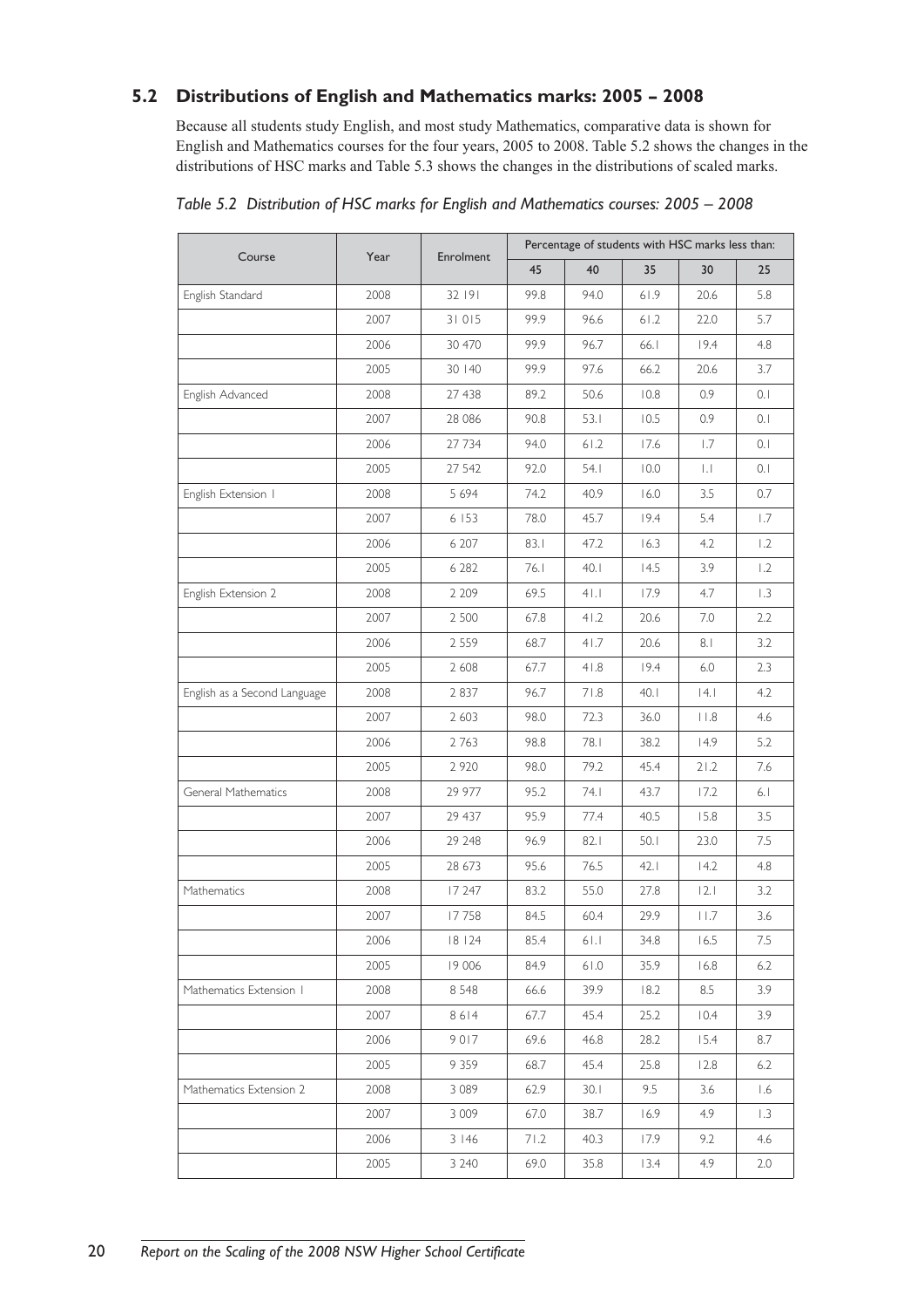## 5.2 Distributions of English and Mathematics marks: 2005 – 2008

Because all students study English, and most study Mathematics, comparative data is shown for English and Mathematics courses for the four years, 2005 to 2008. Table 5.2 shows the changes in the distributions of HSC marks and Table 5.3 shows the changes in the distributions of scaled marks.

*Table 5.2 Distribution of HSC marks for English and Mathematics courses: 2005 – 2008*

| Course | Year | Enrolment | Percentage of students with HSC marks less than: | | | | |
|---|---|---|---|---|---|---|---|
| | | | 45 | 40 | 35 | 30 | 25 |
| English Standard | 2008 | 32 191 | 99.8 | 94.0 | 61.9 | 20.6 | 5.8 |
| | 2007 | 31 015 | 99.9 | 96.6 | 61.2 | 22.0 | 5.7 |
| | 2006 | 30 470 | 99.9 | 96.7 | 66.1 | 19.4 | 4.8 |
| | 2005 | 30 140 | 99.9 | 97.6 | 66.2 | 20.6 | 3.7 |
| English Advanced | 2008 | 27 438 | 89.2 | 50.6 | 10.8 | 0.9 | 0.1 |
| | 2007 | 28 086 | 90.8 | 53.1 | 10.5 | 0.9 | 0.1 |
| | 2006 | 27 734 | 94.0 | 61.2 | 17.6 | 1.7 | 0.1 |
| | 2005 | 27 542 | 92.0 | 54.1 | 10.0 | 1.1 | 0.1 |
| English Extension 1 | 2008 | 5 694 | 74.2 | 40.9 | 16.0 | 3.5 | 0.7 |
| | 2007 | 6 153 | 78.0 | 45.7 | 19.4 | 5.4 | 1.7 |
| | 2006 | 6 207 | 83.1 | 47.2 | 16.3 | 4.2 | 1.2 |
| | 2005 | 6 282 | 76.1 | 40.1 | 14.5 | 3.9 | 1.2 |
| English Extension 2 | 2008 | 2 209 | 69.5 | 41.1 | 17.9 | 4.7 | 1.3 |
| | 2007 | 2 500 | 67.8 | 41.2 | 20.6 | 7.0 | 2.2 |
| | 2006 | 2 559 | 68.7 | 41.7 | 20.6 | 8.1 | 3.2 |
| | 2005 | 2 608 | 67.7 | 41.8 | 19.4 | 6.0 | 2.3 |
| English as a Second Language | 2008 | 2 837 | 96.7 | 71.8 | 40.1 | 14.1 | 4.2 |
| | 2007 | 2 603 | 98.0 | 72.3 | 36.0 | 11.8 | 4.6 |
| | 2006 | 2 763 | 98.8 | 78.1 | 38.2 | 14.9 | 5.2 |
| | 2005 | 2 920 | 98.0 | 79.2 | 45.4 | 21.2 | 7.6 |
| General Mathematics | 2008 | 29 977 | 95.2 | 74.1 | 43.7 | 17.2 | 6.1 |
| | 2007 | 29 437 | 95.9 | 77.4 | 40.5 | 15.8 | 3.5 |
| | 2006 | 29 248 | 96.9 | 82.1 | 50.1 | 23.0 | 7.5 |
| | 2005 | 28 673 | 95.6 | 76.5 | 42.1 | 14.2 | 4.8 |
| Mathematics | 2008 | 17 247 | 83.2 | 55.0 | 27.8 | 12.1 | 3.2 |
| | 2007 | 17 758 | 84.5 | 60.4 | 29.9 | 11.7 | 3.6 |
| | 2006 | 18 124 | 85.4 | 61.1 | 34.8 | 16.5 | 7.5 |
| | 2005 | 19 006 | 84.9 | 61.0 | 35.9 | 16.8 | 6.2 |
| Mathematics Extension 1 | 2008 | 8 548 | 66.6 | 39.9 | 18.2 | 8.5 | 3.9 |
| | 2007 | 8 614 | 67.7 | 45.4 | 25.2 | 10.4 | 3.9 |
| | 2006 | 9 017 | 69.6 | 46.8 | 28.2 | 15.4 | 8.7 |
| | 2005 | 9 359 | 68.7 | 45.4 | 25.8 | 12.8 | 6.2 |
| Mathematics Extension 2 | 2008 | 3 089 | 62.9 | 30.1 | 9.5 | 3.6 | 1.6 |
| | 2007 | 3 009 | 67.0 | 38.7 | 16.9 | 4.9 | 1.3 |
| | 2006 | 3 146 | 71.2 | 40.3 | 17.9 | 9.2 | 4.6 |
| | 2005 | 3 240 | 69.0 | 35.8 | 13.4 | 4.9 | 2.0 |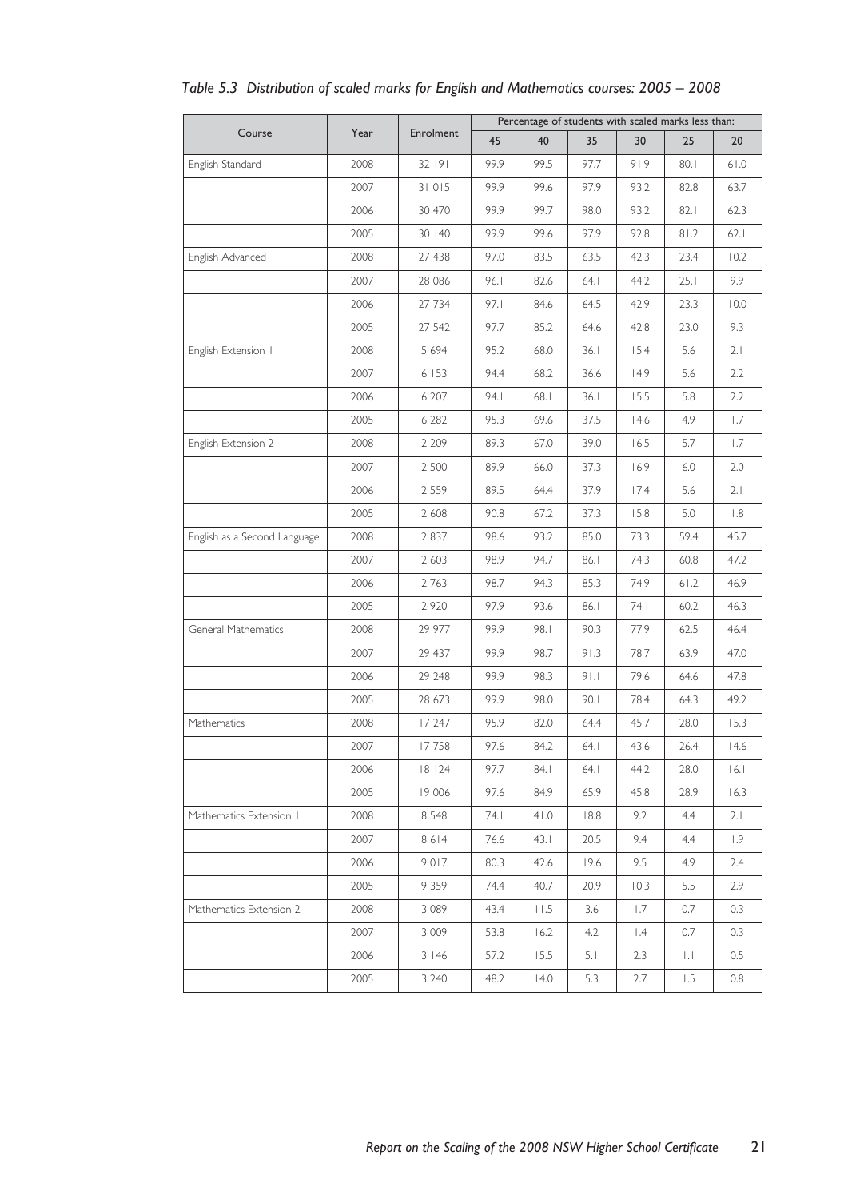*Table 5.3 Distribution of scaled marks for English and Mathematics courses: 2005 – 2008*

| Course | Year | Enrolment | Percentage of students with scaled marks less than: | | | | | |
|---|---|---|---|---|---|---|---|---|
| | | | 45 | 40 | 35 | 30 | 25 | 20 |
| English Standard | 2008 | 32 191 | 99.9 | 99.5 | 97.7 | 91.9 | 80.1 | 61.0 |
| | 2007 | 31 015 | 99.9 | 99.6 | 97.9 | 93.2 | 82.8 | 63.7 |
| | 2006 | 30 470 | 99.9 | 99.7 | 98.0 | 93.2 | 82.1 | 62.3 |
| | 2005 | 30 140 | 99.9 | 99.6 | 97.9 | 92.8 | 81.2 | 62.1 |
| English Advanced | 2008 | 27 438 | 97.0 | 83.5 | 63.5 | 42.3 | 23.4 | 10.2 |
| | 2007 | 28 086 | 96.1 | 82.6 | 64.1 | 44.2 | 25.1 | 9.9 |
| | 2006 | 27 734 | 97.1 | 84.6 | 64.5 | 42.9 | 23.3 | 10.0 |
| | 2005 | 27 542 | 97.7 | 85.2 | 64.6 | 42.8 | 23.0 | 9.3 |
| English Extension 1 | 2008 | 5 694 | 95.2 | 68.0 | 36.1 | 15.4 | 5.6 | 2.1 |
| | 2007 | 6 153 | 94.4 | 68.2 | 36.6 | 14.9 | 5.6 | 2.2 |
| | 2006 | 6 207 | 94.1 | 68.1 | 36.1 | 15.5 | 5.8 | 2.2 |
| | 2005 | 6 282 | 95.3 | 69.6 | 37.5 | 14.6 | 4.9 | 1.7 |
| English Extension 2 | 2008 | 2 209 | 89.3 | 67.0 | 39.0 | 16.5 | 5.7 | 1.7 |
| | 2007 | 2 500 | 89.9 | 66.0 | 37.3 | 16.9 | 6.0 | 2.0 |
| | 2006 | 2 559 | 89.5 | 64.4 | 37.9 | 17.4 | 5.6 | 2.1 |
| | 2005 | 2 608 | 90.8 | 67.2 | 37.3 | 15.8 | 5.0 | 1.8 |
| English as a Second Language | 2008 | 2 837 | 98.6 | 93.2 | 85.0 | 73.3 | 59.4 | 45.7 |
| | 2007 | 2 603 | 98.9 | 94.7 | 86.1 | 74.3 | 60.8 | 47.2 |
| | 2006 | 2 763 | 98.7 | 94.3 | 85.3 | 74.9 | 61.2 | 46.9 |
| | 2005 | 2 920 | 97.9 | 93.6 | 86.1 | 74.1 | 60.2 | 46.3 |
| General Mathematics | 2008 | 29 977 | 99.9 | 98.1 | 90.3 | 77.9 | 62.5 | 46.4 |
| | 2007 | 29 437 | 99.9 | 98.7 | 91.3 | 78.7 | 63.9 | 47.0 |
| | 2006 | 29 248 | 99.9 | 98.3 | 91.1 | 79.6 | 64.6 | 47.8 |
| | 2005 | 28 673 | 99.9 | 98.0 | 90.1 | 78.4 | 64.3 | 49.2 |
| Mathematics | 2008 | 17 247 | 95.9 | 82.0 | 64.4 | 45.7 | 28.0 | 15.3 |
| | 2007 | 17 758 | 97.6 | 84.2 | 64.1 | 43.6 | 26.4 | 14.6 |
| | 2006 | 18 124 | 97.7 | 84.1 | 64.1 | 44.2 | 28.0 | 16.1 |
| | 2005 | 19 006 | 97.6 | 84.9 | 65.9 | 45.8 | 28.9 | 16.3 |
| Mathematics Extension 1 | 2008 | 8 548 | 74.1 | 41.0 | 18.8 | 9.2 | 4.4 | 2.1 |
| | 2007 | 8 614 | 76.6 | 43.1 | 20.5 | 9.4 | 4.4 | 1.9 |
| | 2006 | 9 017 | 80.3 | 42.6 | 19.6 | 9.5 | 4.9 | 2.4 |
| | 2005 | 9 359 | 74.4 | 40.7 | 20.9 | 10.3 | 5.5 | 2.9 |
| Mathematics Extension 2 | 2008 | 3 089 | 43.4 | 11.5 | 3.6 | 1.7 | 0.7 | 0.3 |
| | 2007 | 3 009 | 53.8 | 16.2 | 4.2 | 1.4 | 0.7 | 0.3 |
| | 2006 | 3 146 | 57.2 | 15.5 | 5.1 | 2.3 | 1.1 | 0.5 |
| | 2005 | 3 240 | 48.2 | 14.0 | 5.3 | 2.7 | 1.5 | 0.8 |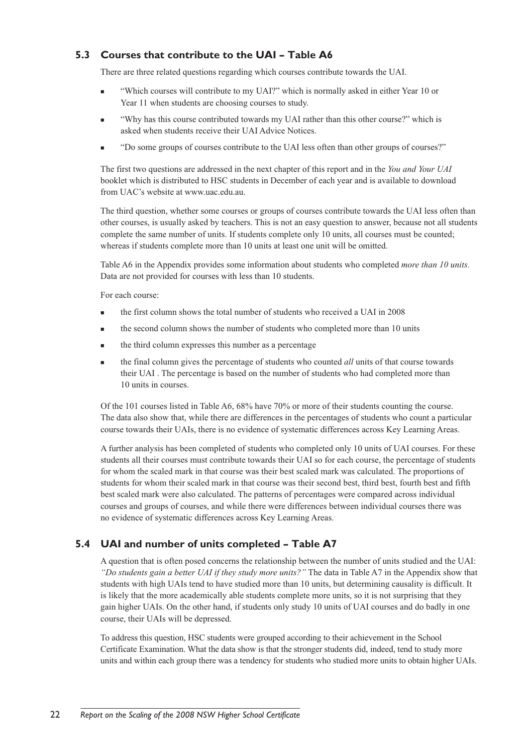## 5.3 Courses that contribute to the UAI – Table A6

There are three related questions regarding which courses contribute towards the UAI.

- "Which courses will contribute to my UAI?" which is normally asked in either Year 10 or Year 11 when students are choosing courses to study.
- "Why has this course contributed towards my UAI rather than this other course?" which is asked when students receive their UAI Advice Notices.
- "Do some groups of courses contribute to the UAI less often than other groups of courses?"

The first two questions are addressed in the next chapter of this report and in the *You and Your UAI* booklet which is distributed to HSC students in December of each year and is available to download from UAC's website at www.uac.edu.au.

The third question, whether some courses or groups of courses contribute towards the UAI less often than other courses, is usually asked by teachers. This is not an easy question to answer, because not all students complete the same number of units. If students complete only 10 units, all courses must be counted; whereas if students complete more than 10 units at least one unit will be omitted.

Table A6 in the Appendix provides some information about students who completed *more than 10 units.* Data are not provided for courses with less than 10 students.

For each course:

- the first column shows the total number of students who received a UAI in 2008
- the second column shows the number of students who completed more than 10 units
- the third column expresses this number as a percentage
- the final column gives the percentage of students who counted *all* units of that course towards their UAI . The percentage is based on the number of students who had completed more than 10 units in courses.

Of the 101 courses listed in Table A6, 68% have 70% or more of their students counting the course. The data also show that, while there are differences in the percentages of students who count a particular course towards their UAIs, there is no evidence of systematic differences across Key Learning Areas.

A further analysis has been completed of students who completed only 10 units of UAI courses. For these students all their courses must contribute towards their UAI so for each course, the percentage of students for whom the scaled mark in that course was their best scaled mark was calculated. The proportions of students for whom their scaled mark in that course was their second best, third best, fourth best and fifth best scaled mark were also calculated. The patterns of percentages were compared across individual courses and groups of courses, and while there were differences between individual courses there was no evidence of systematic differences across Key Learning Areas.

## 5.4 UAI and number of units completed – Table A7

A question that is often posed concerns the relationship between the number of units studied and the UAI: *"Do students gain a better UAI if they study more units?"* The data in Table A7 in the Appendix show that students with high UAIs tend to have studied more than 10 units, but determining causality is difficult. It is likely that the more academically able students complete more units, so it is not surprising that they gain higher UAIs. On the other hand, if students only study 10 units of UAI courses and do badly in one course, their UAIs will be depressed.

To address this question, HSC students were grouped according to their achievement in the School Certificate Examination. What the data show is that the stronger students did, indeed, tend to study more units and within each group there was a tendency for students who studied more units to obtain higher UAIs.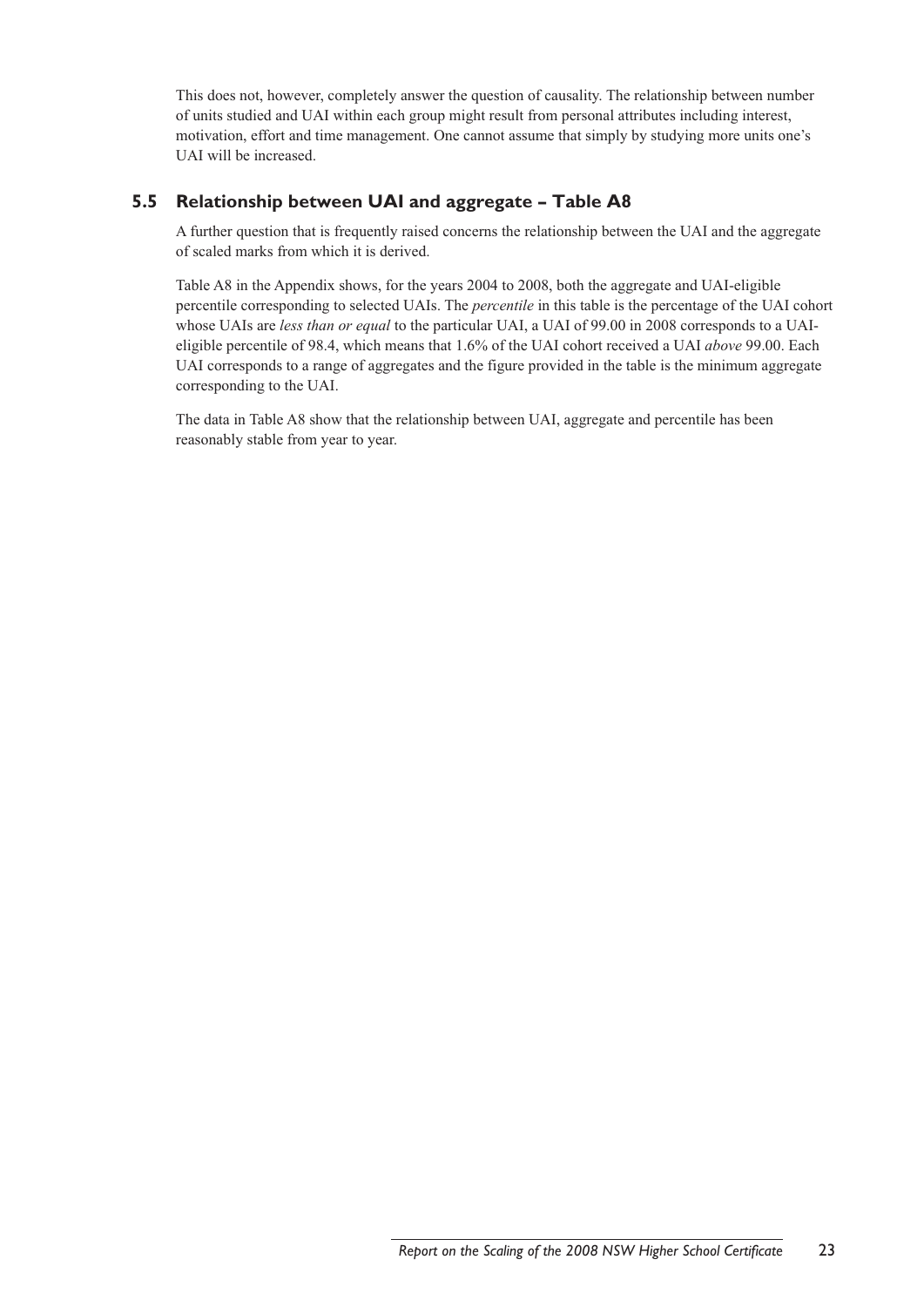This does not, however, completely answer the question of causality. The relationship between number of units studied and UAI within each group might result from personal attributes including interest, motivation, effort and time management. One cannot assume that simply by studying more units one's UAI will be increased.

## 5.5 Relationship between UAI and aggregate – Table A8

A further question that is frequently raised concerns the relationship between the UAI and the aggregate of scaled marks from which it is derived.

Table A8 in the Appendix shows, for the years 2004 to 2008, both the aggregate and UAI-eligible percentile corresponding to selected UAIs. The *percentile* in this table is the percentage of the UAI cohort whose UAIs are *less than or equal* to the particular UAI, a UAI of 99.00 in 2008 corresponds to a UAI-eligible percentile of 98.4, which means that 1.6% of the UAI cohort received a UAI *above* 99.00. Each UAI corresponds to a range of aggregates and the figure provided in the table is the minimum aggregate corresponding to the UAI.

The data in Table A8 show that the relationship between UAI, aggregate and percentile has been reasonably stable from year to year.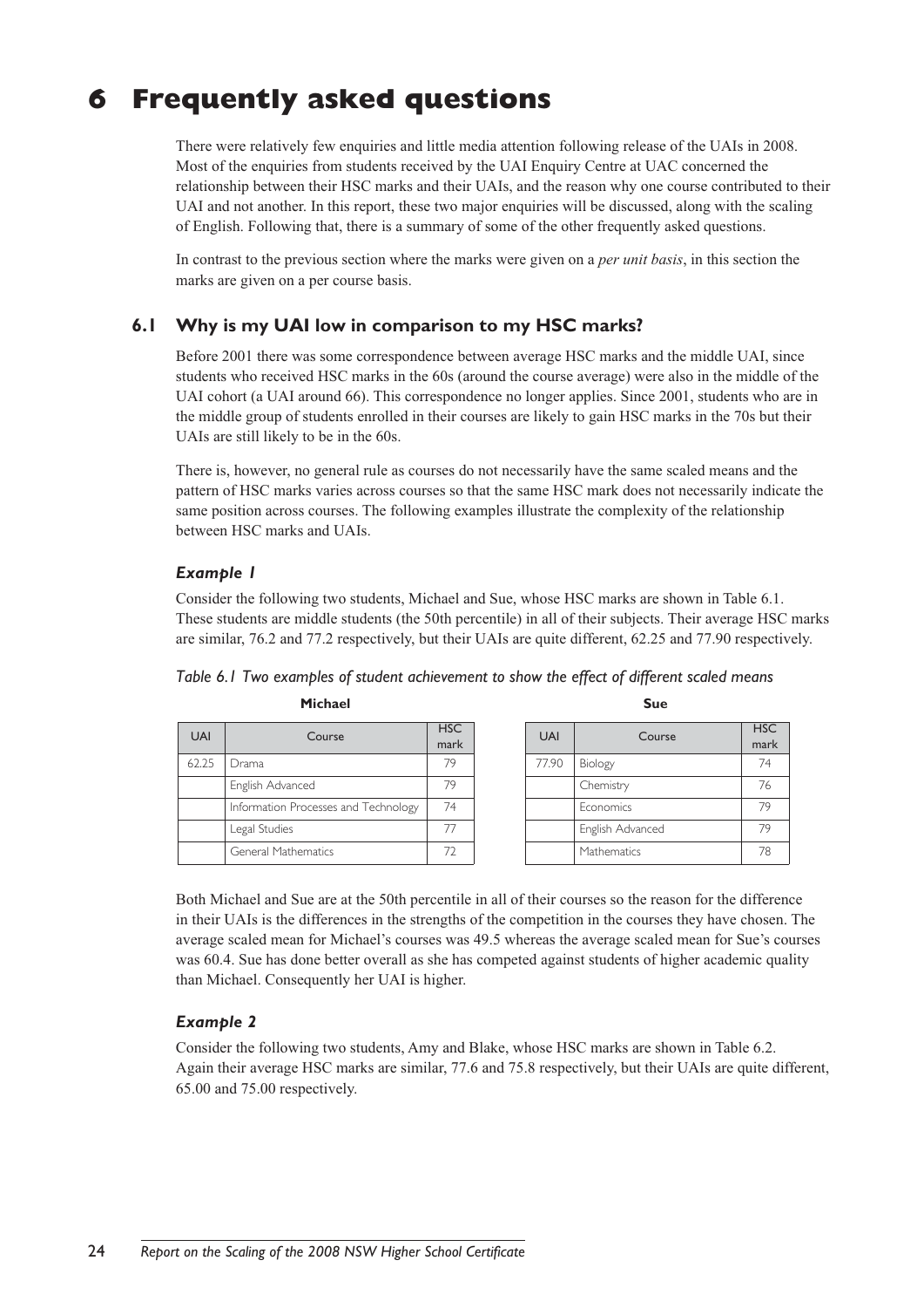# 6 Frequently asked questions

There were relatively few enquiries and little media attention following release of the UAIs in 2008. Most of the enquiries from students received by the UAI Enquiry Centre at UAC concerned the relationship between their HSC marks and their UAIs, and the reason why one course contributed to their UAI and not another. In this report, these two major enquiries will be discussed, along with the scaling of English. Following that, there is a summary of some of the other frequently asked questions.

In contrast to the previous section where the marks were given on a *per unit basis*, in this section the marks are given on a per course basis.

## 6.1 Why is my UAI low in comparison to my HSC marks?

Before 2001 there was some correspondence between average HSC marks and the middle UAI, since students who received HSC marks in the 60s (around the course average) were also in the middle of the UAI cohort (a UAI around 66). This correspondence no longer applies. Since 2001, students who are in the middle group of students enrolled in their courses are likely to gain HSC marks in the 70s but their UAIs are still likely to be in the 60s.

There is, however, no general rule as courses do not necessarily have the same scaled means and the pattern of HSC marks varies across courses so that the same HSC mark does not necessarily indicate the same position across courses. The following examples illustrate the complexity of the relationship between HSC marks and UAIs.

### *Example 1*

Consider the following two students, Michael and Sue, whose HSC marks are shown in Table 6.1. These students are middle students (the 50th percentile) in all of their subjects. Their average HSC marks are similar, 76.2 and 77.2 respectively, but their UAIs are quite different, 62.25 and 77.90 respectively.

*Table 6.1 Two examples of student achievement to show the effect of different scaled means*

**Michael**

| UAI | Course | HSC mark |
|---|---|---|
| 62.25 | Drama | 79 |
| | English Advanced | 79 |
| | Information Processes and Technology | 74 |
| | Legal Studies | 77 |
| | General Mathematics | 72 |

**Sue**

| UAI | Course | HSC mark |
|---|---|---|
| 77.90 | Biology | 74 |
| | Chemistry | 76 |
| | Economics | 79 |
| | English Advanced | 79 |
| | Mathematics | 78 |

Both Michael and Sue are at the 50th percentile in all of their courses so the reason for the difference in their UAIs is the differences in the strengths of the competition in the courses they have chosen. The average scaled mean for Michael's courses was 49.5 whereas the average scaled mean for Sue's courses was 60.4. Sue has done better overall as she has competed against students of higher academic quality than Michael. Consequently her UAI is higher.

### *Example 2*

Consider the following two students, Amy and Blake, whose HSC marks are shown in Table 6.2. Again their average HSC marks are similar, 77.6 and 75.8 respectively, but their UAIs are quite different, 65.00 and 75.00 respectively.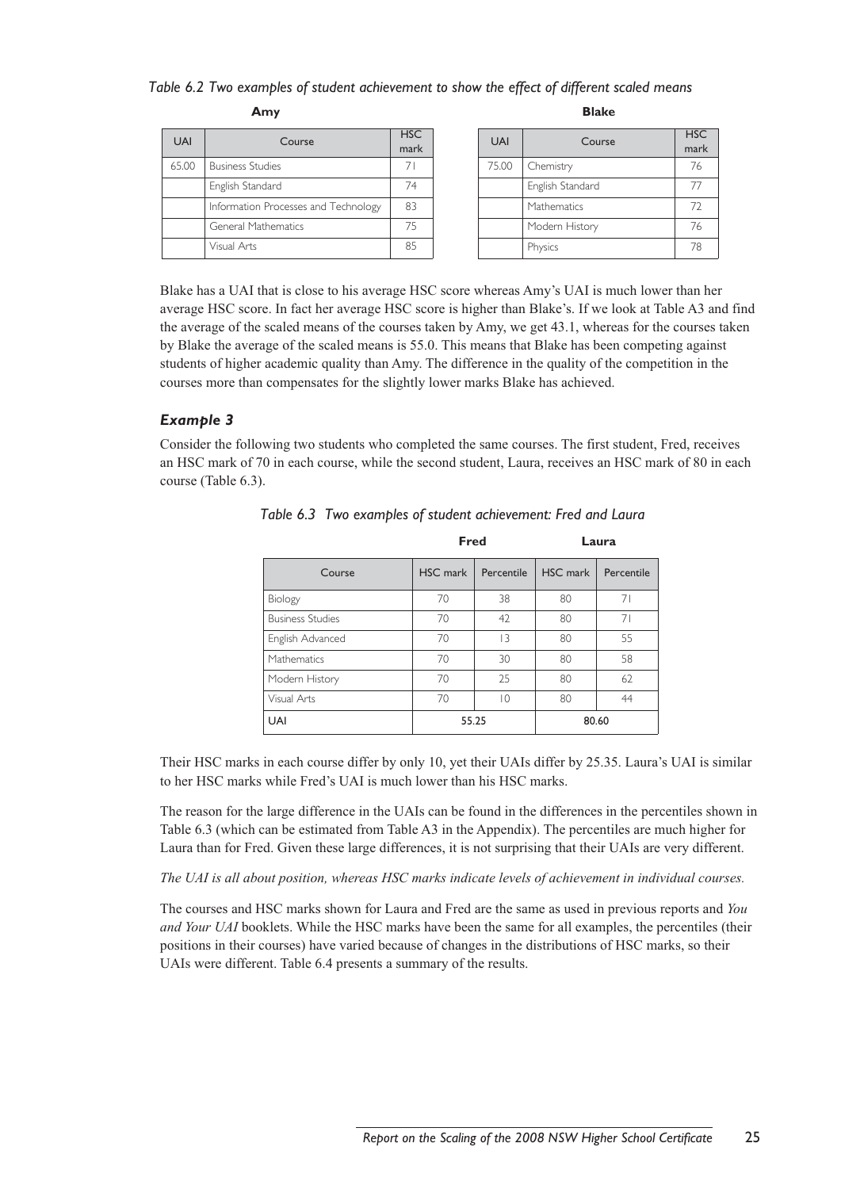*Table 6.2 Two examples of student achievement to show the effect of different scaled means*

**Amy**

| UAI | Course | HSC mark |
|---|---|---|
| 65.00 | Business Studies | 71 |
| | English Standard | 74 |
| | Information Processes and Technology | 83 |
| | General Mathematics | 75 |
| | Visual Arts | 85 |

**Blake**

| UAI | Course | HSC mark |
|---|---|---|
| 75.00 | Chemistry | 76 |
| | English Standard | 77 |
| | Mathematics | 72 |
| | Modern History | 76 |
| | Physics | 78 |

Blake has a UAI that is close to his average HSC score whereas Amy's UAI is much lower than her average HSC score. In fact her average HSC score is higher than Blake's. If we look at Table A3 and find the average of the scaled means of the courses taken by Amy, we get 43.1, whereas for the courses taken by Blake the average of the scaled means is 55.0. This means that Blake has been competing against students of higher academic quality than Amy. The difference in the quality of the competition in the courses more than compensates for the slightly lower marks Blake has achieved.

### *Example 3*

Consider the following two students who completed the same courses. The first student, Fred, receives an HSC mark of 70 in each course, while the second student, Laura, receives an HSC mark of 80 in each course (Table 6.3).

*Table 6.3 Two examples of student achievement: Fred and Laura*

| | Fred | | Laura | |
|---|---|---|---|---|
| Course | HSC mark | Percentile | HSC mark | Percentile |
| Biology | 70 | 38 | 80 | 71 |
| Business Studies | 70 | 42 | 80 | 71 |
| English Advanced | 70 | 13 | 80 | 55 |
| Mathematics | 70 | 30 | 80 | 58 |
| Modern History | 70 | 25 | 80 | 62 |
| Visual Arts | 70 | 10 | 80 | 44 |
| UAI | 55.25 | | 80.60 | |

Their HSC marks in each course differ by only 10, yet their UAIs differ by 25.35. Laura's UAI is similar to her HSC marks while Fred's UAI is much lower than his HSC marks.

The reason for the large difference in the UAIs can be found in the differences in the percentiles shown in Table 6.3 (which can be estimated from Table A3 in the Appendix). The percentiles are much higher for Laura than for Fred. Given these large differences, it is not surprising that their UAIs are very different.

*The UAI is all about position, whereas HSC marks indicate levels of achievement in individual courses.*

The courses and HSC marks shown for Laura and Fred are the same as used in previous reports and *You and Your UAI* booklets. While the HSC marks have been the same for all examples, the percentiles (their positions in their courses) have varied because of changes in the distributions of HSC marks, so their UAIs were different. Table 6.4 presents a summary of the results.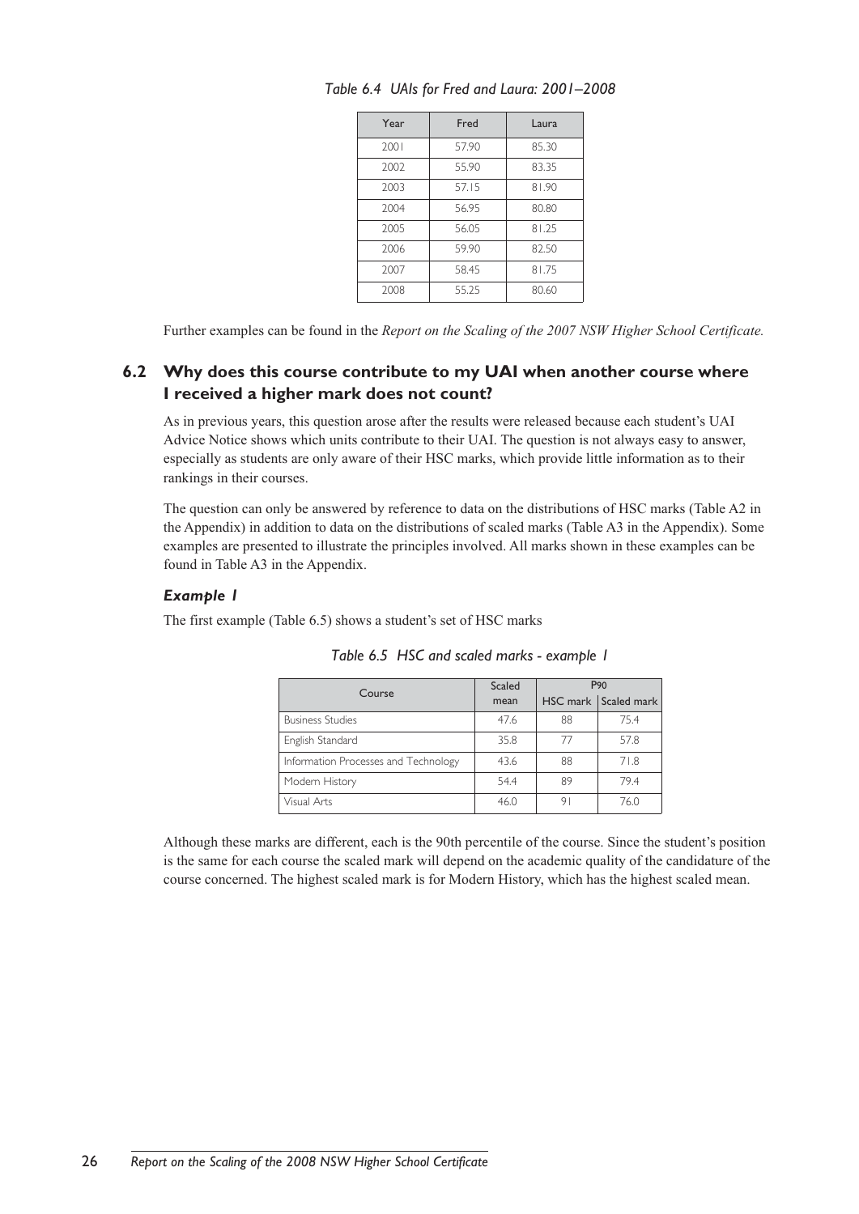*Table 6.4 UAIs for Fred and Laura: 2001–2008*

| Year | Fred | Laura |
|---|---|---|
| 2001 | 57.90 | 85.30 |
| 2002 | 55.90 | 83.35 |
| 2003 | 57.15 | 81.90 |
| 2004 | 56.95 | 80.80 |
| 2005 | 56.05 | 81.25 |
| 2006 | 59.90 | 82.50 |
| 2007 | 58.45 | 81.75 |
| 2008 | 55.25 | 80.60 |

Further examples can be found in the *Report on the Scaling of the 2007 NSW Higher School Certificate.*

## 6.2 Why does this course contribute to my UAI when another course where I received a higher mark does not count?

As in previous years, this question arose after the results were released because each student's UAI Advice Notice shows which units contribute to their UAI. The question is not always easy to answer, especially as students are only aware of their HSC marks, which provide little information as to their rankings in their courses.

The question can only be answered by reference to data on the distributions of HSC marks (Table A2 in the Appendix) in addition to data on the distributions of scaled marks (Table A3 in the Appendix). Some examples are presented to illustrate the principles involved. All marks shown in these examples can be found in Table A3 in the Appendix.

### *Example 1*

The first example (Table 6.5) shows a student's set of HSC marks

*Table 6.5 HSC and scaled marks - example 1*

| Course | Scaled mean | P90 | |
|---|---|---|---|
| | | HSC mark | Scaled mark |
| Business Studies | 47.6 | 88 | 75.4 |
| English Standard | 35.8 | 77 | 57.8 |
| Information Processes and Technology | 43.6 | 88 | 71.8 |
| Modern History | 54.4 | 89 | 79.4 |
| Visual Arts | 46.0 | 91 | 76.0 |

Although these marks are different, each is the 90th percentile of the course. Since the student's position is the same for each course the scaled mark will depend on the academic quality of the candidature of the course concerned. The highest scaled mark is for Modern History, which has the highest scaled mean.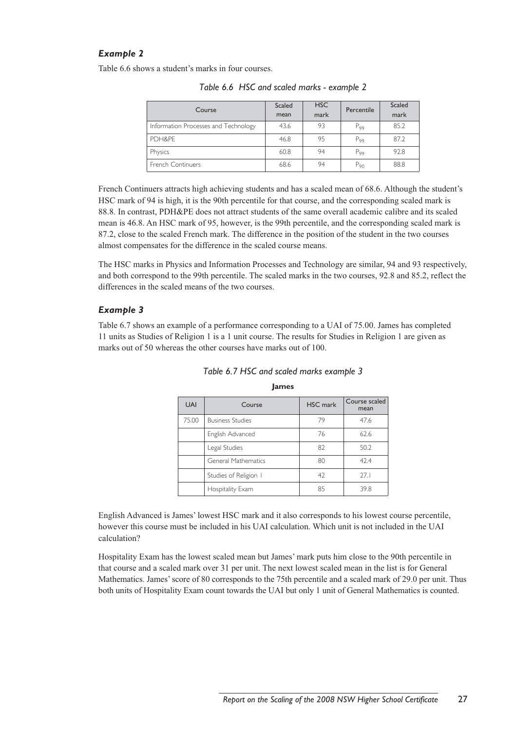### *Example 2*

Table 6.6 shows a student's marks in four courses.

*Table 6.6 HSC and scaled marks - example 2*

| Course | Scaled mean | HSC mark | Percentile | Scaled mark |
|---|---|---|---|---|
| Information Processes and Technology | 43.6 | 93 | $P_{99}$ | 85.2 |
| PDH&PE | 46.8 | 95 | $P_{99}$ | 87.2 |
| Physics | 60.8 | 94 | $P_{99}$ | 92.8 |
| French Continuers | 68.6 | 94 | $P_{90}$ | 88.8 |

French Continuers attracts high achieving students and has a scaled mean of 68.6. Although the student's HSC mark of 94 is high, it is the 90th percentile for that course, and the corresponding scaled mark is 88.8. In contrast, PDH&PE does not attract students of the same overall academic calibre and its scaled mean is 46.8. An HSC mark of 95, however, is the 99th percentile, and the corresponding scaled mark is 87.2, close to the scaled French mark. The difference in the position of the student in the two courses almost compensates for the difference in the scaled course means.

The HSC marks in Physics and Information Processes and Technology are similar, 94 and 93 respectively, and both correspond to the 99th percentile. The scaled marks in the two courses, 92.8 and 85.2, reflect the differences in the scaled means of the two courses.

### *Example 3*

Table 6.7 shows an example of a performance corresponding to a UAI of 75.00. James has completed 11 units as Studies of Religion 1 is a 1 unit course. The results for Studies in Religion 1 are given as marks out of 50 whereas the other courses have marks out of 100.

*Table 6.7 HSC and scaled marks example 3*

**James**

| UAI | Course | HSC mark | Course scaled mean |
|---|---|---|---|
| 75.00 | Business Studies | 79 | 47.6 |
| | English Advanced | 76 | 62.6 |
| | Legal Studies | 82 | 50.2 |
| | General Mathematics | 80 | 42.4 |
| | Studies of Religion I | 42 | 27.1 |
| | Hospitality Exam | 85 | 39.8 |

English Advanced is James' lowest HSC mark and it also corresponds to his lowest course percentile, however this course must be included in his UAI calculation. Which unit is not included in the UAI calculation?

Hospitality Exam has the lowest scaled mean but James' mark puts him close to the 90th percentile in that course and a scaled mark over 31 per unit. The next lowest scaled mean in the list is for General Mathematics. James' score of 80 corresponds to the 75th percentile and a scaled mark of 29.0 per unit. Thus both units of Hospitality Exam count towards the UAI but only 1 unit of General Mathematics is counted.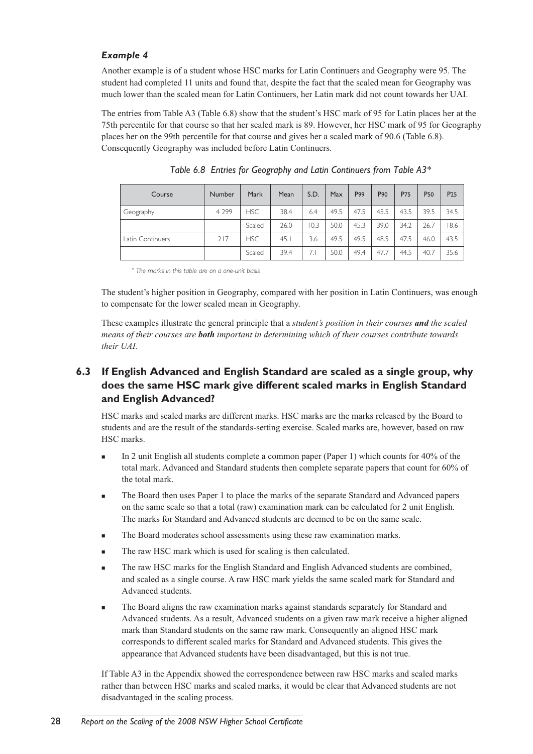### *Example 4*

Another example is of a student whose HSC marks for Latin Continuers and Geography were 95. The student had completed 11 units and found that, despite the fact that the scaled mean for Geography was much lower than the scaled mean for Latin Continuers, her Latin mark did not count towards her UAI.

The entries from Table A3 (Table 6.8) show that the student's HSC mark of 95 for Latin places her at the 75th percentile for that course so that her scaled mark is 89. However, her HSC mark of 95 for Geography places her on the 99th percentile for that course and gives her a scaled mark of 90.6 (Table 6.8). Consequently Geography was included before Latin Continuers.

*Table 6.8 Entries for Geography and Latin Continuers from Table A3\**

| Course | Number | Mark | Mean | S.D. | Max | P99 | P90 | P75 | P50 | P25 |
|---|---|---|---|---|---|---|---|---|---|---|
| Geography | 4 299 | HSC | 38.4 | 6.4 | 49.5 | 47.5 | 45.5 | 43.5 | 39.5 | 34.5 |
| | | Scaled | 26.0 | 10.3 | 50.0 | 45.3 | 39.0 | 34.2 | 26.7 | 18.6 |
| Latin Continuers | 217 | HSC | 45.1 | 3.6 | 49.5 | 49.5 | 48.5 | 47.5 | 46.0 | 43.5 |
| | | Scaled | 39.4 | 7.1 | 50.0 | 49.4 | 47.7 | 44.5 | 40.7 | 35.6 |

*\* The marks in this table are on a one-unit basis*

The student's higher position in Geography, compared with her position in Latin Continuers, was enough to compensate for the lower scaled mean in Geography.

These examples illustrate the general principle that a *student's position in their courses **and** the scaled means of their courses are **both** important in determining which of their courses contribute towards their UAI.*

## 6.3 If English Advanced and English Standard are scaled as a single group, why does the same HSC mark give different scaled marks in English Standard and English Advanced?

HSC marks and scaled marks are different marks. HSC marks are the marks released by the Board to students and are the result of the standards-setting exercise. Scaled marks are, however, based on raw HSC marks.

- In 2 unit English all students complete a common paper (Paper 1) which counts for 40% of the total mark. Advanced and Standard students then complete separate papers that count for 60% of the total mark.
- The Board then uses Paper 1 to place the marks of the separate Standard and Advanced papers on the same scale so that a total (raw) examination mark can be calculated for 2 unit English. The marks for Standard and Advanced students are deemed to be on the same scale.
- The Board moderates school assessments using these raw examination marks.
- The raw HSC mark which is used for scaling is then calculated.
- The raw HSC marks for the English Standard and English Advanced students are combined, and scaled as a single course. A raw HSC mark yields the same scaled mark for Standard and Advanced students.
- The Board aligns the raw examination marks against standards separately for Standard and Advanced students. As a result, Advanced students on a given raw mark receive a higher aligned mark than Standard students on the same raw mark. Consequently an aligned HSC mark corresponds to different scaled marks for Standard and Advanced students. This gives the appearance that Advanced students have been disadvantaged, but this is not true.

If Table A3 in the Appendix showed the correspondence between raw HSC marks and scaled marks rather than between HSC marks and scaled marks, it would be clear that Advanced students are not disadvantaged in the scaling process.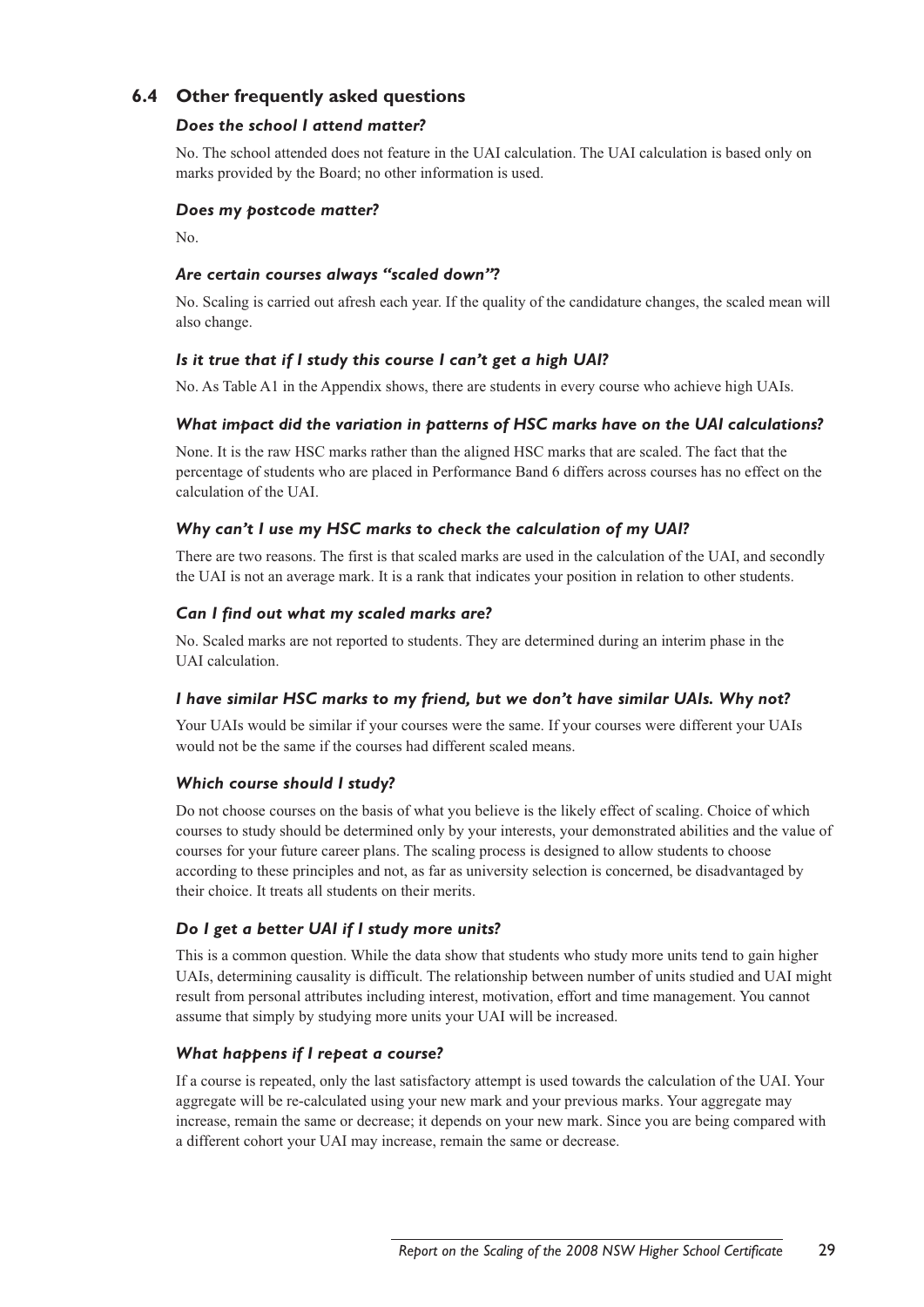## 6.4 Other frequently asked questions

### *Does the school I attend matter?*

No. The school attended does not feature in the UAI calculation. The UAI calculation is based only on marks provided by the Board; no other information is used.

### *Does my postcode matter?*

No.

### *Are certain courses always "scaled down"?*

No. Scaling is carried out afresh each year. If the quality of the candidature changes, the scaled mean will also change.

### *Is it true that if I study this course I can't get a high UAI?*

No. As Table A1 in the Appendix shows, there are students in every course who achieve high UAIs.

### *What impact did the variation in patterns of HSC marks have on the UAI calculations?*

None. It is the raw HSC marks rather than the aligned HSC marks that are scaled. The fact that the percentage of students who are placed in Performance Band 6 differs across courses has no effect on the calculation of the UAI.

### *Why can't I use my HSC marks to check the calculation of my UAI?*

There are two reasons. The first is that scaled marks are used in the calculation of the UAI, and secondly the UAI is not an average mark. It is a rank that indicates your position in relation to other students.

### *Can I find out what my scaled marks are?*

No. Scaled marks are not reported to students. They are determined during an interim phase in the UAI calculation.

### *I have similar HSC marks to my friend, but we don't have similar UAIs. Why not?*

Your UAIs would be similar if your courses were the same. If your courses were different your UAIs would not be the same if the courses had different scaled means.

### *Which course should I study?*

Do not choose courses on the basis of what you believe is the likely effect of scaling. Choice of which courses to study should be determined only by your interests, your demonstrated abilities and the value of courses for your future career plans. The scaling process is designed to allow students to choose according to these principles and not, as far as university selection is concerned, be disadvantaged by their choice. It treats all students on their merits.

### *Do I get a better UAI if I study more units?*

This is a common question. While the data show that students who study more units tend to gain higher UAIs, determining causality is difficult. The relationship between number of units studied and UAI might result from personal attributes including interest, motivation, effort and time management. You cannot assume that simply by studying more units your UAI will be increased.

### *What happens if I repeat a course?*

If a course is repeated, only the last satisfactory attempt is used towards the calculation of the UAI. Your aggregate will be re-calculated using your new mark and your previous marks. Your aggregate may increase, remain the same or decrease; it depends on your new mark. Since you are being compared with a different cohort your UAI may increase, remain the same or decrease.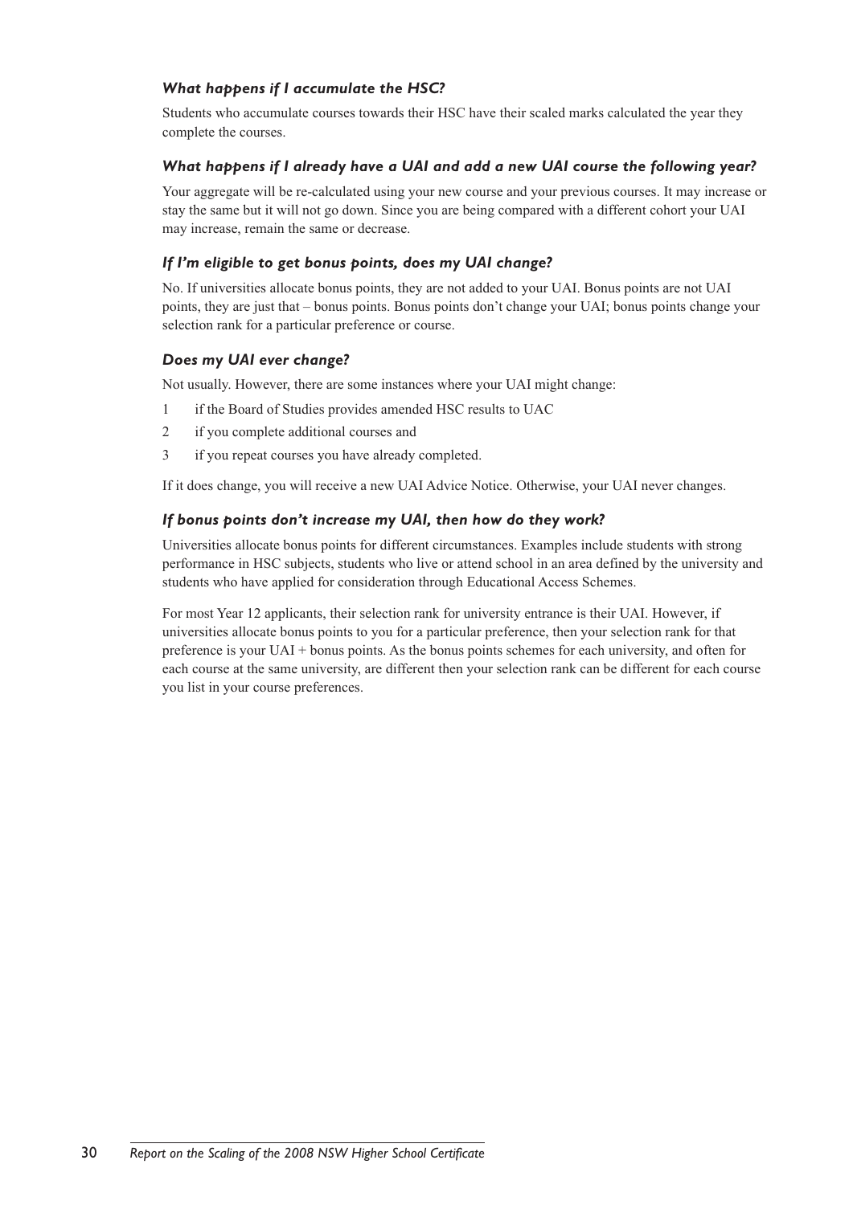### *What happens if I accumulate the HSC?*

Students who accumulate courses towards their HSC have their scaled marks calculated the year they complete the courses.

### *What happens if I already have a UAI and add a new UAI course the following year?*

Your aggregate will be re-calculated using your new course and your previous courses. It may increase or stay the same but it will not go down. Since you are being compared with a different cohort your UAI may increase, remain the same or decrease.

### *If I'm eligible to get bonus points, does my UAI change?*

No. If universities allocate bonus points, they are not added to your UAI. Bonus points are not UAI points, they are just that – bonus points. Bonus points don't change your UAI; bonus points change your selection rank for a particular preference or course.

### *Does my UAI ever change?*

Not usually. However, there are some instances where your UAI might change:

1. if the Board of Studies provides amended HSC results to UAC
2. if you complete additional courses and
3. if you repeat courses you have already completed.

If it does change, you will receive a new UAI Advice Notice. Otherwise, your UAI never changes.

### *If bonus points don't increase my UAI, then how do they work?*

Universities allocate bonus points for different circumstances. Examples include students with strong performance in HSC subjects, students who live or attend school in an area defined by the university and students who have applied for consideration through Educational Access Schemes.

For most Year 12 applicants, their selection rank for university entrance is their UAI. However, if universities allocate bonus points to you for a particular preference, then your selection rank for that preference is your UAI + bonus points. As the bonus points schemes for each university, and often for each course at the same university, are different then your selection rank can be different for each course you list in your course preferences.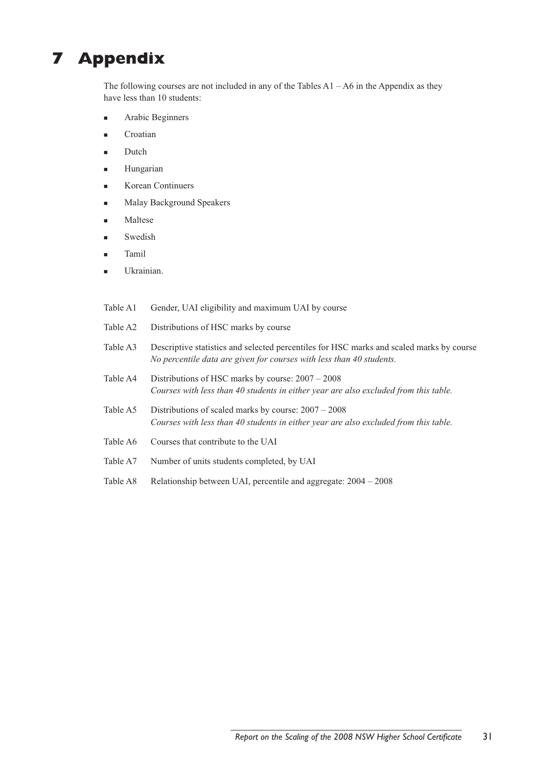# 7 Appendix

The following courses are not included in any of the Tables A1 – A6 in the Appendix as they have less than 10 students:

- Arabic Beginners
- Croatian
- Dutch
- Hungarian
- Korean Continuers
- Malay Background Speakers
- Maltese
- Swedish
- Tamil
- Ukrainian.

| | |
|---|---|
| Table A1 | Gender, UAI eligibility and maximum UAI by course |
| Table A2 | Distributions of HSC marks by course |
| Table A3 | Descriptive statistics and selected percentiles for HSC marks and scaled marks by course<br>*No percentile data are given for courses with less than 40 students.* |
| Table A4 | Distributions of HSC marks by course: 2007 – 2008<br>*Courses with less than 40 students in either year are also excluded from this table.* |
| Table A5 | Distributions of scaled marks by course: 2007 – 2008<br>*Courses with less than 40 students in either year are also excluded from this table.* |
| Table A6 | Courses that contribute to the UAI |
| Table A7 | Number of units students completed, by UAI |
| Table A8 | Relationship between UAI, percentile and aggregate: 2004 – 2008 |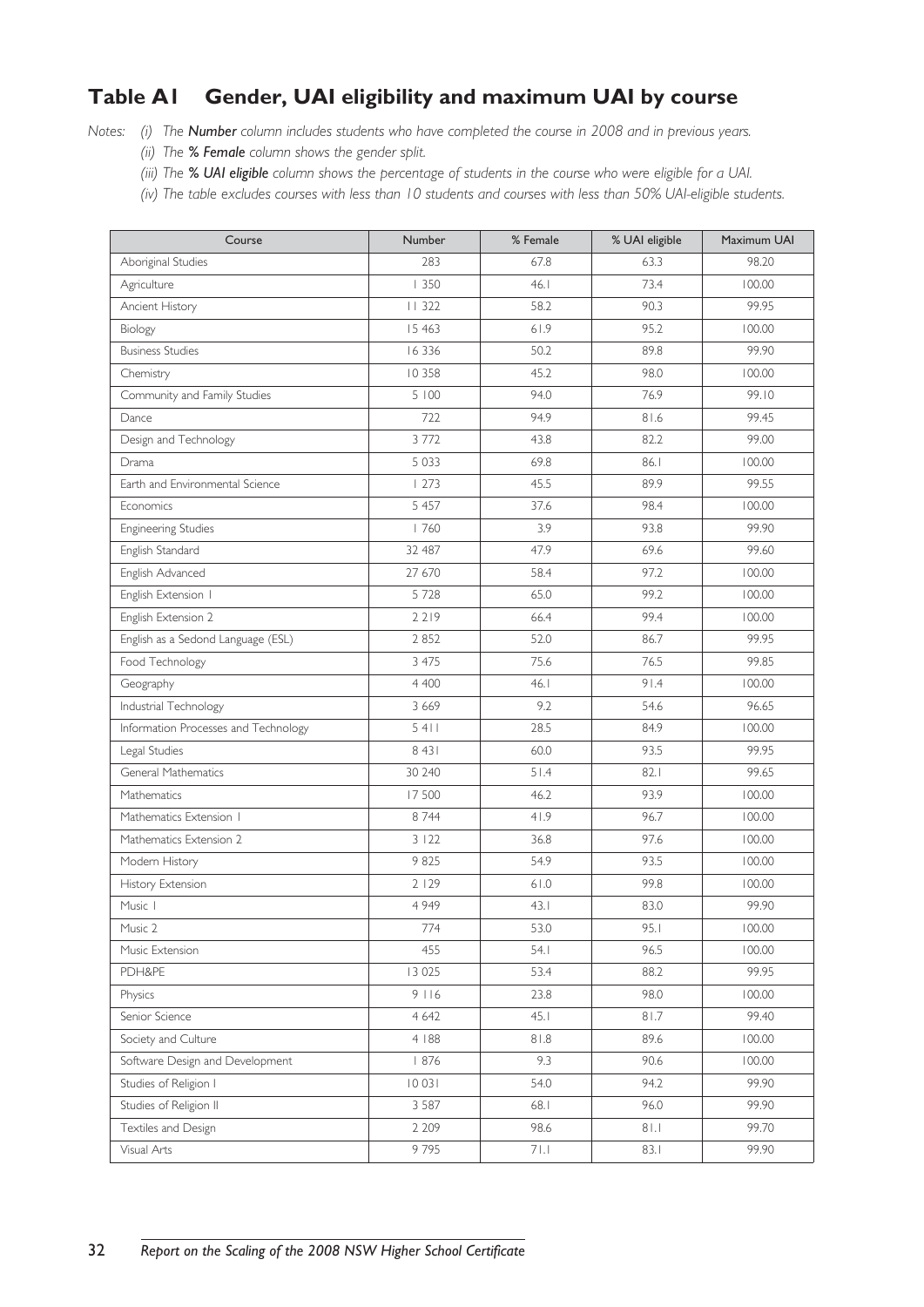## Table A1 Gender, UAI eligibility and maximum UAI by course

*Notes:* *(i) The* ***Number*** *column includes students who have completed the course in 2008 and in previous years.*

*(ii) The* ***% Female*** *column shows the gender split.*

*(iii) The* ***% UAI eligible*** *column shows the percentage of students in the course who were eligible for a UAI.*

*(iv) The table excludes courses with less than 10 students and courses with less than 50% UAI-eligible students.*

| Course | Number | % Female | % UAI eligible | Maximum UAI |
|---|---|---|---|---|
| Aboriginal Studies | 283 | 67.8 | 63.3 | 98.20 |
| Agriculture | 1 350 | 46.1 | 73.4 | 100.00 |
| Ancient History | 11 322 | 58.2 | 90.3 | 99.95 |
| Biology | 15 463 | 61.9 | 95.2 | 100.00 |
| Business Studies | 16 336 | 50.2 | 89.8 | 99.90 |
| Chemistry | 10 358 | 45.2 | 98.0 | 100.00 |
| Community and Family Studies | 5 100 | 94.0 | 76.9 | 99.10 |
| Dance | 722 | 94.9 | 81.6 | 99.45 |
| Design and Technology | 3 772 | 43.8 | 82.2 | 99.00 |
| Drama | 5 033 | 69.8 | 86.1 | 100.00 |
| Earth and Environmental Science | 1 273 | 45.5 | 89.9 | 99.55 |
| Economics | 5 457 | 37.6 | 98.4 | 100.00 |
| Engineering Studies | 1 760 | 3.9 | 93.8 | 99.90 |
| English Standard | 32 487 | 47.9 | 69.6 | 99.60 |
| English Advanced | 27 670 | 58.4 | 97.2 | 100.00 |
| English Extension 1 | 5 728 | 65.0 | 99.2 | 100.00 |
| English Extension 2 | 2 219 | 66.4 | 99.4 | 100.00 |
| English as a Sedond Language (ESL) | 2 852 | 52.0 | 86.7 | 99.95 |
| Food Technology | 3 475 | 75.6 | 76.5 | 99.85 |
| Geography | 4 400 | 46.1 | 91.4 | 100.00 |
| Industrial Technology | 3 669 | 9.2 | 54.6 | 96.65 |
| Information Processes and Technology | 5 411 | 28.5 | 84.9 | 100.00 |
| Legal Studies | 8 431 | 60.0 | 93.5 | 99.95 |
| General Mathematics | 30 240 | 51.4 | 82.1 | 99.65 |
| Mathematics | 17 500 | 46.2 | 93.9 | 100.00 |
| Mathematics Extension 1 | 8 744 | 41.9 | 96.7 | 100.00 |
| Mathematics Extension 2 | 3 122 | 36.8 | 97.6 | 100.00 |
| Modern History | 9 825 | 54.9 | 93.5 | 100.00 |
| History Extension | 2 129 | 61.0 | 99.8 | 100.00 |
| Music 1 | 4 949 | 43.1 | 83.0 | 99.90 |
| Music 2 | 774 | 53.0 | 95.1 | 100.00 |
| Music Extension | 455 | 54.1 | 96.5 | 100.00 |
| PDH&PE | 13 025 | 53.4 | 88.2 | 99.95 |
| Physics | 9 116 | 23.8 | 98.0 | 100.00 |
| Senior Science | 4 642 | 45.1 | 81.7 | 99.40 |
| Society and Culture | 4 188 | 81.8 | 89.6 | 100.00 |
| Software Design and Development | 1 876 | 9.3 | 90.6 | 100.00 |
| Studies of Religion I | 10 031 | 54.0 | 94.2 | 99.90 |
| Studies of Religion II | 3 587 | 68.1 | 96.0 | 99.90 |
| Textiles and Design | 2 209 | 98.6 | 81.1 | 99.70 |
| Visual Arts | 9 795 | 71.1 | 83.1 | 99.90 |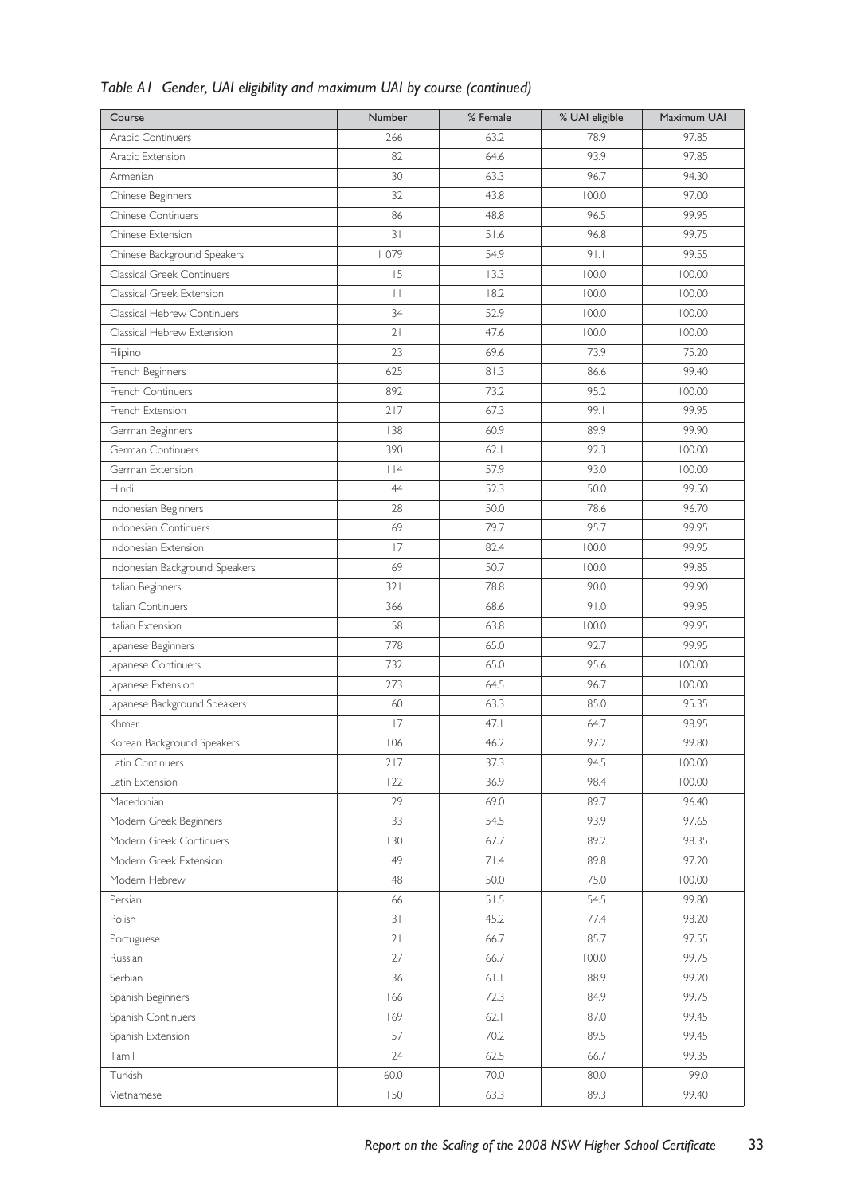*Table A1 Gender, UAI eligibility and maximum UAI by course (continued)*

| Course | Number | % Female | % UAI eligible | Maximum UAI |
|---|---|---|---|---|
| Arabic Continuers | 266 | 63.2 | 78.9 | 97.85 |
| Arabic Extension | 82 | 64.6 | 93.9 | 97.85 |
| Armenian | 30 | 63.3 | 96.7 | 94.30 |
| Chinese Beginners | 32 | 43.8 | 100.0 | 97.00 |
| Chinese Continuers | 86 | 48.8 | 96.5 | 99.95 |
| Chinese Extension | 31 | 51.6 | 96.8 | 99.75 |
| Chinese Background Speakers | 1 079 | 54.9 | 91.1 | 99.55 |
| Classical Greek Continuers | 15 | 13.3 | 100.0 | 100.00 |
| Classical Greek Extension | 11 | 18.2 | 100.0 | 100.00 |
| Classical Hebrew Continuers | 34 | 52.9 | 100.0 | 100.00 |
| Classical Hebrew Extension | 21 | 47.6 | 100.0 | 100.00 |
| Filipino | 23 | 69.6 | 73.9 | 75.20 |
| French Beginners | 625 | 81.3 | 86.6 | 99.40 |
| French Continuers | 892 | 73.2 | 95.2 | 100.00 |
| French Extension | 217 | 67.3 | 99.1 | 99.95 |
| German Beginners | 138 | 60.9 | 89.9 | 99.90 |
| German Continuers | 390 | 62.1 | 92.3 | 100.00 |
| German Extension | 114 | 57.9 | 93.0 | 100.00 |
| Hindi | 44 | 52.3 | 50.0 | 99.50 |
| Indonesian Beginners | 28 | 50.0 | 78.6 | 96.70 |
| Indonesian Continuers | 69 | 79.7 | 95.7 | 99.95 |
| Indonesian Extension | 17 | 82.4 | 100.0 | 99.95 |
| Indonesian Background Speakers | 69 | 50.7 | 100.0 | 99.85 |
| Italian Beginners | 321 | 78.8 | 90.0 | 99.90 |
| Italian Continuers | 366 | 68.6 | 91.0 | 99.95 |
| Italian Extension | 58 | 63.8 | 100.0 | 99.95 |
| Japanese Beginners | 778 | 65.0 | 92.7 | 99.95 |
| Japanese Continuers | 732 | 65.0 | 95.6 | 100.00 |
| Japanese Extension | 273 | 64.5 | 96.7 | 100.00 |
| Japanese Background Speakers | 60 | 63.3 | 85.0 | 95.35 |
| Khmer | 17 | 47.1 | 64.7 | 98.95 |
| Korean Background Speakers | 106 | 46.2 | 97.2 | 99.80 |
| Latin Continuers | 217 | 37.3 | 94.5 | 100.00 |
| Latin Extension | 122 | 36.9 | 98.4 | 100.00 |
| Macedonian | 29 | 69.0 | 89.7 | 96.40 |
| Modern Greek Beginners | 33 | 54.5 | 93.9 | 97.65 |
| Modern Greek Continuers | 130 | 67.7 | 89.2 | 98.35 |
| Modern Greek Extension | 49 | 71.4 | 89.8 | 97.20 |
| Modern Hebrew | 48 | 50.0 | 75.0 | 100.00 |
| Persian | 66 | 51.5 | 54.5 | 99.80 |
| Polish | 31 | 45.2 | 77.4 | 98.20 |
| Portuguese | 21 | 66.7 | 85.7 | 97.55 |
| Russian | 27 | 66.7 | 100.0 | 99.75 |
| Serbian | 36 | 61.1 | 88.9 | 99.20 |
| Spanish Beginners | 166 | 72.3 | 84.9 | 99.75 |
| Spanish Continuers | 169 | 62.1 | 87.0 | 99.45 |
| Spanish Extension | 57 | 70.2 | 89.5 | 99.45 |
| Tamil | 24 | 62.5 | 66.7 | 99.35 |
| Turkish | 60.0 | 70.0 | 80.0 | 99.0 |
| Vietnamese | 150 | 63.3 | 89.3 | 99.40 |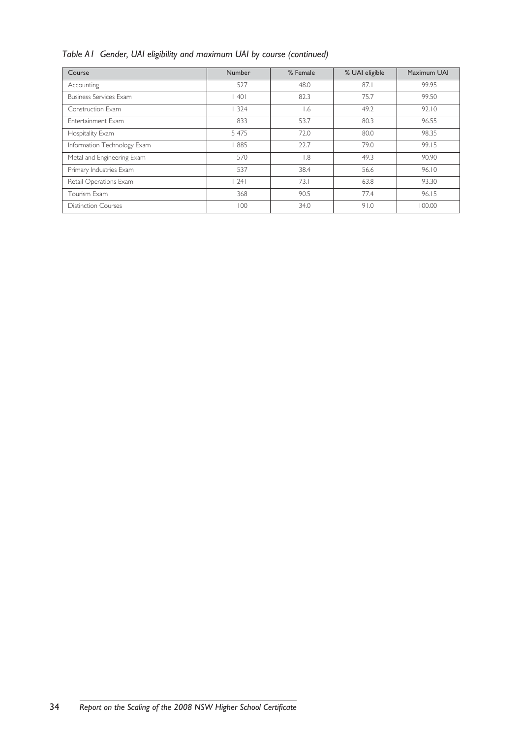*Table A1 Gender, UAI eligibility and maximum UAI by course (continued)*

| Course | Number | % Female | % UAI eligible | Maximum UAI |
|---|---|---|---|---|
| Accounting | 527 | 48.0 | 87.1 | 99.95 |
| Business Services Exam | 1 401 | 82.3 | 75.7 | 99.50 |
| Construction Exam | 1 324 | 1.6 | 49.2 | 92.10 |
| Entertainment Exam | 833 | 53.7 | 80.3 | 96.55 |
| Hospitality Exam | 5 475 | 72.0 | 80.0 | 98.35 |
| Information Technology Exam | 1 885 | 22.7 | 79.0 | 99.15 |
| Metal and Engineering Exam | 570 | 1.8 | 49.3 | 90.90 |
| Primary Industries Exam | 537 | 38.4 | 56.6 | 96.10 |
| Retail Operations Exam | 1 241 | 73.1 | 63.8 | 93.30 |
| Tourism Exam | 368 | 90.5 | 77.4 | 96.15 |
| Distinction Courses | 100 | 34.0 | 91.0 | 100.00 |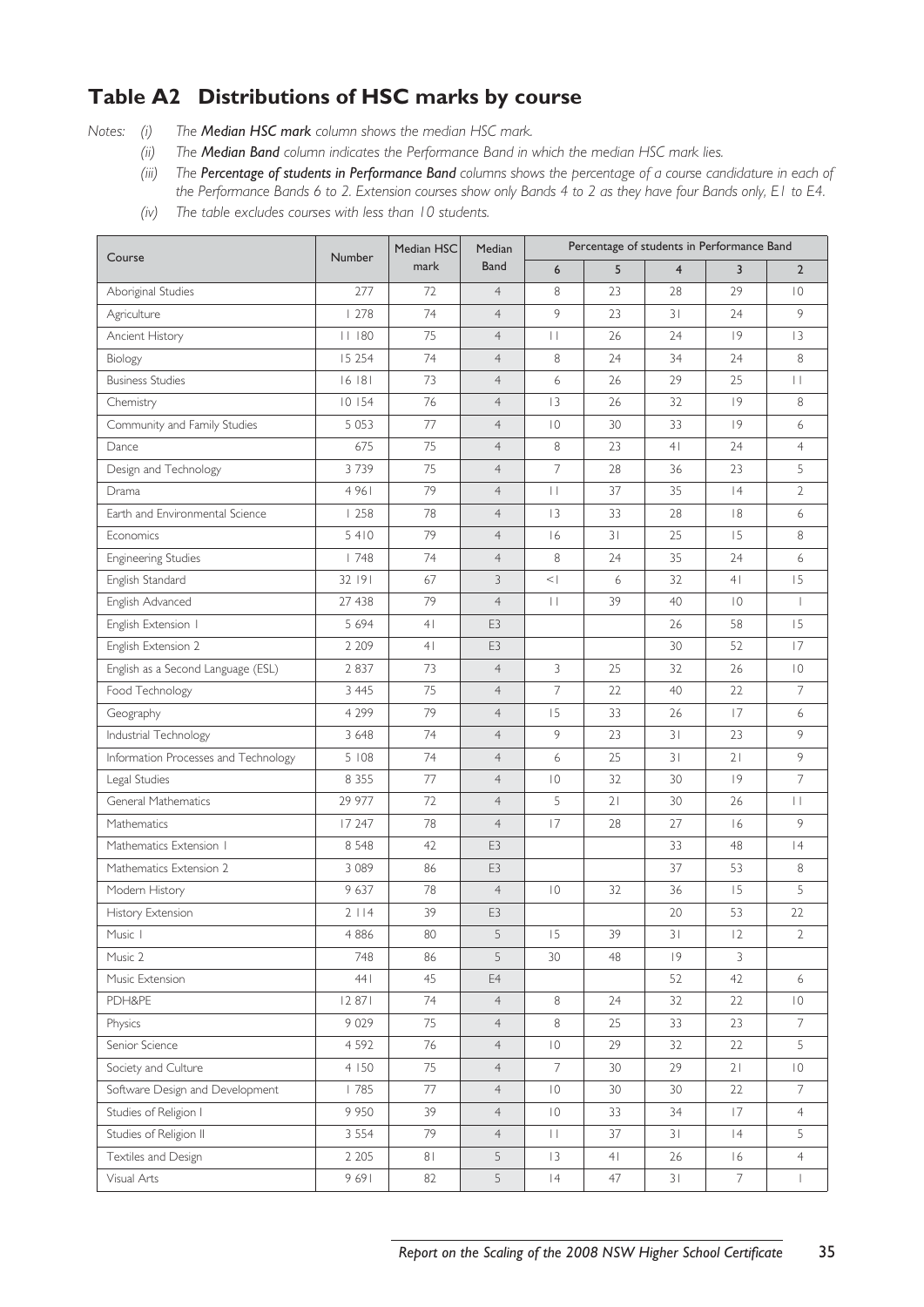## Table A2 Distributions of HSC marks by course

*Notes:* (i) *The **Median HSC mark** column shows the median HSC mark.*

(ii) *The **Median Band** column indicates the Performance Band in which the median HSC mark lies.*

(iii) *The **Percentage of students in Performance Band** columns shows the percentage of a course candidature in each of the Performance Bands 6 to 2. Extension courses show only Bands 4 to 2 as they have four Bands only, E1 to E4.*

(iv) *The table excludes courses with less than 10 students.*

| Course | Number | Median HSC mark | Median Band | Percentage of students in Performance Band | | | | |
|---|---|---|---|---|---|---|---|---|
| | | | | 6 | 5 | 4 | 3 | 2 |
| Aboriginal Studies | 277 | 72 | 4 | 8 | 23 | 28 | 29 | 10 |
| Agriculture | 1 278 | 74 | 4 | 9 | 23 | 31 | 24 | 9 |
| Ancient History | 11 180 | 75 | 4 | 11 | 26 | 24 | 19 | 13 |
| Biology | 15 254 | 74 | 4 | 8 | 24 | 34 | 24 | 8 |
| Business Studies | 16 181 | 73 | 4 | 6 | 26 | 29 | 25 | 11 |
| Chemistry | 10 154 | 76 | 4 | 13 | 26 | 32 | 19 | 8 |
| Community and Family Studies | 5 053 | 77 | 4 | 10 | 30 | 33 | 19 | 6 |
| Dance | 675 | 75 | 4 | 8 | 23 | 41 | 24 | 4 |
| Design and Technology | 3 739 | 75 | 4 | 7 | 28 | 36 | 23 | 5 |
| Drama | 4 961 | 79 | 4 | 11 | 37 | 35 | 14 | 2 |
| Earth and Environmental Science | 1 258 | 78 | 4 | 13 | 33 | 28 | 18 | 6 |
| Economics | 5 410 | 79 | 4 | 16 | 31 | 25 | 15 | 8 |
| Engineering Studies | 1 748 | 74 | 4 | 8 | 24 | 35 | 24 | 6 |
| English Standard | 32 191 | 67 | 3 | <1 | 6 | 32 | 41 | 15 |
| English Advanced | 27 438 | 79 | 4 | 11 | 39 | 40 | 10 | 1 |
| English Extension 1 | 5 694 | 41 | E3 | | | 26 | 58 | 15 |
| English Extension 2 | 2 209 | 41 | E3 | | | 30 | 52 | 17 |
| English as a Second Language (ESL) | 2 837 | 73 | 4 | 3 | 25 | 32 | 26 | 10 |
| Food Technology | 3 445 | 75 | 4 | 7 | 22 | 40 | 22 | 7 |
| Geography | 4 299 | 79 | 4 | 15 | 33 | 26 | 17 | 6 |
| Industrial Technology | 3 648 | 74 | 4 | 9 | 23 | 31 | 23 | 9 |
| Information Processes and Technology | 5 108 | 74 | 4 | 6 | 25 | 31 | 21 | 9 |
| Legal Studies | 8 355 | 77 | 4 | 10 | 32 | 30 | 19 | 7 |
| General Mathematics | 29 977 | 72 | 4 | 5 | 21 | 30 | 26 | 11 |
| Mathematics | 17 247 | 78 | 4 | 17 | 28 | 27 | 16 | 9 |
| Mathematics Extension 1 | 8 548 | 42 | E3 | | | 33 | 48 | 14 |
| Mathematics Extension 2 | 3 089 | 86 | E3 | | | 37 | 53 | 8 |
| Modern History | 9 637 | 78 | 4 | 10 | 32 | 36 | 15 | 5 |
| History Extension | 2 114 | 39 | E3 | | | 20 | 53 | 22 |
| Music 1 | 4 886 | 80 | 5 | 15 | 39 | 31 | 12 | 2 |
| Music 2 | 748 | 86 | 5 | 30 | 48 | 19 | 3 | |
| Music Extension | 441 | 45 | E4 | | | 52 | 42 | 6 |
| PDH&PE | 12 871 | 74 | 4 | 8 | 24 | 32 | 22 | 10 |
| Physics | 9 029 | 75 | 4 | 8 | 25 | 33 | 23 | 7 |
| Senior Science | 4 592 | 76 | 4 | 10 | 29 | 32 | 22 | 5 |
| Society and Culture | 4 150 | 75 | 4 | 7 | 30 | 29 | 21 | 10 |
| Software Design and Development | 1 785 | 77 | 4 | 10 | 30 | 30 | 22 | 7 |
| Studies of Religion I | 9 950 | 39 | 4 | 10 | 33 | 34 | 17 | 4 |
| Studies of Religion II | 3 554 | 79 | 4 | 11 | 37 | 31 | 14 | 5 |
| Textiles and Design | 2 205 | 81 | 5 | 13 | 41 | 26 | 16 | 4 |
| Visual Arts | 9 691 | 82 | 5 | 14 | 47 | 31 | 7 | 1 |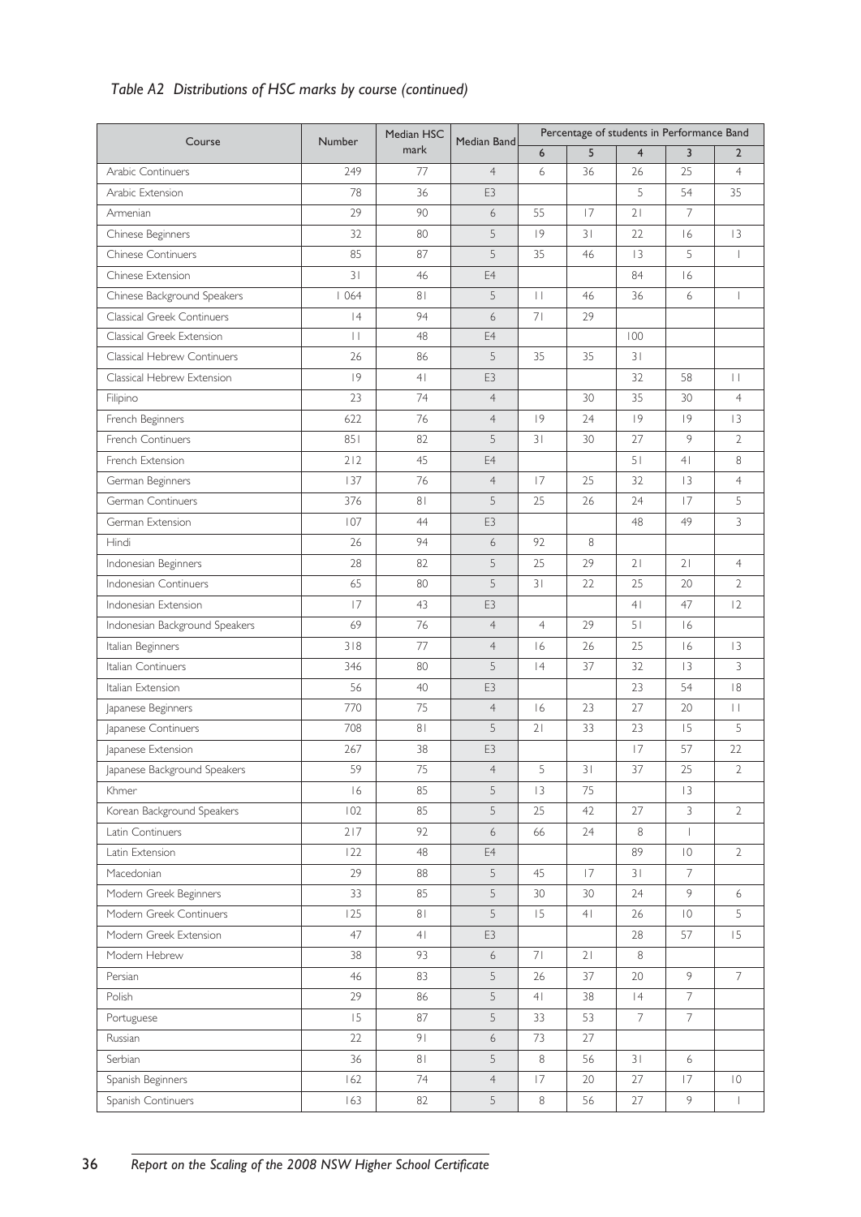*Table A2 Distributions of HSC marks by course (continued)*

| Course | Number | Median HSC mark | Median Band | Percentage of students in Performance Band | | | | |
|---|---|---|---|---|---|---|---|---|
| | | | | 6 | 5 | 4 | 3 | 2 |
| Arabic Continuers | 249 | 77 | 4 | 6 | 36 | 26 | 25 | 4 |
| Arabic Extension | 78 | 36 | E3 | | | 5 | 54 | 35 |
| Armenian | 29 | 90 | 6 | 55 | 17 | 21 | 7 | |
| Chinese Beginners | 32 | 80 | 5 | 19 | 31 | 22 | 16 | 13 |
| Chinese Continuers | 85 | 87 | 5 | 35 | 46 | 13 | 5 | 1 |
| Chinese Extension | 31 | 46 | E4 | | | 84 | 16 | |
| Chinese Background Speakers | 1 064 | 81 | 5 | 11 | 46 | 36 | 6 | 1 |
| Classical Greek Continuers | 14 | 94 | 6 | 71 | 29 | | | |
| Classical Greek Extension | 11 | 48 | E4 | | | 100 | | |
| Classical Hebrew Continuers | 26 | 86 | 5 | 35 | 35 | 31 | | |
| Classical Hebrew Extension | 19 | 41 | E3 | | | 32 | 58 | 11 |
| Filipino | 23 | 74 | 4 | | 30 | 35 | 30 | 4 |
| French Beginners | 622 | 76 | 4 | 19 | 24 | 19 | 19 | 13 |
| French Continuers | 851 | 82 | 5 | 31 | 30 | 27 | 9 | 2 |
| French Extension | 212 | 45 | E4 | | | 51 | 41 | 8 |
| German Beginners | 137 | 76 | 4 | 17 | 25 | 32 | 13 | 4 |
| German Continuers | 376 | 81 | 5 | 25 | 26 | 24 | 17 | 5 |
| German Extension | 107 | 44 | E3 | | | 48 | 49 | 3 |
| Hindi | 26 | 94 | 6 | 92 | 8 | | | |
| Indonesian Beginners | 28 | 82 | 5 | 25 | 29 | 21 | 21 | 4 |
| Indonesian Continuers | 65 | 80 | 5 | 31 | 22 | 25 | 20 | 2 |
| Indonesian Extension | 17 | 43 | E3 | | | 41 | 47 | 12 |
| Indonesian Background Speakers | 69 | 76 | 4 | 4 | 29 | 51 | 16 | |
| Italian Beginners | 318 | 77 | 4 | 16 | 26 | 25 | 16 | 13 |
| Italian Continuers | 346 | 80 | 5 | 14 | 37 | 32 | 13 | 3 |
| Italian Extension | 56 | 40 | E3 | | | 23 | 54 | 18 |
| Japanese Beginners | 770 | 75 | 4 | 16 | 23 | 27 | 20 | 11 |
| Japanese Continuers | 708 | 81 | 5 | 21 | 33 | 23 | 15 | 5 |
| Japanese Extension | 267 | 38 | E3 | | | 17 | 57 | 22 |
| Japanese Background Speakers | 59 | 75 | 4 | 5 | 31 | 37 | 25 | 2 |
| Khmer | 16 | 85 | 5 | 13 | 75 | | 13 | |
| Korean Background Speakers | 102 | 85 | 5 | 25 | 42 | 27 | 3 | 2 |
| Latin Continuers | 217 | 92 | 6 | 66 | 24 | 8 | 1 | |
| Latin Extension | 122 | 48 | E4 | | | 89 | 10 | 2 |
| Macedonian | 29 | 88 | 5 | 45 | 17 | 31 | 7 | |
| Modern Greek Beginners | 33 | 85 | 5 | 30 | 30 | 24 | 9 | 6 |
| Modern Greek Continuers | 125 | 81 | 5 | 15 | 41 | 26 | 10 | 5 |
| Modern Greek Extension | 47 | 41 | E3 | | | 28 | 57 | 15 |
| Modern Hebrew | 38 | 93 | 6 | 71 | 21 | 8 | | |
| Persian | 46 | 83 | 5 | 26 | 37 | 20 | 9 | 7 |
| Polish | 29 | 86 | 5 | 41 | 38 | 14 | 7 | |
| Portuguese | 15 | 87 | 5 | 33 | 53 | 7 | 7 | |
| Russian | 22 | 91 | 6 | 73 | 27 | | | |
| Serbian | 36 | 81 | 5 | 8 | 56 | 31 | 6 | |
| Spanish Beginners | 162 | 74 | 4 | 17 | 20 | 27 | 17 | 10 |
| Spanish Continuers | 163 | 82 | 5 | 8 | 56 | 27 | 9 | 1 |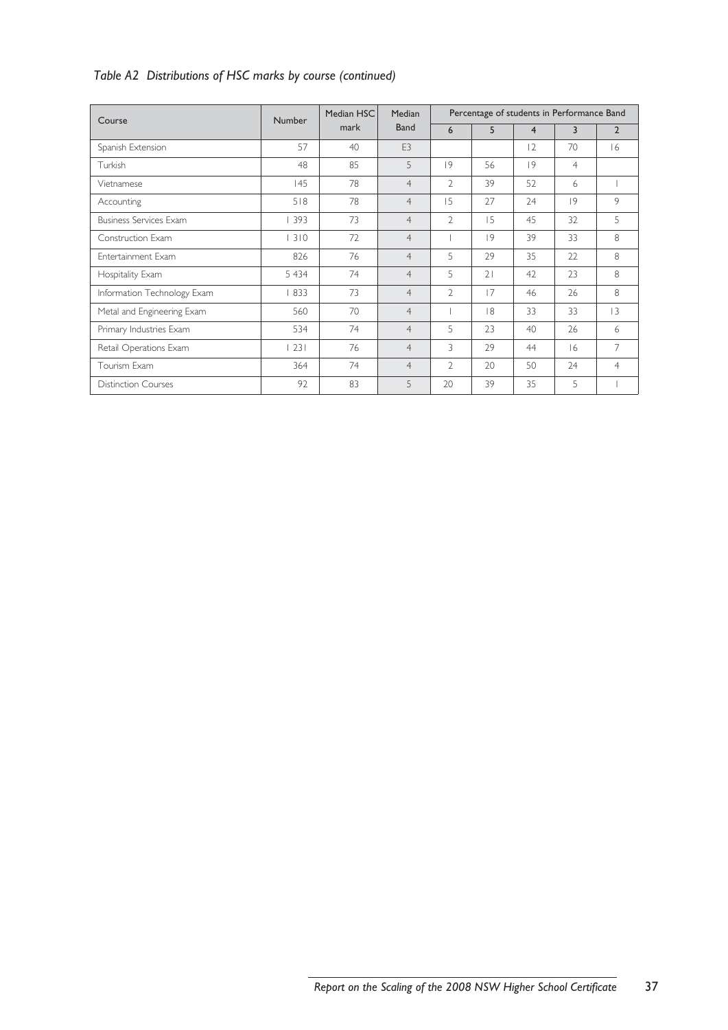*Table A2 Distributions of HSC marks by course (continued)*

| Course | Number | Median HSC mark | Median Band | Percentage of students in Performance Band | | | | |
|---|---|---|---|---|---|---|---|---|
| | | | | 6 | 5 | 4 | 3 | 2 |
| Spanish Extension | 57 | 40 | E3 | | | 12 | 70 | 16 |
| Turkish | 48 | 85 | 5 | 19 | 56 | 19 | 4 | |
| Vietnamese | 145 | 78 | 4 | 2 | 39 | 52 | 6 | 1 |
| Accounting | 518 | 78 | 4 | 15 | 27 | 24 | 19 | 9 |
| Business Services Exam | 1 393 | 73 | 4 | 2 | 15 | 45 | 32 | 5 |
| Construction Exam | 1 310 | 72 | 4 | 1 | 19 | 39 | 33 | 8 |
| Entertainment Exam | 826 | 76 | 4 | 5 | 29 | 35 | 22 | 8 |
| Hospitality Exam | 5 434 | 74 | 4 | 5 | 21 | 42 | 23 | 8 |
| Information Technology Exam | 1 833 | 73 | 4 | 2 | 17 | 46 | 26 | 8 |
| Metal and Engineering Exam | 560 | 70 | 4 | 1 | 18 | 33 | 33 | 13 |
| Primary Industries Exam | 534 | 74 | 4 | 5 | 23 | 40 | 26 | 6 |
| Retail Operations Exam | 1 231 | 76 | 4 | 3 | 29 | 44 | 16 | 7 |
| Tourism Exam | 364 | 74 | 4 | 2 | 20 | 50 | 24 | 4 |
| Distinction Courses | 92 | 83 | 5 | 20 | 39 | 35 | 5 | 1 |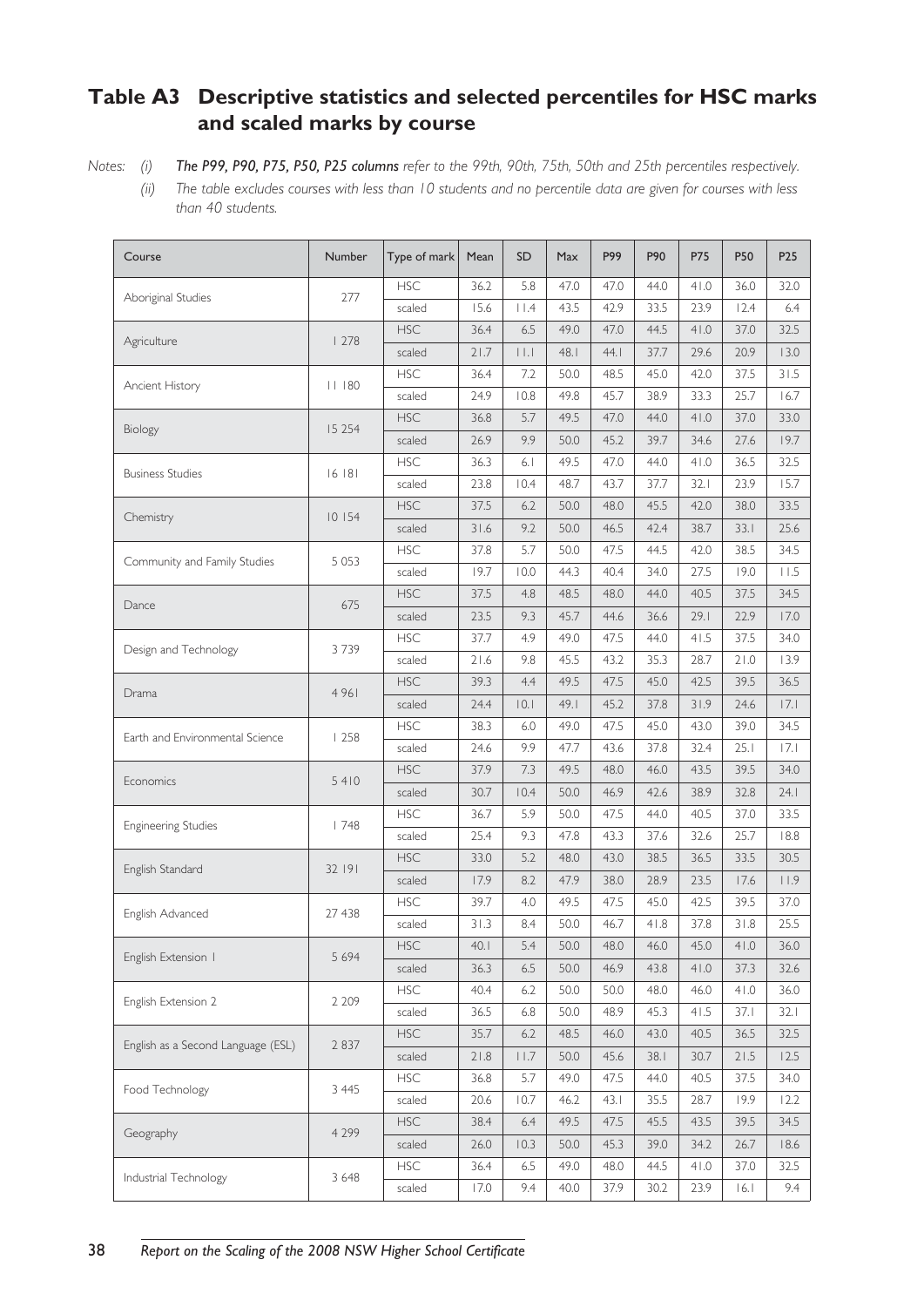## Table A3 Descriptive statistics and selected percentiles for HSC marks and scaled marks by course

Notes: (i) ***The P99, P90, P75, P50, P25 columns*** *refer to the 99th, 90th, 75th, 50th and 25th percentiles respectively.*

(ii) *The table excludes courses with less than 10 students and no percentile data are given for courses with less than 40 students.*

| Course | Number | Type of mark | Mean | SD | Max | P99 | P90 | P75 | P50 | P25 |
|---|---|---|---|---|---|---|---|---|---|---|
| Aboriginal Studies | 277 | HSC | 36.2 | 5.8 | 47.0 | 47.0 | 44.0 | 41.0 | 36.0 | 32.0 |
| | | scaled | 15.6 | 11.4 | 43.5 | 42.9 | 33.5 | 23.9 | 12.4 | 6.4 |
| Agriculture | 1 278 | HSC | 36.4 | 6.5 | 49.0 | 47.0 | 44.5 | 41.0 | 37.0 | 32.5 |
| | | scaled | 21.7 | 11.1 | 48.1 | 44.1 | 37.7 | 29.6 | 20.9 | 13.0 |
| Ancient History | 11 180 | HSC | 36.4 | 7.2 | 50.0 | 48.5 | 45.0 | 42.0 | 37.5 | 31.5 |
| | | scaled | 24.9 | 10.8 | 49.8 | 45.7 | 38.9 | 33.3 | 25.7 | 16.7 |
| Biology | 15 254 | HSC | 36.8 | 5.7 | 49.5 | 47.0 | 44.0 | 41.0 | 37.0 | 33.0 |
| | | scaled | 26.9 | 9.9 | 50.0 | 45.2 | 39.7 | 34.6 | 27.6 | 19.7 |
| Business Studies | 16 181 | HSC | 36.3 | 6.1 | 49.5 | 47.0 | 44.0 | 41.0 | 36.5 | 32.5 |
| | | scaled | 23.8 | 10.4 | 48.7 | 43.7 | 37.7 | 32.1 | 23.9 | 15.7 |
| Chemistry | 10 154 | HSC | 37.5 | 6.2 | 50.0 | 48.0 | 45.5 | 42.0 | 38.0 | 33.5 |
| | | scaled | 31.6 | 9.2 | 50.0 | 46.5 | 42.4 | 38.7 | 33.1 | 25.6 |
| Community and Family Studies | 5 053 | HSC | 37.8 | 5.7 | 50.0 | 47.5 | 44.5 | 42.0 | 38.5 | 34.5 |
| | | scaled | 19.7 | 10.0 | 44.3 | 40.4 | 34.0 | 27.5 | 19.0 | 11.5 |
| Dance | 675 | HSC | 37.5 | 4.8 | 48.5 | 48.0 | 44.0 | 40.5 | 37.5 | 34.5 |
| | | scaled | 23.5 | 9.3 | 45.7 | 44.6 | 36.6 | 29.1 | 22.9 | 17.0 |
| Design and Technology | 3 739 | HSC | 37.7 | 4.9 | 49.0 | 47.5 | 44.0 | 41.5 | 37.5 | 34.0 |
| | | scaled | 21.6 | 9.8 | 45.5 | 43.2 | 35.3 | 28.7 | 21.0 | 13.9 |
| Drama | 4 961 | HSC | 39.3 | 4.4 | 49.5 | 47.5 | 45.0 | 42.5 | 39.5 | 36.5 |
| | | scaled | 24.4 | 10.1 | 49.1 | 45.2 | 37.8 | 31.9 | 24.6 | 17.1 |
| Earth and Environmental Science | 1 258 | HSC | 38.3 | 6.0 | 49.0 | 47.5 | 45.0 | 43.0 | 39.0 | 34.5 |
| | | scaled | 24.6 | 9.9 | 47.7 | 43.6 | 37.8 | 32.4 | 25.1 | 17.1 |
| Economics | 5 410 | HSC | 37.9 | 7.3 | 49.5 | 48.0 | 46.0 | 43.5 | 39.5 | 34.0 |
| | | scaled | 30.7 | 10.4 | 50.0 | 46.9 | 42.6 | 38.9 | 32.8 | 24.1 |
| Engineering Studies | 1 748 | HSC | 36.7 | 5.9 | 50.0 | 47.5 | 44.0 | 40.5 | 37.0 | 33.5 |
| | | scaled | 25.4 | 9.3 | 47.8 | 43.3 | 37.6 | 32.6 | 25.7 | 18.8 |
| English Standard | 32 191 | HSC | 33.0 | 5.2 | 48.0 | 43.0 | 38.5 | 36.5 | 33.5 | 30.5 |
| | | scaled | 17.9 | 8.2 | 47.9 | 38.0 | 28.9 | 23.5 | 17.6 | 11.9 |
| English Advanced | 27 438 | HSC | 39.7 | 4.0 | 49.5 | 47.5 | 45.0 | 42.5 | 39.5 | 37.0 |
| | | scaled | 31.3 | 8.4 | 50.0 | 46.7 | 41.8 | 37.8 | 31.8 | 25.5 |
| English Extension 1 | 5 694 | HSC | 40.1 | 5.4 | 50.0 | 48.0 | 46.0 | 45.0 | 41.0 | 36.0 |
| | | scaled | 36.3 | 6.5 | 50.0 | 46.9 | 43.8 | 41.0 | 37.3 | 32.6 |
| English Extension 2 | 2 209 | HSC | 40.4 | 6.2 | 50.0 | 50.0 | 48.0 | 46.0 | 41.0 | 36.0 |
| | | scaled | 36.5 | 6.8 | 50.0 | 48.9 | 45.3 | 41.5 | 37.1 | 32.1 |
| English as a Second Language (ESL) | 2 837 | HSC | 35.7 | 6.2 | 48.5 | 46.0 | 43.0 | 40.5 | 36.5 | 32.5 |
| | | scaled | 21.8 | 11.7 | 50.0 | 45.6 | 38.1 | 30.7 | 21.5 | 12.5 |
| Food Technology | 3 445 | HSC | 36.8 | 5.7 | 49.0 | 47.5 | 44.0 | 40.5 | 37.5 | 34.0 |
| | | scaled | 20.6 | 10.7 | 46.2 | 43.1 | 35.5 | 28.7 | 19.9 | 12.2 |
| Geography | 4 299 | HSC | 38.4 | 6.4 | 49.5 | 47.5 | 45.5 | 43.5 | 39.5 | 34.5 |
| | | scaled | 26.0 | 10.3 | 50.0 | 45.3 | 39.0 | 34.2 | 26.7 | 18.6 |
| Industrial Technology | 3 648 | HSC | 36.4 | 6.5 | 49.0 | 48.0 | 44.5 | 41.0 | 37.0 | 32.5 |
| | | scaled | 17.0 | 9.4 | 40.0 | 37.9 | 30.2 | 23.9 | 16.1 | 9.4 |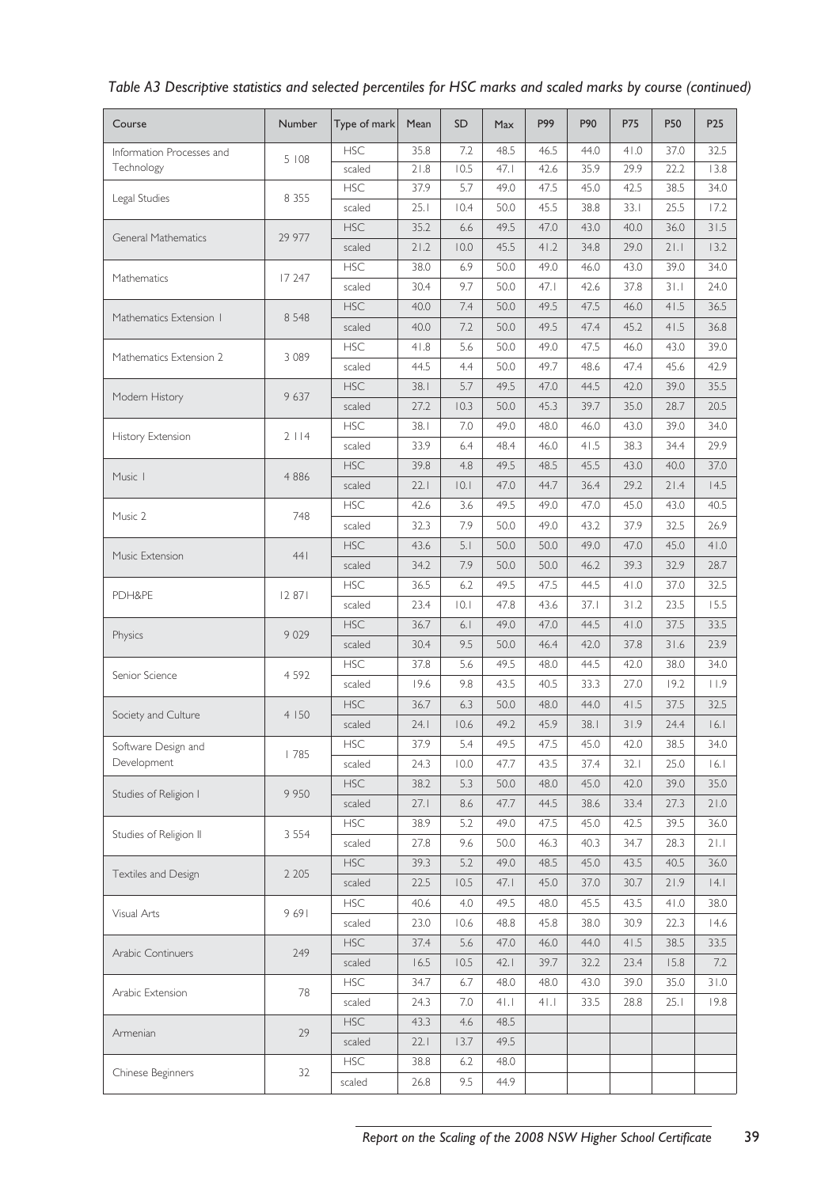*Table A3 Descriptive statistics and selected percentiles for HSC marks and scaled marks by course (continued)*

| Course | Number | Type of mark | Mean | SD | Max | P99 | P90 | P75 | P50 | P25 |
|---|---|---|---|---|---|---|---|---|---|---|
| Information Processes and Technology | 5 108 | HSC | 35.8 | 7.2 | 48.5 | 46.5 | 44.0 | 41.0 | 37.0 | 32.5 |
| | | scaled | 21.8 | 10.5 | 47.1 | 42.6 | 35.9 | 29.9 | 22.2 | 13.8 |
| Legal Studies | 8 355 | HSC | 37.9 | 5.7 | 49.0 | 47.5 | 45.0 | 42.5 | 38.5 | 34.0 |
| | | scaled | 25.1 | 10.4 | 50.0 | 45.5 | 38.8 | 33.1 | 25.5 | 17.2 |
| General Mathematics | 29 977 | HSC | 35.2 | 6.6 | 49.5 | 47.0 | 43.0 | 40.0 | 36.0 | 31.5 |
| | | scaled | 21.2 | 10.0 | 45.5 | 41.2 | 34.8 | 29.0 | 21.1 | 13.2 |
| Mathematics | 17 247 | HSC | 38.0 | 6.9 | 50.0 | 49.0 | 46.0 | 43.0 | 39.0 | 34.0 |
| | | scaled | 30.4 | 9.7 | 50.0 | 47.1 | 42.6 | 37.8 | 31.1 | 24.0 |
| Mathematics Extension 1 | 8 548 | HSC | 40.0 | 7.4 | 50.0 | 49.5 | 47.5 | 46.0 | 41.5 | 36.5 |
| | | scaled | 40.0 | 7.2 | 50.0 | 49.5 | 47.4 | 45.2 | 41.5 | 36.8 |
| Mathematics Extension 2 | 3 089 | HSC | 41.8 | 5.6 | 50.0 | 49.0 | 47.5 | 46.0 | 43.0 | 39.0 |
| | | scaled | 44.5 | 4.4 | 50.0 | 49.7 | 48.6 | 47.4 | 45.6 | 42.9 |
| Modern History | 9 637 | HSC | 38.1 | 5.7 | 49.5 | 47.0 | 44.5 | 42.0 | 39.0 | 35.5 |
| | | scaled | 27.2 | 10.3 | 50.0 | 45.3 | 39.7 | 35.0 | 28.7 | 20.5 |
| History Extension | 2 114 | HSC | 38.1 | 7.0 | 49.0 | 48.0 | 46.0 | 43.0 | 39.0 | 34.0 |
| | | scaled | 33.9 | 6.4 | 48.4 | 46.0 | 41.5 | 38.3 | 34.4 | 29.9 |
| Music 1 | 4 886 | HSC | 39.8 | 4.8 | 49.5 | 48.5 | 45.5 | 43.0 | 40.0 | 37.0 |
| | | scaled | 22.1 | 10.1 | 47.0 | 44.7 | 36.4 | 29.2 | 21.4 | 14.5 |
| Music 2 | 748 | HSC | 42.6 | 3.6 | 49.5 | 49.0 | 47.0 | 45.0 | 43.0 | 40.5 |
| | | scaled | 32.3 | 7.9 | 50.0 | 49.0 | 43.2 | 37.9 | 32.5 | 26.9 |
| Music Extension | 441 | HSC | 43.6 | 5.1 | 50.0 | 50.0 | 49.0 | 47.0 | 45.0 | 41.0 |
| | | scaled | 34.2 | 7.9 | 50.0 | 50.0 | 46.2 | 39.3 | 32.9 | 28.7 |
| PDH&PE | 12 871 | HSC | 36.5 | 6.2 | 49.5 | 47.5 | 44.5 | 41.0 | 37.0 | 32.5 |
| | | scaled | 23.4 | 10.1 | 47.8 | 43.6 | 37.1 | 31.2 | 23.5 | 15.5 |
| Physics | 9 029 | HSC | 36.7 | 6.1 | 49.0 | 47.0 | 44.5 | 41.0 | 37.5 | 33.5 |
| | | scaled | 30.4 | 9.5 | 50.0 | 46.4 | 42.0 | 37.8 | 31.6 | 23.9 |
| Senior Science | 4 592 | HSC | 37.8 | 5.6 | 49.5 | 48.0 | 44.5 | 42.0 | 38.0 | 34.0 |
| | | scaled | 19.6 | 9.8 | 43.5 | 40.5 | 33.3 | 27.0 | 19.2 | 11.9 |
| Society and Culture | 4 150 | HSC | 36.7 | 6.3 | 50.0 | 48.0 | 44.0 | 41.5 | 37.5 | 32.5 |
| | | scaled | 24.1 | 10.6 | 49.2 | 45.9 | 38.1 | 31.9 | 24.4 | 16.1 |
| Software Design and Development | 1 785 | HSC | 37.9 | 5.4 | 49.5 | 47.5 | 45.0 | 42.0 | 38.5 | 34.0 |
| | | scaled | 24.3 | 10.0 | 47.7 | 43.5 | 37.4 | 32.1 | 25.0 | 16.1 |
| Studies of Religion I | 9 950 | HSC | 38.2 | 5.3 | 50.0 | 48.0 | 45.0 | 42.0 | 39.0 | 35.0 |
| | | scaled | 27.1 | 8.6 | 47.7 | 44.5 | 38.6 | 33.4 | 27.3 | 21.0 |
| Studies of Religion II | 3 554 | HSC | 38.9 | 5.2 | 49.0 | 47.5 | 45.0 | 42.5 | 39.5 | 36.0 |
| | | scaled | 27.8 | 9.6 | 50.0 | 46.3 | 40.3 | 34.7 | 28.3 | 21.1 |
| Textiles and Design | 2 205 | HSC | 39.3 | 5.2 | 49.0 | 48.5 | 45.0 | 43.5 | 40.5 | 36.0 |
| | | scaled | 22.5 | 10.5 | 47.1 | 45.0 | 37.0 | 30.7 | 21.9 | 14.1 |
| Visual Arts | 9 691 | HSC | 40.6 | 4.0 | 49.5 | 48.0 | 45.5 | 43.5 | 41.0 | 38.0 |
| | | scaled | 23.0 | 10.6 | 48.8 | 45.8 | 38.0 | 30.9 | 22.3 | 14.6 |
| Arabic Continuers | 249 | HSC | 37.4 | 5.6 | 47.0 | 46.0 | 44.0 | 41.5 | 38.5 | 33.5 |
| | | scaled | 16.5 | 10.5 | 42.1 | 39.7 | 32.2 | 23.4 | 15.8 | 7.2 |
| Arabic Extension | 78 | HSC | 34.7 | 6.7 | 48.0 | 48.0 | 43.0 | 39.0 | 35.0 | 31.0 |
| | | scaled | 24.3 | 7.0 | 41.1 | 41.1 | 33.5 | 28.8 | 25.1 | 19.8 |
| Armenian | 29 | HSC | 43.3 | 4.6 | 48.5 | | | | | |
| | | scaled | 22.1 | 13.7 | 49.5 | | | | | |
| Chinese Beginners | 32 | HSC | 38.8 | 6.2 | 48.0 | | | | | |
| | | scaled | 26.8 | 9.5 | 44.9 | | | | | |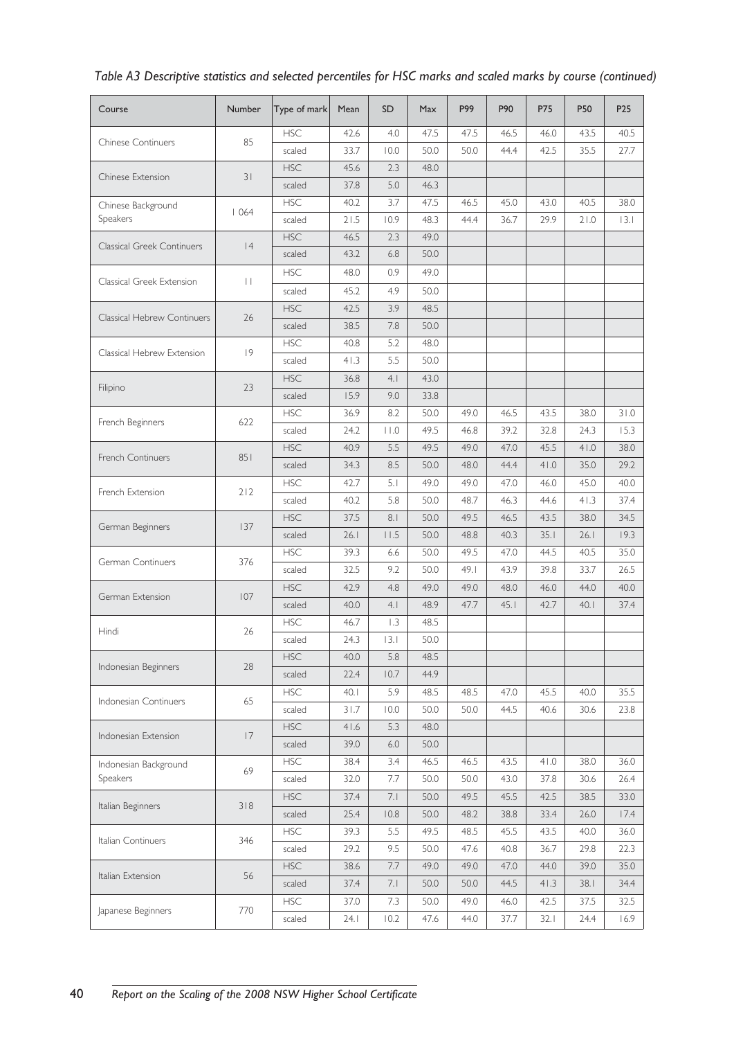*Table A3 Descriptive statistics and selected percentiles for HSC marks and scaled marks by course (continued)*

| Course | Number | Type of mark | Mean | SD | Max | P99 | P90 | P75 | P50 | P25 |
|---|---|---|---|---|---|---|---|---|---|---|
| Chinese Continuers | 85 | HSC | 42.6 | 4.0 | 47.5 | 47.5 | 46.5 | 46.0 | 43.5 | 40.5 |
| | | scaled | 33.7 | 10.0 | 50.0 | 50.0 | 44.4 | 42.5 | 35.5 | 27.7 |
| Chinese Extension | 31 | HSC | 45.6 | 2.3 | 48.0 | | | | | |
| | | scaled | 37.8 | 5.0 | 46.3 | | | | | |
| Chinese Background Speakers | 1 064 | HSC | 40.2 | 3.7 | 47.5 | 46.5 | 45.0 | 43.0 | 40.5 | 38.0 |
| | | scaled | 21.5 | 10.9 | 48.3 | 44.4 | 36.7 | 29.9 | 21.0 | 13.1 |
| Classical Greek Continuers | 14 | HSC | 46.5 | 2.3 | 49.0 | | | | | |
| | | scaled | 43.2 | 6.8 | 50.0 | | | | | |
| Classical Greek Extension | 11 | HSC | 48.0 | 0.9 | 49.0 | | | | | |
| | | scaled | 45.2 | 4.9 | 50.0 | | | | | |
| Classical Hebrew Continuers | 26 | HSC | 42.5 | 3.9 | 48.5 | | | | | |
| | | scaled | 38.5 | 7.8 | 50.0 | | | | | |
| Classical Hebrew Extension | 19 | HSC | 40.8 | 5.2 | 48.0 | | | | | |
| | | scaled | 41.3 | 5.5 | 50.0 | | | | | |
| Filipino | 23 | HSC | 36.8 | 4.1 | 43.0 | | | | | |
| | | scaled | 15.9 | 9.0 | 33.8 | | | | | |
| French Beginners | 622 | HSC | 36.9 | 8.2 | 50.0 | 49.0 | 46.5 | 43.5 | 38.0 | 31.0 |
| | | scaled | 24.2 | 11.0 | 49.5 | 46.8 | 39.2 | 32.8 | 24.3 | 15.3 |
| French Continuers | 851 | HSC | 40.9 | 5.5 | 49.5 | 49.0 | 47.0 | 45.5 | 41.0 | 38.0 |
| | | scaled | 34.3 | 8.5 | 50.0 | 48.0 | 44.4 | 41.0 | 35.0 | 29.2 |
| French Extension | 212 | HSC | 42.7 | 5.1 | 49.0 | 49.0 | 47.0 | 46.0 | 45.0 | 40.0 |
| | | scaled | 40.2 | 5.8 | 50.0 | 48.7 | 46.3 | 44.6 | 41.3 | 37.4 |
| German Beginners | 137 | HSC | 37.5 | 8.1 | 50.0 | 49.5 | 46.5 | 43.5 | 38.0 | 34.5 |
| | | scaled | 26.1 | 11.5 | 50.0 | 48.8 | 40.3 | 35.1 | 26.1 | 19.3 |
| German Continuers | 376 | HSC | 39.3 | 6.6 | 50.0 | 49.5 | 47.0 | 44.5 | 40.5 | 35.0 |
| | | scaled | 32.5 | 9.2 | 50.0 | 49.1 | 43.9 | 39.8 | 33.7 | 26.5 |
| German Extension | 107 | HSC | 42.9 | 4.8 | 49.0 | 49.0 | 48.0 | 46.0 | 44.0 | 40.0 |
| | | scaled | 40.0 | 4.1 | 48.9 | 47.7 | 45.1 | 42.7 | 40.1 | 37.4 |
| Hindi | 26 | HSC | 46.7 | 1.3 | 48.5 | | | | | |
| | | scaled | 24.3 | 13.1 | 50.0 | | | | | |
| Indonesian Beginners | 28 | HSC | 40.0 | 5.8 | 48.5 | | | | | |
| | | scaled | 22.4 | 10.7 | 44.9 | | | | | |
| Indonesian Continuers | 65 | HSC | 40.1 | 5.9 | 48.5 | 48.5 | 47.0 | 45.5 | 40.0 | 35.5 |
| | | scaled | 31.7 | 10.0 | 50.0 | 50.0 | 44.5 | 40.6 | 30.6 | 23.8 |
| Indonesian Extension | 17 | HSC | 41.6 | 5.3 | 48.0 | | | | | |
| | | scaled | 39.0 | 6.0 | 50.0 | | | | | |
| Indonesian Background Speakers | 69 | HSC | 38.4 | 3.4 | 46.5 | 46.5 | 43.5 | 41.0 | 38.0 | 36.0 |
| | | scaled | 32.0 | 7.7 | 50.0 | 50.0 | 43.0 | 37.8 | 30.6 | 26.4 |
| Italian Beginners | 318 | HSC | 37.4 | 7.1 | 50.0 | 49.5 | 45.5 | 42.5 | 38.5 | 33.0 |
| | | scaled | 25.4 | 10.8 | 50.0 | 48.2 | 38.8 | 33.4 | 26.0 | 17.4 |
| Italian Continuers | 346 | HSC | 39.3 | 5.5 | 49.5 | 48.5 | 45.5 | 43.5 | 40.0 | 36.0 |
| | | scaled | 29.2 | 9.5 | 50.0 | 47.6 | 40.8 | 36.7 | 29.8 | 22.3 |
| Italian Extension | 56 | HSC | 38.6 | 7.7 | 49.0 | 49.0 | 47.0 | 44.0 | 39.0 | 35.0 |
| | | scaled | 37.4 | 7.1 | 50.0 | 50.0 | 44.5 | 41.3 | 38.1 | 34.4 |
| Japanese Beginners | 770 | HSC | 37.0 | 7.3 | 50.0 | 49.0 | 46.0 | 42.5 | 37.5 | 32.5 |
| | | scaled | 24.1 | 10.2 | 47.6 | 44.0 | 37.7 | 32.1 | 24.4 | 16.9 |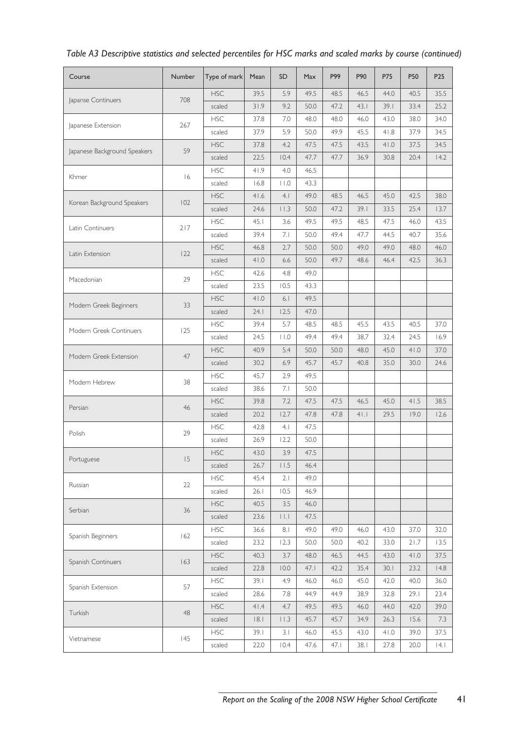*Table A3 Descriptive statistics and selected percentiles for HSC marks and scaled marks by course (continued)*

| Course | Number | Type of mark | Mean | SD | Max | P99 | P90 | P75 | P50 | P25 |
|---|---|---|---|---|---|---|---|---|---|---|
| Japanse Continuers | 708 | HSC | 39.5 | 5.9 | 49.5 | 48.5 | 46.5 | 44.0 | 40.5 | 35.5 |
| | | scaled | 31.9 | 9.2 | 50.0 | 47.2 | 43.1 | 39.1 | 33.4 | 25.2 |
| Japanese Extension | 267 | HSC | 37.8 | 7.0 | 48.0 | 48.0 | 46.0 | 43.0 | 38.0 | 34.0 |
| | | scaled | 37.9 | 5.9 | 50.0 | 49.9 | 45.5 | 41.8 | 37.9 | 34.5 |
| Japanese Background Speakers | 59 | HSC | 37.8 | 4.2 | 47.5 | 47.5 | 43.5 | 41.0 | 37.5 | 34.5 |
| | | scaled | 22.5 | 10.4 | 47.7 | 47.7 | 36.9 | 30.8 | 20.4 | 14.2 |
| Khmer | 16 | HSC | 41.9 | 4.0 | 46.5 | | | | | |
| | | scaled | 16.8 | 11.0 | 43.3 | | | | | |
| Korean Background Speakers | 102 | HSC | 41.6 | 4.1 | 49.0 | 48.5 | 46.5 | 45.0 | 42.5 | 38.0 |
| | | scaled | 24.6 | 11.3 | 50.0 | 47.2 | 39.1 | 33.5 | 25.4 | 13.7 |
| Latin Continuers | 217 | HSC | 45.1 | 3.6 | 49.5 | 49.5 | 48.5 | 47.5 | 46.0 | 43.5 |
| | | scaled | 39.4 | 7.1 | 50.0 | 49.4 | 47.7 | 44.5 | 40.7 | 35.6 |
| Latin Extension | 122 | HSC | 46.8 | 2.7 | 50.0 | 50.0 | 49.0 | 49.0 | 48.0 | 46.0 |
| | | scaled | 41.0 | 6.6 | 50.0 | 49.7 | 48.6 | 46.4 | 42.5 | 36.3 |
| Macedonian | 29 | HSC | 42.6 | 4.8 | 49.0 | | | | | |
| | | scaled | 23.5 | 10.5 | 43.3 | | | | | |
| Modern Greek Beginners | 33 | HSC | 41.0 | 6.1 | 49.5 | | | | | |
| | | scaled | 24.1 | 12.5 | 47.0 | | | | | |
| Modern Greek Continuers | 125 | HSC | 39.4 | 5.7 | 48.5 | 48.5 | 45.5 | 43.5 | 40.5 | 37.0 |
| | | scaled | 24.5 | 11.0 | 49.4 | 49.4 | 38.7 | 32.4 | 24.5 | 16.9 |
| Modern Greek Extension | 47 | HSC | 40.9 | 5.4 | 50.0 | 50.0 | 48.0 | 45.0 | 41.0 | 37.0 |
| | | scaled | 30.2 | 6.9 | 45.7 | 45.7 | 40.8 | 35.0 | 30.0 | 24.6 |
| Modern Hebrew | 38 | HSC | 45.7 | 2.9 | 49.5 | | | | | |
| | | scaled | 38.6 | 7.1 | 50.0 | | | | | |
| Persian | 46 | HSC | 39.8 | 7.2 | 47.5 | 47.5 | 46.5 | 45.0 | 41.5 | 38.5 |
| | | scaled | 20.2 | 12.7 | 47.8 | 47.8 | 41.1 | 29.5 | 19.0 | 12.6 |
| Polish | 29 | HSC | 42.8 | 4.1 | 47.5 | | | | | |
| | | scaled | 26.9 | 12.2 | 50.0 | | | | | |
| Portuguese | 15 | HSC | 43.0 | 3.9 | 47.5 | | | | | |
| | | scaled | 26.7 | 11.5 | 46.4 | | | | | |
| Russian | 22 | HSC | 45.4 | 2.1 | 49.0 | | | | | |
| | | scaled | 26.1 | 10.5 | 46.9 | | | | | |
| Serbian | 36 | HSC | 40.5 | 3.5 | 46.0 | | | | | |
| | | scaled | 23.6 | 11.1 | 47.5 | | | | | |
| Spanish Beginners | 162 | HSC | 36.6 | 8.1 | 49.0 | 49.0 | 46.0 | 43.0 | 37.0 | 32.0 |
| | | scaled | 23.2 | 12.3 | 50.0 | 50.0 | 40.2 | 33.0 | 21.7 | 13.5 |
| Spanish Continuers | 163 | HSC | 40.3 | 3.7 | 48.0 | 46.5 | 44.5 | 43.0 | 41.0 | 37.5 |
| | | scaled | 22.8 | 10.0 | 47.1 | 42.2 | 35.4 | 30.1 | 23.2 | 14.8 |
| Spanish Extension | 57 | HSC | 39.1 | 4.9 | 46.0 | 46.0 | 45.0 | 42.0 | 40.0 | 36.0 |
| | | scaled | 28.6 | 7.8 | 44.9 | 44.9 | 38.9 | 32.8 | 29.1 | 23.4 |
| Turkish | 48 | HSC | 41.4 | 4.7 | 49.5 | 49.5 | 46.0 | 44.0 | 42.0 | 39.0 |
| | | scaled | 18.1 | 11.3 | 45.7 | 45.7 | 34.9 | 26.3 | 15.6 | 7.3 |
| Vietnamese | 145 | HSC | 39.1 | 3.1 | 46.0 | 45.5 | 43.0 | 41.0 | 39.0 | 37.5 |
| | | scaled | 22.0 | 10.4 | 47.6 | 47.1 | 38.1 | 27.8 | 20.0 | 14.1 |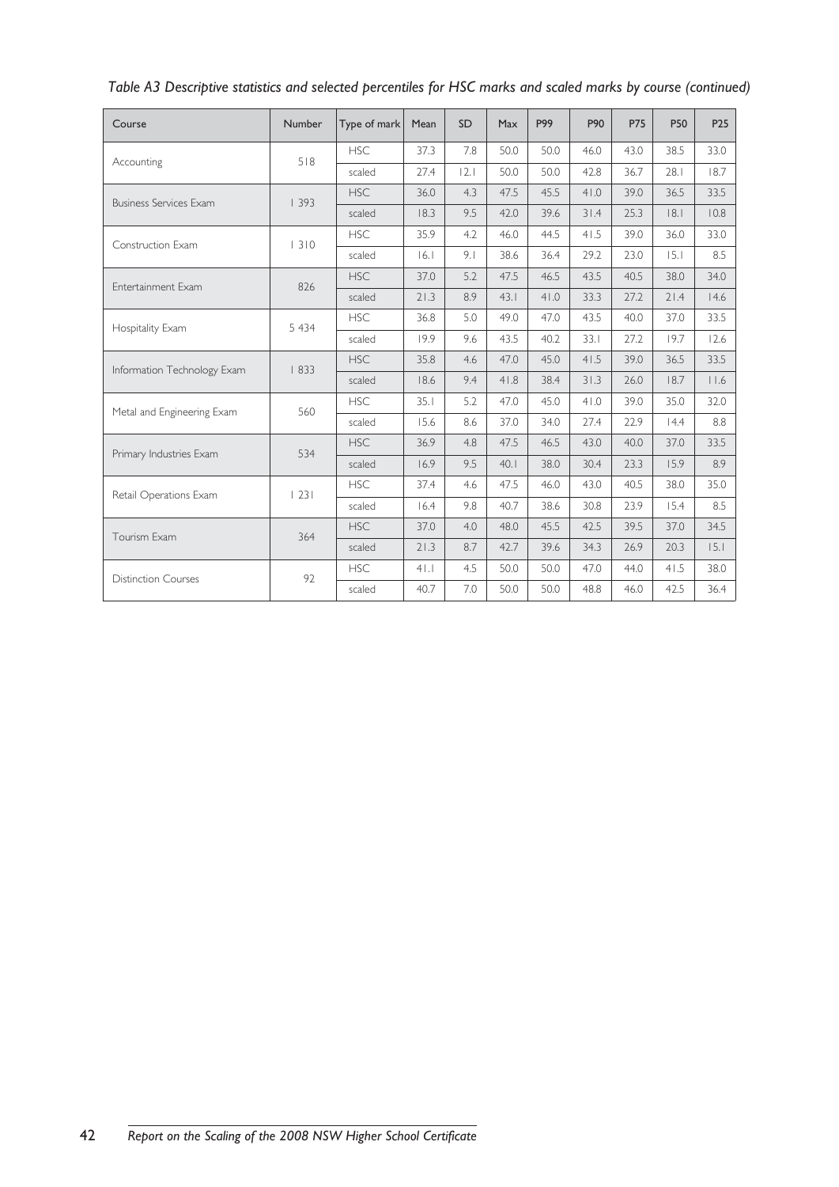*Table A3 Descriptive statistics and selected percentiles for HSC marks and scaled marks by course (continued)*

| Course | Number | Type of mark | Mean | SD | Max | P99 | P90 | P75 | P50 | P25 |
|---|---|---|---|---|---|---|---|---|---|---|
| Accounting | 518 | HSC | 37.3 | 7.8 | 50.0 | 50.0 | 46.0 | 43.0 | 38.5 | 33.0 |
| | | scaled | 27.4 | 12.1 | 50.0 | 50.0 | 42.8 | 36.7 | 28.1 | 18.7 |
| Business Services Exam | 1 393 | HSC | 36.0 | 4.3 | 47.5 | 45.5 | 41.0 | 39.0 | 36.5 | 33.5 |
| | | scaled | 18.3 | 9.5 | 42.0 | 39.6 | 31.4 | 25.3 | 18.1 | 10.8 |
| Construction Exam | 1 310 | HSC | 35.9 | 4.2 | 46.0 | 44.5 | 41.5 | 39.0 | 36.0 | 33.0 |
| | | scaled | 16.1 | 9.1 | 38.6 | 36.4 | 29.2 | 23.0 | 15.1 | 8.5 |
| Entertainment Exam | 826 | HSC | 37.0 | 5.2 | 47.5 | 46.5 | 43.5 | 40.5 | 38.0 | 34.0 |
| | | scaled | 21.3 | 8.9 | 43.1 | 41.0 | 33.3 | 27.2 | 21.4 | 14.6 |
| Hospitality Exam | 5 434 | HSC | 36.8 | 5.0 | 49.0 | 47.0 | 43.5 | 40.0 | 37.0 | 33.5 |
| | | scaled | 19.9 | 9.6 | 43.5 | 40.2 | 33.1 | 27.2 | 19.7 | 12.6 |
| Information Technology Exam | 1 833 | HSC | 35.8 | 4.6 | 47.0 | 45.0 | 41.5 | 39.0 | 36.5 | 33.5 |
| | | scaled | 18.6 | 9.4 | 41.8 | 38.4 | 31.3 | 26.0 | 18.7 | 11.6 |
| Metal and Engineering Exam | 560 | HSC | 35.1 | 5.2 | 47.0 | 45.0 | 41.0 | 39.0 | 35.0 | 32.0 |
| | | scaled | 15.6 | 8.6 | 37.0 | 34.0 | 27.4 | 22.9 | 14.4 | 8.8 |
| Primary Industries Exam | 534 | HSC | 36.9 | 4.8 | 47.5 | 46.5 | 43.0 | 40.0 | 37.0 | 33.5 |
| | | scaled | 16.9 | 9.5 | 40.1 | 38.0 | 30.4 | 23.3 | 15.9 | 8.9 |
| Retail Operations Exam | 1 231 | HSC | 37.4 | 4.6 | 47.5 | 46.0 | 43.0 | 40.5 | 38.0 | 35.0 |
| | | scaled | 16.4 | 9.8 | 40.7 | 38.6 | 30.8 | 23.9 | 15.4 | 8.5 |
| Tourism Exam | 364 | HSC | 37.0 | 4.0 | 48.0 | 45.5 | 42.5 | 39.5 | 37.0 | 34.5 |
| | | scaled | 21.3 | 8.7 | 42.7 | 39.6 | 34.3 | 26.9 | 20.3 | 15.1 |
| Distinction Courses | 92 | HSC | 41.1 | 4.5 | 50.0 | 50.0 | 47.0 | 44.0 | 41.5 | 38.0 |
| | | scaled | 40.7 | 7.0 | 50.0 | 50.0 | 48.8 | 46.0 | 42.5 | 36.4 |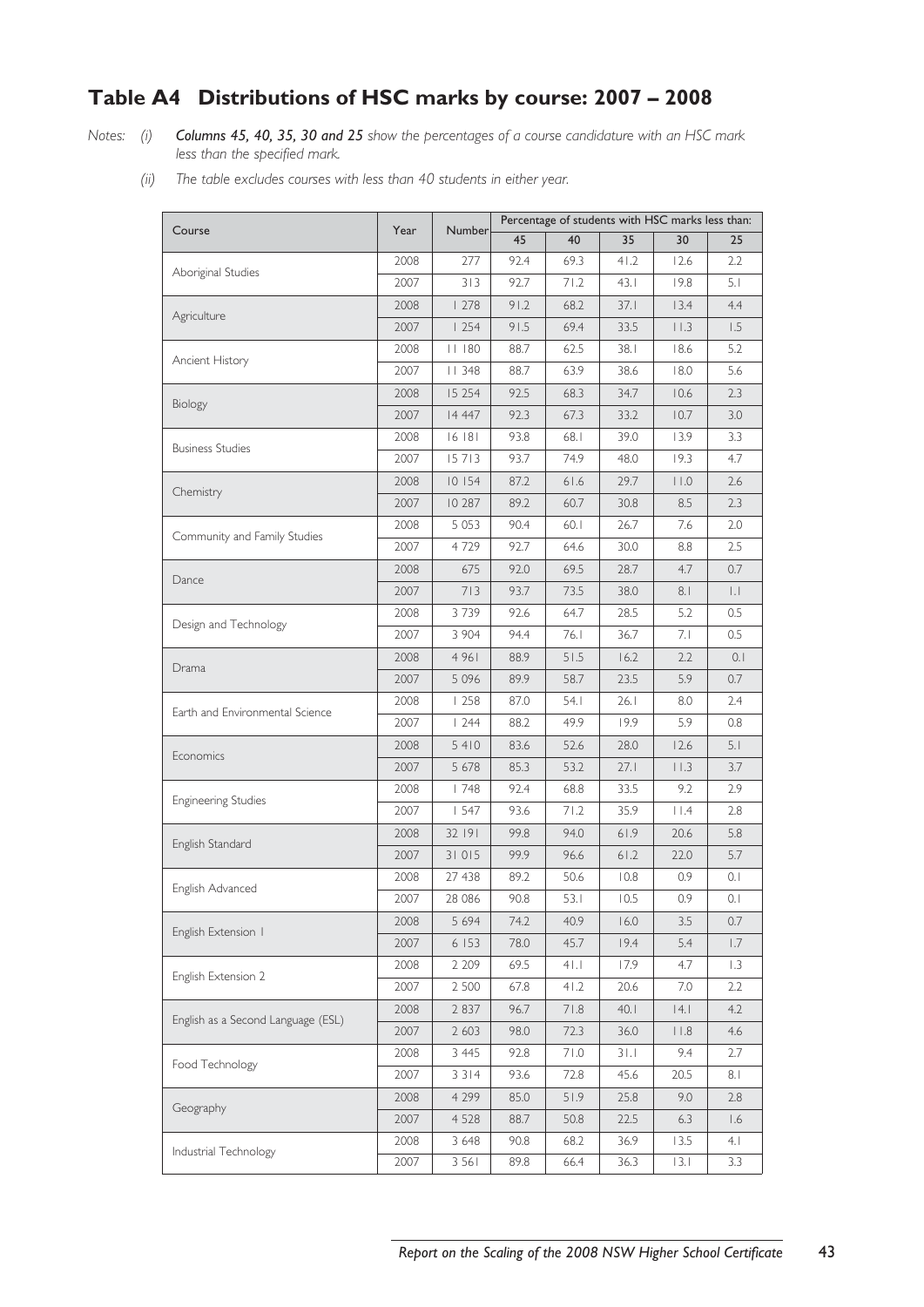## Table A4 Distributions of HSC marks by course: 2007 – 2008

Notes: (i) ***Columns 45, 40, 35, 30 and 25*** *show the percentages of a course candidature with an HSC mark less than the specified mark.*

(ii) *The table excludes courses with less than 40 students in either year.*

| Course | Year | Number | Percentage of students with HSC marks less than: | | | | |
|---|---|---|---|---|---|---|---|
| | | | 45 | 40 | 35 | 30 | 25 |
| Aboriginal Studies | 2008 | 277 | 92.4 | 69.3 | 41.2 | 12.6 | 2.2 |
| | 2007 | 313 | 92.7 | 71.2 | 43.1 | 19.8 | 5.1 |
| Agriculture | 2008 | 1 278 | 91.2 | 68.2 | 37.1 | 13.4 | 4.4 |
| | 2007 | 1 254 | 91.5 | 69.4 | 33.5 | 11.3 | 1.5 |
| Ancient History | 2008 | 11 180 | 88.7 | 62.5 | 38.1 | 18.6 | 5.2 |
| | 2007 | 11 348 | 88.7 | 63.9 | 38.6 | 18.0 | 5.6 |
| Biology | 2008 | 15 254 | 92.5 | 68.3 | 34.7 | 10.6 | 2.3 |
| | 2007 | 14 447 | 92.3 | 67.3 | 33.2 | 10.7 | 3.0 |
| Business Studies | 2008 | 16 181 | 93.8 | 68.1 | 39.0 | 13.9 | 3.3 |
| | 2007 | 15 713 | 93.7 | 74.9 | 48.0 | 19.3 | 4.7 |
| Chemistry | 2008 | 10 154 | 87.2 | 61.6 | 29.7 | 11.0 | 2.6 |
| | 2007 | 10 287 | 89.2 | 60.7 | 30.8 | 8.5 | 2.3 |
| Community and Family Studies | 2008 | 5 053 | 90.4 | 60.1 | 26.7 | 7.6 | 2.0 |
| | 2007 | 4 729 | 92.7 | 64.6 | 30.0 | 8.8 | 2.5 |
| Dance | 2008 | 675 | 92.0 | 69.5 | 28.7 | 4.7 | 0.7 |
| | 2007 | 713 | 93.7 | 73.5 | 38.0 | 8.1 | 1.1 |
| Design and Technology | 2008 | 3 739 | 92.6 | 64.7 | 28.5 | 5.2 | 0.5 |
| | 2007 | 3 904 | 94.4 | 76.1 | 36.7 | 7.1 | 0.5 |
| Drama | 2008 | 4 961 | 88.9 | 51.5 | 16.2 | 2.2 | 0.1 |
| | 2007 | 5 096 | 89.9 | 58.7 | 23.5 | 5.9 | 0.7 |
| Earth and Environmental Science | 2008 | 1 258 | 87.0 | 54.1 | 26.1 | 8.0 | 2.4 |
| | 2007 | 1 244 | 88.2 | 49.9 | 19.9 | 5.9 | 0.8 |
| Economics | 2008 | 5 410 | 83.6 | 52.6 | 28.0 | 12.6 | 5.1 |
| | 2007 | 5 678 | 85.3 | 53.2 | 27.1 | 11.3 | 3.7 |
| Engineering Studies | 2008 | 1 748 | 92.4 | 68.8 | 33.5 | 9.2 | 2.9 |
| | 2007 | 1 547 | 93.6 | 71.2 | 35.9 | 11.4 | 2.8 |
| English Standard | 2008 | 32 191 | 99.8 | 94.0 | 61.9 | 20.6 | 5.8 |
| | 2007 | 31 015 | 99.9 | 96.6 | 61.2 | 22.0 | 5.7 |
| English Advanced | 2008 | 27 438 | 89.2 | 50.6 | 10.8 | 0.9 | 0.1 |
| | 2007 | 28 086 | 90.8 | 53.1 | 10.5 | 0.9 | 0.1 |
| English Extension 1 | 2008 | 5 694 | 74.2 | 40.9 | 16.0 | 3.5 | 0.7 |
| | 2007 | 6 153 | 78.0 | 45.7 | 19.4 | 5.4 | 1.7 |
| English Extension 2 | 2008 | 2 209 | 69.5 | 41.1 | 17.9 | 4.7 | 1.3 |
| | 2007 | 2 500 | 67.8 | 41.2 | 20.6 | 7.0 | 2.2 |
| English as a Second Language (ESL) | 2008 | 2 837 | 96.7 | 71.8 | 40.1 | 14.1 | 4.2 |
| | 2007 | 2 603 | 98.0 | 72.3 | 36.0 | 11.8 | 4.6 |
| Food Technology | 2008 | 3 445 | 92.8 | 71.0 | 31.1 | 9.4 | 2.7 |
| | 2007 | 3 314 | 93.6 | 72.8 | 45.6 | 20.5 | 8.1 |
| Geography | 2008 | 4 299 | 85.0 | 51.9 | 25.8 | 9.0 | 2.8 |
| | 2007 | 4 528 | 88.7 | 50.8 | 22.5 | 6.3 | 1.6 |
| Industrial Technology | 2008 | 3 648 | 90.8 | 68.2 | 36.9 | 13.5 | 4.1 |
| | 2007 | 3 561 | 89.8 | 66.4 | 36.3 | 13.1 | 3.3 |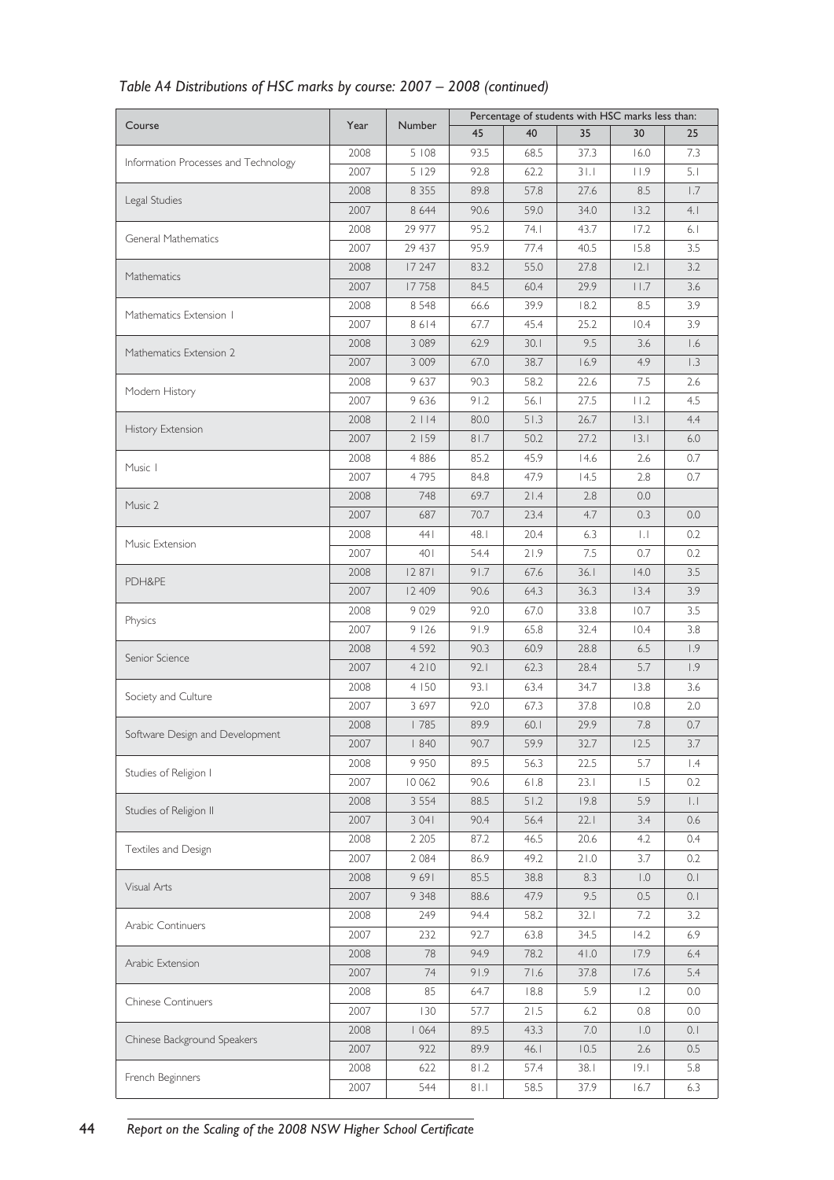*Table A4 Distributions of HSC marks by course: 2007 – 2008 (continued)*

| Course | Year | Number | Percentage of students with HSC marks less than: | | | | |
|---|---|---|---|---|---|---|---|
| | | | 45 | 40 | 35 | 30 | 25 |
| Information Processes and Technology | 2008 | 5 108 | 93.5 | 68.5 | 37.3 | 16.0 | 7.3 |
| | 2007 | 5 129 | 92.8 | 62.2 | 31.1 | 11.9 | 5.1 |
| Legal Studies | 2008 | 8 355 | 89.8 | 57.8 | 27.6 | 8.5 | 1.7 |
| | 2007 | 8 644 | 90.6 | 59.0 | 34.0 | 13.2 | 4.1 |
| General Mathematics | 2008 | 29 977 | 95.2 | 74.1 | 43.7 | 17.2 | 6.1 |
| | 2007 | 29 437 | 95.9 | 77.4 | 40.5 | 15.8 | 3.5 |
| Mathematics | 2008 | 17 247 | 83.2 | 55.0 | 27.8 | 12.1 | 3.2 |
| | 2007 | 17 758 | 84.5 | 60.4 | 29.9 | 11.7 | 3.6 |
| Mathematics Extension 1 | 2008 | 8 548 | 66.6 | 39.9 | 18.2 | 8.5 | 3.9 |
| | 2007 | 8 614 | 67.7 | 45.4 | 25.2 | 10.4 | 3.9 |
| Mathematics Extension 2 | 2008 | 3 089 | 62.9 | 30.1 | 9.5 | 3.6 | 1.6 |
| | 2007 | 3 009 | 67.0 | 38.7 | 16.9 | 4.9 | 1.3 |
| Modern History | 2008 | 9 637 | 90.3 | 58.2 | 22.6 | 7.5 | 2.6 |
| | 2007 | 9 636 | 91.2 | 56.1 | 27.5 | 11.2 | 4.5 |
| History Extension | 2008 | 2 114 | 80.0 | 51.3 | 26.7 | 13.1 | 4.4 |
| | 2007 | 2 159 | 81.7 | 50.2 | 27.2 | 13.1 | 6.0 |
| Music 1 | 2008 | 4 886 | 85.2 | 45.9 | 14.6 | 2.6 | 0.7 |
| | 2007 | 4 795 | 84.8 | 47.9 | 14.5 | 2.8 | 0.7 |
| Music 2 | 2008 | 748 | 69.7 | 21.4 | 2.8 | 0.0 | |
| | 2007 | 687 | 70.7 | 23.4 | 4.7 | 0.3 | 0.0 |
| Music Extension | 2008 | 441 | 48.1 | 20.4 | 6.3 | 1.1 | 0.2 |
| | 2007 | 401 | 54.4 | 21.9 | 7.5 | 0.7 | 0.2 |
| PDH&PE | 2008 | 12 871 | 91.7 | 67.6 | 36.1 | 14.0 | 3.5 |
| | 2007 | 12 409 | 90.6 | 64.3 | 36.3 | 13.4 | 3.9 |
| Physics | 2008 | 9 029 | 92.0 | 67.0 | 33.8 | 10.7 | 3.5 |
| | 2007 | 9 126 | 91.9 | 65.8 | 32.4 | 10.4 | 3.8 |
| Senior Science | 2008 | 4 592 | 90.3 | 60.9 | 28.8 | 6.5 | 1.9 |
| | 2007 | 4 210 | 92.1 | 62.3 | 28.4 | 5.7 | 1.9 |
| Society and Culture | 2008 | 4 150 | 93.1 | 63.4 | 34.7 | 13.8 | 3.6 |
| | 2007 | 3 697 | 92.0 | 67.3 | 37.8 | 10.8 | 2.0 |
| Software Design and Development | 2008 | 1 785 | 89.9 | 60.1 | 29.9 | 7.8 | 0.7 |
| | 2007 | 1 840 | 90.7 | 59.9 | 32.7 | 12.5 | 3.7 |
| Studies of Religion I | 2008 | 9 950 | 89.5 | 56.3 | 22.5 | 5.7 | 1.4 |
| | 2007 | 10 062 | 90.6 | 61.8 | 23.1 | 1.5 | 0.2 |
| Studies of Religion II | 2008 | 3 554 | 88.5 | 51.2 | 19.8 | 5.9 | 1.1 |
| | 2007 | 3 041 | 90.4 | 56.4 | 22.1 | 3.4 | 0.6 |
| Textiles and Design | 2008 | 2 205 | 87.2 | 46.5 | 20.6 | 4.2 | 0.4 |
| | 2007 | 2 084 | 86.9 | 49.2 | 21.0 | 3.7 | 0.2 |
| Visual Arts | 2008 | 9 691 | 85.5 | 38.8 | 8.3 | 1.0 | 0.1 |
| | 2007 | 9 348 | 88.6 | 47.9 | 9.5 | 0.5 | 0.1 |
| Arabic Continuers | 2008 | 249 | 94.4 | 58.2 | 32.1 | 7.2 | 3.2 |
| | 2007 | 232 | 92.7 | 63.8 | 34.5 | 14.2 | 6.9 |
| Arabic Extension | 2008 | 78 | 94.9 | 78.2 | 41.0 | 17.9 | 6.4 |
| | 2007 | 74 | 91.9 | 71.6 | 37.8 | 17.6 | 5.4 |
| Chinese Continuers | 2008 | 85 | 64.7 | 18.8 | 5.9 | 1.2 | 0.0 |
| | 2007 | 130 | 57.7 | 21.5 | 6.2 | 0.8 | 0.0 |
| Chinese Background Speakers | 2008 | 1 064 | 89.5 | 43.3 | 7.0 | 1.0 | 0.1 |
| | 2007 | 922 | 89.9 | 46.1 | 10.5 | 2.6 | 0.5 |
| French Beginners | 2008 | 622 | 81.2 | 57.4 | 38.1 | 19.1 | 5.8 |
| | 2007 | 544 | 81.1 | 58.5 | 37.9 | 16.7 | 6.3 |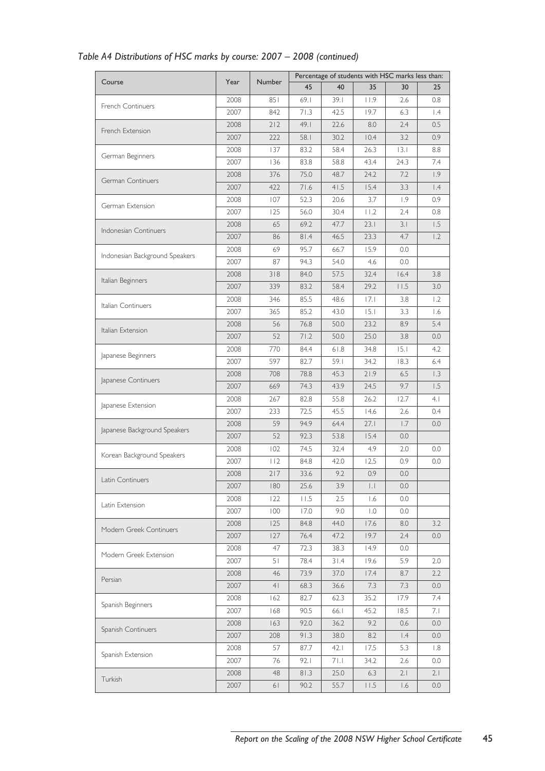*Table A4 Distributions of HSC marks by course: 2007 – 2008 (continued)*

| Course | Year | Number | Percentage of students with HSC marks less than: | | | | |
|---|---|---|---|---|---|---|---|
| | | | 45 | 40 | 35 | 30 | 25 |
| French Continuers | 2008 | 851 | 69.1 | 39.1 | 11.9 | 2.6 | 0.8 |
| | 2007 | 842 | 71.3 | 42.5 | 19.7 | 6.3 | 1.4 |
| French Extension | 2008 | 212 | 49.1 | 22.6 | 8.0 | 2.4 | 0.5 |
| | 2007 | 222 | 58.1 | 30.2 | 10.4 | 3.2 | 0.9 |
| German Beginners | 2008 | 137 | 83.2 | 58.4 | 26.3 | 13.1 | 8.8 |
| | 2007 | 136 | 83.8 | 58.8 | 43.4 | 24.3 | 7.4 |
| German Continuers | 2008 | 376 | 75.0 | 48.7 | 24.2 | 7.2 | 1.9 |
| | 2007 | 422 | 71.6 | 41.5 | 15.4 | 3.3 | 1.4 |
| German Extension | 2008 | 107 | 52.3 | 20.6 | 3.7 | 1.9 | 0.9 |
| | 2007 | 125 | 56.0 | 30.4 | 11.2 | 2.4 | 0.8 |
| Indonesian Continuers | 2008 | 65 | 69.2 | 47.7 | 23.1 | 3.1 | 1.5 |
| | 2007 | 86 | 81.4 | 46.5 | 23.3 | 4.7 | 1.2 |
| Indonesian Background Speakers | 2008 | 69 | 95.7 | 66.7 | 15.9 | 0.0 | |
| | 2007 | 87 | 94.3 | 54.0 | 4.6 | 0.0 | |
| Italian Beginners | 2008 | 318 | 84.0 | 57.5 | 32.4 | 16.4 | 3.8 |
| | 2007 | 339 | 83.2 | 58.4 | 29.2 | 11.5 | 3.0 |
| Italian Continuers | 2008 | 346 | 85.5 | 48.6 | 17.1 | 3.8 | 1.2 |
| | 2007 | 365 | 85.2 | 43.0 | 15.1 | 3.3 | 1.6 |
| Italian Extension | 2008 | 56 | 76.8 | 50.0 | 23.2 | 8.9 | 5.4 |
| | 2007 | 52 | 71.2 | 50.0 | 25.0 | 3.8 | 0.0 |
| Japanese Beginners | 2008 | 770 | 84.4 | 61.8 | 34.8 | 15.1 | 4.2 |
| | 2007 | 597 | 82.7 | 59.1 | 34.2 | 18.3 | 6.4 |
| Japanese Continuers | 2008 | 708 | 78.8 | 45.3 | 21.9 | 6.5 | 1.3 |
| | 2007 | 669 | 74.3 | 43.9 | 24.5 | 9.7 | 1.5 |
| Japanese Extension | 2008 | 267 | 82.8 | 55.8 | 26.2 | 12.7 | 4.1 |
| | 2007 | 233 | 72.5 | 45.5 | 14.6 | 2.6 | 0.4 |
| Japanese Background Speakers | 2008 | 59 | 94.9 | 64.4 | 27.1 | 1.7 | 0.0 |
| | 2007 | 52 | 92.3 | 53.8 | 15.4 | 0.0 | |
| Korean Background Speakers | 2008 | 102 | 74.5 | 32.4 | 4.9 | 2.0 | 0.0 |
| | 2007 | 112 | 84.8 | 42.0 | 12.5 | 0.9 | 0.0 |
| Latin Continuers | 2008 | 217 | 33.6 | 9.2 | 0.9 | 0.0 | |
| | 2007 | 180 | 25.6 | 3.9 | 1.1 | 0.0 | |
| Latin Extension | 2008 | 122 | 11.5 | 2.5 | 1.6 | 0.0 | |
| | 2007 | 100 | 17.0 | 9.0 | 1.0 | 0.0 | |
| Modern Greek Continuers | 2008 | 125 | 84.8 | 44.0 | 17.6 | 8.0 | 3.2 |
| | 2007 | 127 | 76.4 | 47.2 | 19.7 | 2.4 | 0.0 |
| Modern Greek Extension | 2008 | 47 | 72.3 | 38.3 | 14.9 | 0.0 | |
| | 2007 | 51 | 78.4 | 31.4 | 19.6 | 5.9 | 2.0 |
| Persian | 2008 | 46 | 73.9 | 37.0 | 17.4 | 8.7 | 2.2 |
| | 2007 | 41 | 68.3 | 36.6 | 7.3 | 7.3 | 0.0 |
| Spanish Beginners | 2008 | 162 | 82.7 | 62.3 | 35.2 | 17.9 | 7.4 |
| | 2007 | 168 | 90.5 | 66.1 | 45.2 | 18.5 | 7.1 |
| Spanish Continuers | 2008 | 163 | 92.0 | 36.2 | 9.2 | 0.6 | 0.0 |
| | 2007 | 208 | 91.3 | 38.0 | 8.2 | 1.4 | 0.0 |
| Spanish Extension | 2008 | 57 | 87.7 | 42.1 | 17.5 | 5.3 | 1.8 |
| | 2007 | 76 | 92.1 | 71.1 | 34.2 | 2.6 | 0.0 |
| Turkish | 2008 | 48 | 81.3 | 25.0 | 6.3 | 2.1 | 2.1 |
| | 2007 | 61 | 90.2 | 55.7 | 11.5 | 1.6 | 0.0 |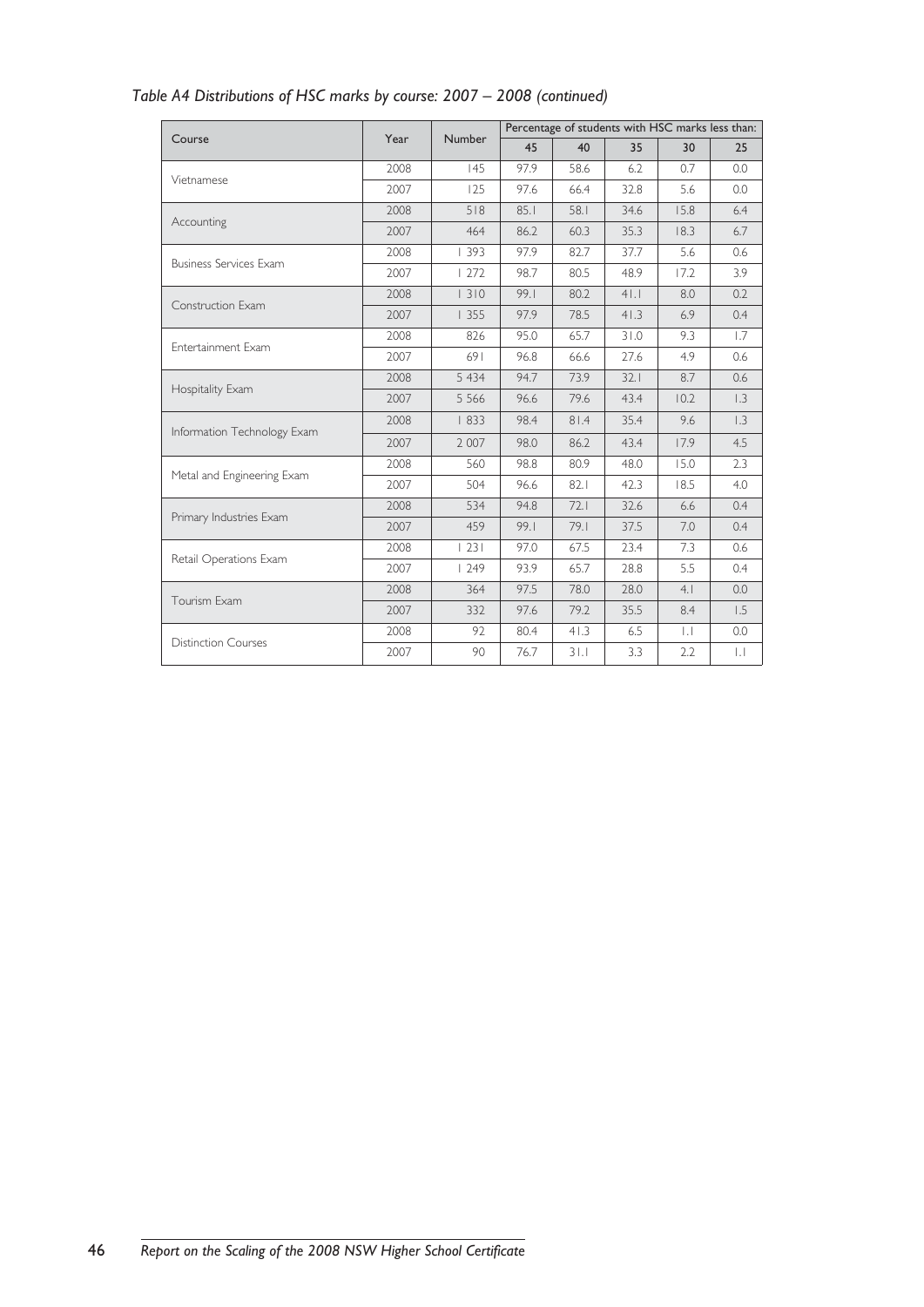*Table A4 Distributions of HSC marks by course: 2007 – 2008 (continued)*

| Course | Year | Number | Percentage of students with HSC marks less than: | | | | |
|---|---|---|---|---|---|---|---|
| | | | 45 | 40 | 35 | 30 | 25 |
| Vietnamese | 2008 | 145 | 97.9 | 58.6 | 6.2 | 0.7 | 0.0 |
| | 2007 | 125 | 97.6 | 66.4 | 32.8 | 5.6 | 0.0 |
| Accounting | 2008 | 518 | 85.1 | 58.1 | 34.6 | 15.8 | 6.4 |
| | 2007 | 464 | 86.2 | 60.3 | 35.3 | 18.3 | 6.7 |
| Business Services Exam | 2008 | 1 393 | 97.9 | 82.7 | 37.7 | 5.6 | 0.6 |
| | 2007 | 1 272 | 98.7 | 80.5 | 48.9 | 17.2 | 3.9 |
| Construction Exam | 2008 | 1 310 | 99.1 | 80.2 | 41.1 | 8.0 | 0.2 |
| | 2007 | 1 355 | 97.9 | 78.5 | 41.3 | 6.9 | 0.4 |
| Entertainment Exam | 2008 | 826 | 95.0 | 65.7 | 31.0 | 9.3 | 1.7 |
| | 2007 | 691 | 96.8 | 66.6 | 27.6 | 4.9 | 0.6 |
| Hospitality Exam | 2008 | 5 434 | 94.7 | 73.9 | 32.1 | 8.7 | 0.6 |
| | 2007 | 5 566 | 96.6 | 79.6 | 43.4 | 10.2 | 1.3 |
| Information Technology Exam | 2008 | 1 833 | 98.4 | 81.4 | 35.4 | 9.6 | 1.3 |
| | 2007 | 2 007 | 98.0 | 86.2 | 43.4 | 17.9 | 4.5 |
| Metal and Engineering Exam | 2008 | 560 | 98.8 | 80.9 | 48.0 | 15.0 | 2.3 |
| | 2007 | 504 | 96.6 | 82.1 | 42.3 | 18.5 | 4.0 |
| Primary Industries Exam | 2008 | 534 | 94.8 | 72.1 | 32.6 | 6.6 | 0.4 |
| | 2007 | 459 | 99.1 | 79.1 | 37.5 | 7.0 | 0.4 |
| Retail Operations Exam | 2008 | 1 231 | 97.0 | 67.5 | 23.4 | 7.3 | 0.6 |
| | 2007 | 1 249 | 93.9 | 65.7 | 28.8 | 5.5 | 0.4 |
| Tourism Exam | 2008 | 364 | 97.5 | 78.0 | 28.0 | 4.1 | 0.0 |
| | 2007 | 332 | 97.6 | 79.2 | 35.5 | 8.4 | 1.5 |
| Distinction Courses | 2008 | 92 | 80.4 | 41.3 | 6.5 | 1.1 | 0.0 |
| | 2007 | 90 | 76.7 | 31.1 | 3.3 | 2.2 | 1.1 |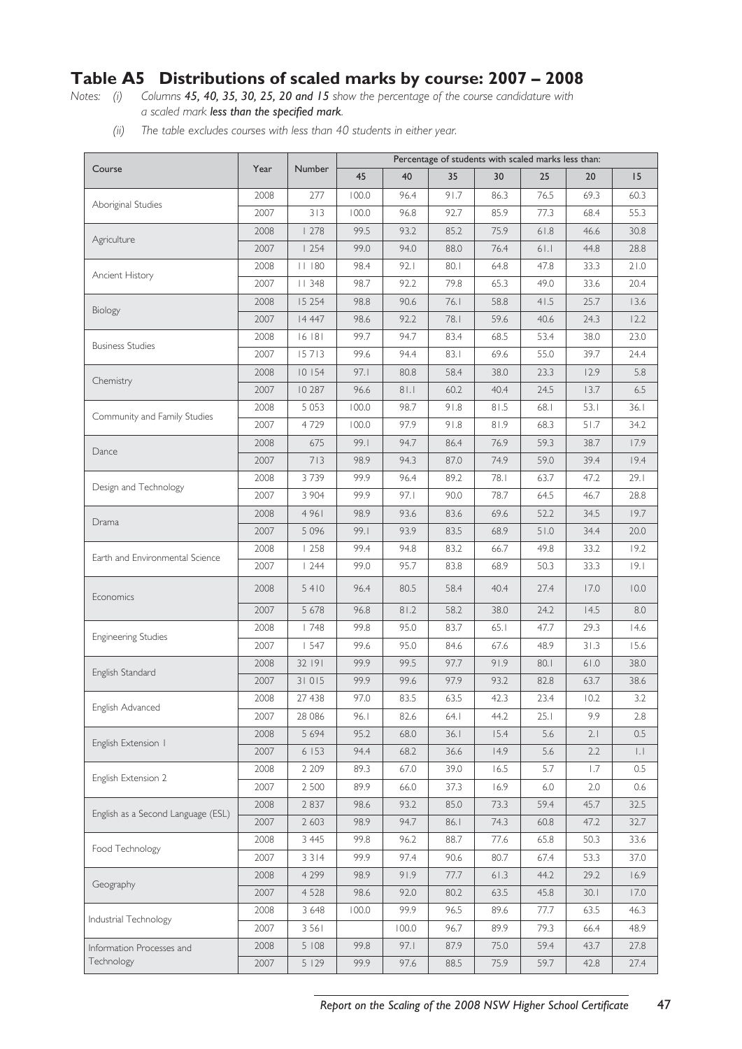## Table A5 Distributions of scaled marks by course: 2007 – 2008

*Notes: (i) Columns **45, 40, 35, 30, 25, 20 and 15** show the percentage of the course candidature with a scaled mark **less than the specified mark**.*

*(ii) The table excludes courses with less than 40 students in either year.*

| Course | Year | Number | Percentage of students with scaled marks less than: | | | | | | |
|---|---|---|---|---|---|---|---|---|---|
| | | | 45 | 40 | 35 | 30 | 25 | 20 | 15 |
| Aboriginal Studies | 2008 | 277 | 100.0 | 96.4 | 91.7 | 86.3 | 76.5 | 69.3 | 60.3 |
| | 2007 | 313 | 100.0 | 96.8 | 92.7 | 85.9 | 77.3 | 68.4 | 55.3 |
| Agriculture | 2008 | 1 278 | 99.5 | 93.2 | 85.2 | 75.9 | 61.8 | 46.6 | 30.8 |
| | 2007 | 1 254 | 99.0 | 94.0 | 88.0 | 76.4 | 61.1 | 44.8 | 28.8 |
| Ancient History | 2008 | 11 180 | 98.4 | 92.1 | 80.1 | 64.8 | 47.8 | 33.3 | 21.0 |
| | 2007 | 11 348 | 98.7 | 92.2 | 79.8 | 65.3 | 49.0 | 33.6 | 20.4 |
| Biology | 2008 | 15 254 | 98.8 | 90.6 | 76.1 | 58.8 | 41.5 | 25.7 | 13.6 |
| | 2007 | 14 447 | 98.6 | 92.2 | 78.1 | 59.6 | 40.6 | 24.3 | 12.2 |
| Business Studies | 2008 | 16 181 | 99.7 | 94.7 | 83.4 | 68.5 | 53.4 | 38.0 | 23.0 |
| | 2007 | 15 713 | 99.6 | 94.4 | 83.1 | 69.6 | 55.0 | 39.7 | 24.4 |
| Chemistry | 2008 | 10 154 | 97.1 | 80.8 | 58.4 | 38.0 | 23.3 | 12.9 | 5.8 |
| | 2007 | 10 287 | 96.6 | 81.1 | 60.2 | 40.4 | 24.5 | 13.7 | 6.5 |
| Community and Family Studies | 2008 | 5 053 | 100.0 | 98.7 | 91.8 | 81.5 | 68.1 | 53.1 | 36.1 |
| | 2007 | 4 729 | 100.0 | 97.9 | 91.8 | 81.9 | 68.3 | 51.7 | 34.2 |
| Dance | 2008 | 675 | 99.1 | 94.7 | 86.4 | 76.9 | 59.3 | 38.7 | 17.9 |
| | 2007 | 713 | 98.9 | 94.3 | 87.0 | 74.9 | 59.0 | 39.4 | 19.4 |
| Design and Technology | 2008 | 3 739 | 99.9 | 96.4 | 89.2 | 78.1 | 63.7 | 47.2 | 29.1 |
| | 2007 | 3 904 | 99.9 | 97.1 | 90.0 | 78.7 | 64.5 | 46.7 | 28.8 |
| Drama | 2008 | 4 961 | 98.9 | 93.6 | 83.6 | 69.6 | 52.2 | 34.5 | 19.7 |
| | 2007 | 5 096 | 99.1 | 93.9 | 83.5 | 68.9 | 51.0 | 34.4 | 20.0 |
| Earth and Environmental Science | 2008 | 1 258 | 99.4 | 94.8 | 83.2 | 66.7 | 49.8 | 33.2 | 19.2 |
| | 2007 | 1 244 | 99.0 | 95.7 | 83.8 | 68.9 | 50.3 | 33.3 | 19.1 |
| Economics | 2008 | 5 410 | 96.4 | 80.5 | 58.4 | 40.4 | 27.4 | 17.0 | 10.0 |
| | 2007 | 5 678 | 96.8 | 81.2 | 58.2 | 38.0 | 24.2 | 14.5 | 8.0 |
| Engineering Studies | 2008 | 1 748 | 99.8 | 95.0 | 83.7 | 65.1 | 47.7 | 29.3 | 14.6 |
| | 2007 | 1 547 | 99.6 | 95.0 | 84.6 | 67.6 | 48.9 | 31.3 | 15.6 |
| English Standard | 2008 | 32 191 | 99.9 | 99.5 | 97.7 | 91.9 | 80.1 | 61.0 | 38.0 |
| | 2007 | 31 015 | 99.9 | 99.6 | 97.9 | 93.2 | 82.8 | 63.7 | 38.6 |
| English Advanced | 2008 | 27 438 | 97.0 | 83.5 | 63.5 | 42.3 | 23.4 | 10.2 | 3.2 |
| | 2007 | 28 086 | 96.1 | 82.6 | 64.1 | 44.2 | 25.1 | 9.9 | 2.8 |
| English Extension 1 | 2008 | 5 694 | 95.2 | 68.0 | 36.1 | 15.4 | 5.6 | 2.1 | 0.5 |
| | 2007 | 6 153 | 94.4 | 68.2 | 36.6 | 14.9 | 5.6 | 2.2 | 1.1 |
| English Extension 2 | 2008 | 2 209 | 89.3 | 67.0 | 39.0 | 16.5 | 5.7 | 1.7 | 0.5 |
| | 2007 | 2 500 | 89.9 | 66.0 | 37.3 | 16.9 | 6.0 | 2.0 | 0.6 |
| English as a Second Language (ESL) | 2008 | 2 837 | 98.6 | 93.2 | 85.0 | 73.3 | 59.4 | 45.7 | 32.5 |
| | 2007 | 2 603 | 98.9 | 94.7 | 86.1 | 74.3 | 60.8 | 47.2 | 32.7 |
| Food Technology | 2008 | 3 445 | 99.8 | 96.2 | 88.7 | 77.6 | 65.8 | 50.3 | 33.6 |
| | 2007 | 3 314 | 99.9 | 97.4 | 90.6 | 80.7 | 67.4 | 53.3 | 37.0 |
| Geography | 2008 | 4 299 | 98.9 | 91.9 | 77.7 | 61.3 | 44.2 | 29.2 | 16.9 |
| | 2007 | 4 528 | 98.6 | 92.0 | 80.2 | 63.5 | 45.8 | 30.1 | 17.0 |
| Industrial Technology | 2008 | 3 648 | 100.0 | 99.9 | 96.5 | 89.6 | 77.7 | 63.5 | 46.3 |
| | 2007 | 3 561 | | 100.0 | 96.7 | 89.9 | 79.3 | 66.4 | 48.9 |
| Information Processes and Technology | 2008 | 5 108 | 99.8 | 97.1 | 87.9 | 75.0 | 59.4 | 43.7 | 27.8 |
| | 2007 | 5 129 | 99.9 | 97.6 | 88.5 | 75.9 | 59.7 | 42.8 | 27.4 |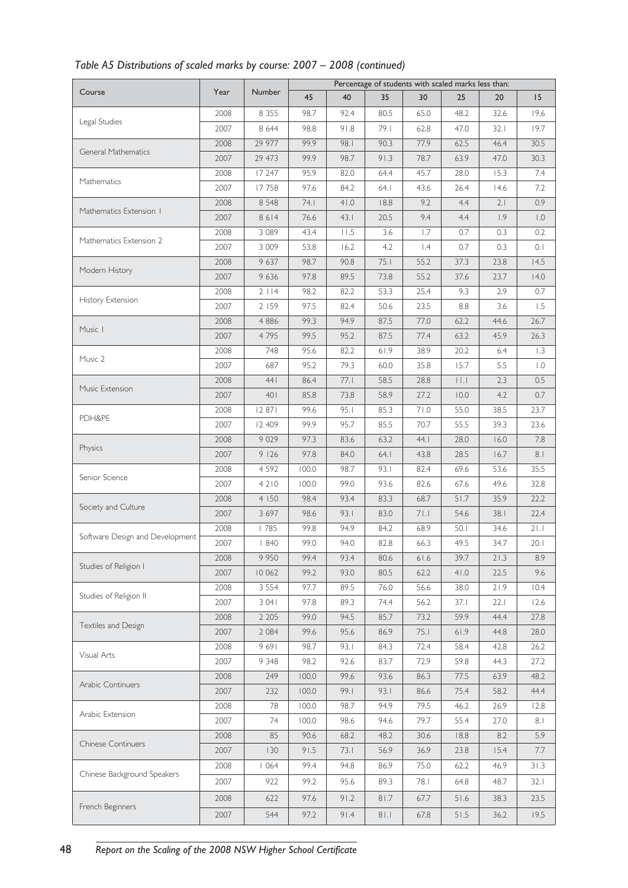*Table A5 Distributions of scaled marks by course: 2007 – 2008 (continued)*

| Course | Year | Number | Percentage of students with scaled marks less than: | | | | | | |
|---|---|---|---|---|---|---|---|---|---|
| | | | 45 | 40 | 35 | 30 | 25 | 20 | 15 |
| Legal Studies | 2008 | 8 355 | 98.7 | 92.4 | 80.5 | 65.0 | 48.2 | 32.6 | 19.6 |
| | 2007 | 8 644 | 98.8 | 91.8 | 79.1 | 62.8 | 47.0 | 32.1 | 19.7 |
| General Mathematics | 2008 | 29 977 | 99.9 | 98.1 | 90.3 | 77.9 | 62.5 | 46.4 | 30.5 |
| | 2007 | 29 473 | 99.9 | 98.7 | 91.3 | 78.7 | 63.9 | 47.0 | 30.3 |
| Mathematics | 2008 | 17 247 | 95.9 | 82.0 | 64.4 | 45.7 | 28.0 | 15.3 | 7.4 |
| | 2007 | 17 758 | 97.6 | 84.2 | 64.1 | 43.6 | 26.4 | 14.6 | 7.2 |
| Mathematics Extension 1 | 2008 | 8 548 | 74.1 | 41.0 | 18.8 | 9.2 | 4.4 | 2.1 | 0.9 |
| | 2007 | 8 614 | 76.6 | 43.1 | 20.5 | 9.4 | 4.4 | 1.9 | 1.0 |
| Mathematics Extension 2 | 2008 | 3 089 | 43.4 | 11.5 | 3.6 | 1.7 | 0.7 | 0.3 | 0.2 |
| | 2007 | 3 009 | 53.8 | 16.2 | 4.2 | 1.4 | 0.7 | 0.3 | 0.1 |
| Modern History | 2008 | 9 637 | 98.7 | 90.8 | 75.1 | 55.2 | 37.3 | 23.8 | 14.5 |
| | 2007 | 9 636 | 97.8 | 89.5 | 73.8 | 55.2 | 37.6 | 23.7 | 14.0 |
| History Extension | 2008 | 2 114 | 98.2 | 82.2 | 53.3 | 25.4 | 9.3 | 2.9 | 0.7 |
| | 2007 | 2 159 | 97.5 | 82.4 | 50.6 | 23.5 | 8.8 | 3.6 | 1.5 |
| Music 1 | 2008 | 4 886 | 99.3 | 94.9 | 87.5 | 77.0 | 62.2 | 44.6 | 26.7 |
| | 2007 | 4 795 | 99.5 | 95.2 | 87.5 | 77.4 | 63.2 | 45.9 | 26.3 |
| Music 2 | 2008 | 748 | 95.6 | 82.2 | 61.9 | 38.9 | 20.2 | 6.4 | 1.3 |
| | 2007 | 687 | 95.2 | 79.3 | 60.0 | 35.8 | 15.7 | 5.5 | 1.0 |
| Music Extension | 2008 | 441 | 86.4 | 77.1 | 58.5 | 28.8 | 11.1 | 2.3 | 0.5 |
| | 2007 | 401 | 85.8 | 73.8 | 58.9 | 27.2 | 10.0 | 4.2 | 0.7 |
| PDH&PE | 2008 | 12 871 | 99.6 | 95.1 | 85.3 | 71.0 | 55.0 | 38.5 | 23.7 |
| | 2007 | 12 409 | 99.9 | 95.7 | 85.5 | 70.7 | 55.5 | 39.3 | 23.6 |
| Physics | 2008 | 9 029 | 97.3 | 83.6 | 63.2 | 44.1 | 28.0 | 16.0 | 7.8 |
| | 2007 | 9 126 | 97.8 | 84.0 | 64.1 | 43.8 | 28.5 | 16.7 | 8.1 |
| Senior Science | 2008 | 4 592 | 100.0 | 98.7 | 93.1 | 82.4 | 69.6 | 53.6 | 35.5 |
| | 2007 | 4 210 | 100.0 | 99.0 | 93.6 | 82.6 | 67.6 | 49.6 | 32.8 |
| Society and Culture | 2008 | 4 150 | 98.4 | 93.4 | 83.3 | 68.7 | 51.7 | 35.9 | 22.2 |
| | 2007 | 3 697 | 98.6 | 93.1 | 83.0 | 71.1 | 54.6 | 38.1 | 22.4 |
| Software Design and Development | 2008 | 1 785 | 99.8 | 94.9 | 84.2 | 68.9 | 50.1 | 34.6 | 21.1 |
| | 2007 | 1 840 | 99.0 | 94.0 | 82.8 | 66.3 | 49.5 | 34.7 | 20.1 |
| Studies of Religion I | 2008 | 9 950 | 99.4 | 93.4 | 80.6 | 61.6 | 39.7 | 21.3 | 8.9 |
| | 2007 | 10 062 | 99.2 | 93.0 | 80.5 | 62.2 | 41.0 | 22.5 | 9.6 |
| Studies of Religion II | 2008 | 3 554 | 97.7 | 89.5 | 76.0 | 56.6 | 38.0 | 21.9 | 10.4 |
| | 2007 | 3 041 | 97.8 | 89.3 | 74.4 | 56.2 | 37.1 | 22.1 | 12.6 |
| Textiles and Design | 2008 | 2 205 | 99.0 | 94.5 | 85.7 | 73.2 | 59.9 | 44.4 | 27.8 |
| | 2007 | 2 084 | 99.6 | 95.6 | 86.9 | 75.1 | 61.9 | 44.8 | 28.0 |
| Visual Arts | 2008 | 9 691 | 98.7 | 93.1 | 84.3 | 72.4 | 58.4 | 42.8 | 26.2 |
| | 2007 | 9 348 | 98.2 | 92.6 | 83.7 | 72.9 | 59.8 | 44.3 | 27.2 |
| Arabic Continuers | 2008 | 249 | 100.0 | 99.6 | 93.6 | 86.3 | 77.5 | 63.9 | 48.2 |
| | 2007 | 232 | 100.0 | 99.1 | 93.1 | 86.6 | 75.4 | 58.2 | 44.4 |
| Arabic Extension | 2008 | 78 | 100.0 | 98.7 | 94.9 | 79.5 | 46.2 | 26.9 | 12.8 |
| | 2007 | 74 | 100.0 | 98.6 | 94.6 | 79.7 | 55.4 | 27.0 | 8.1 |
| Chinese Continuers | 2008 | 85 | 90.6 | 68.2 | 48.2 | 30.6 | 18.8 | 8.2 | 5.9 |
| | 2007 | 130 | 91.5 | 73.1 | 56.9 | 36.9 | 23.8 | 15.4 | 7.7 |
| Chinese Background Speakers | 2008 | 1 064 | 99.4 | 94.8 | 86.9 | 75.0 | 62.2 | 46.9 | 31.3 |
| | 2007 | 922 | 99.2 | 95.6 | 89.3 | 78.1 | 64.8 | 48.7 | 32.1 |
| French Beginners | 2008 | 622 | 97.6 | 91.2 | 81.7 | 67.7 | 51.6 | 38.3 | 23.5 |
| | 2007 | 544 | 97.2 | 91.4 | 81.1 | 67.8 | 51.5 | 36.2 | 19.5 |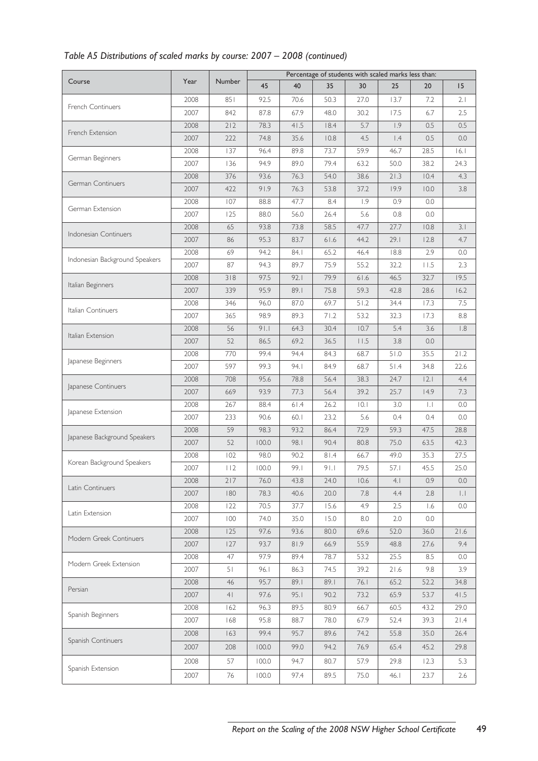*Table A5 Distributions of scaled marks by course: 2007 – 2008 (continued)*

| Course | Year | Number | Percentage of students with scaled marks less than: | | | | | | |
|---|---|---|---|---|---|---|---|---|---|
| | | | 45 | 40 | 35 | 30 | 25 | 20 | 15 |
| French Continuers | 2008 | 851 | 92.5 | 70.6 | 50.3 | 27.0 | 13.7 | 7.2 | 2.1 |
| | 2007 | 842 | 87.8 | 67.9 | 48.0 | 30.2 | 17.5 | 6.7 | 2.5 |
| French Extension | 2008 | 212 | 78.3 | 41.5 | 18.4 | 5.7 | 1.9 | 0.5 | 0.5 |
| | 2007 | 222 | 74.8 | 35.6 | 10.8 | 4.5 | 1.4 | 0.5 | 0.0 |
| German Beginners | 2008 | 137 | 96.4 | 89.8 | 73.7 | 59.9 | 46.7 | 28.5 | 16.1 |
| | 2007 | 136 | 94.9 | 89.0 | 79.4 | 63.2 | 50.0 | 38.2 | 24.3 |
| German Continuers | 2008 | 376 | 93.6 | 76.3 | 54.0 | 38.6 | 21.3 | 10.4 | 4.3 |
| | 2007 | 422 | 91.9 | 76.3 | 53.8 | 37.2 | 19.9 | 10.0 | 3.8 |
| German Extension | 2008 | 107 | 88.8 | 47.7 | 8.4 | 1.9 | 0.9 | 0.0 | |
| | 2007 | 125 | 88.0 | 56.0 | 26.4 | 5.6 | 0.8 | 0.0 | |
| Indonesian Continuers | 2008 | 65 | 93.8 | 73.8 | 58.5 | 47.7 | 27.7 | 10.8 | 3.1 |
| | 2007 | 86 | 95.3 | 83.7 | 61.6 | 44.2 | 29.1 | 12.8 | 4.7 |
| Indonesian Background Speakers | 2008 | 69 | 94.2 | 84.1 | 65.2 | 46.4 | 18.8 | 2.9 | 0.0 |
| | 2007 | 87 | 94.3 | 89.7 | 75.9 | 55.2 | 32.2 | 11.5 | 2.3 |
| Italian Beginners | 2008 | 318 | 97.5 | 92.1 | 79.9 | 61.6 | 46.5 | 32.7 | 19.5 |
| | 2007 | 339 | 95.9 | 89.1 | 75.8 | 59.3 | 42.8 | 28.6 | 16.2 |
| Italian Continuers | 2008 | 346 | 96.0 | 87.0 | 69.7 | 51.2 | 34.4 | 17.3 | 7.5 |
| | 2007 | 365 | 98.9 | 89.3 | 71.2 | 53.2 | 32.3 | 17.3 | 8.8 |
| Italian Extension | 2008 | 56 | 91.1 | 64.3 | 30.4 | 10.7 | 5.4 | 3.6 | 1.8 |
| | 2007 | 52 | 86.5 | 69.2 | 36.5 | 11.5 | 3.8 | 0.0 | |
| Japanese Beginners | 2008 | 770 | 99.4 | 94.4 | 84.3 | 68.7 | 51.0 | 35.5 | 21.2 |
| | 2007 | 597 | 99.3 | 94.1 | 84.9 | 68.7 | 51.4 | 34.8 | 22.6 |
| Japanese Continuers | 2008 | 708 | 95.6 | 78.8 | 56.4 | 38.3 | 24.7 | 12.1 | 4.4 |
| | 2007 | 669 | 93.9 | 77.3 | 56.4 | 39.2 | 25.7 | 14.9 | 7.3 |
| Japanese Extension | 2008 | 267 | 88.4 | 61.4 | 26.2 | 10.1 | 3.0 | 1.1 | 0.0 |
| | 2007 | 233 | 90.6 | 60.1 | 23.2 | 5.6 | 0.4 | 0.4 | 0.0 |
| Japanese Background Speakers | 2008 | 59 | 98.3 | 93.2 | 86.4 | 72.9 | 59.3 | 47.5 | 28.8 |
| | 2007 | 52 | 100.0 | 98.1 | 90.4 | 80.8 | 75.0 | 63.5 | 42.3 |
| Korean Background Speakers | 2008 | 102 | 98.0 | 90.2 | 81.4 | 66.7 | 49.0 | 35.3 | 27.5 |
| | 2007 | 112 | 100.0 | 99.1 | 91.1 | 79.5 | 57.1 | 45.5 | 25.0 |
| Latin Continuers | 2008 | 217 | 76.0 | 43.8 | 24.0 | 10.6 | 4.1 | 0.9 | 0.0 |
| | 2007 | 180 | 78.3 | 40.6 | 20.0 | 7.8 | 4.4 | 2.8 | 1.1 |
| Latin Extension | 2008 | 122 | 70.5 | 37.7 | 15.6 | 4.9 | 2.5 | 1.6 | 0.0 |
| | 2007 | 100 | 74.0 | 35.0 | 15.0 | 8.0 | 2.0 | 0.0 | |
| Modern Greek Continuers | 2008 | 125 | 97.6 | 93.6 | 80.0 | 69.6 | 52.0 | 36.0 | 21.6 |
| | 2007 | 127 | 93.7 | 81.9 | 66.9 | 55.9 | 48.8 | 27.6 | 9.4 |
| Modern Greek Extension | 2008 | 47 | 97.9 | 89.4 | 78.7 | 53.2 | 25.5 | 8.5 | 0.0 |
| | 2007 | 51 | 96.1 | 86.3 | 74.5 | 39.2 | 21.6 | 9.8 | 3.9 |
| Persian | 2008 | 46 | 95.7 | 89.1 | 89.1 | 76.1 | 65.2 | 52.2 | 34.8 |
| | 2007 | 41 | 97.6 | 95.1 | 90.2 | 73.2 | 65.9 | 53.7 | 41.5 |
| Spanish Beginners | 2008 | 162 | 96.3 | 89.5 | 80.9 | 66.7 | 60.5 | 43.2 | 29.0 |
| | 2007 | 168 | 95.8 | 88.7 | 78.0 | 67.9 | 52.4 | 39.3 | 21.4 |
| Spanish Continuers | 2008 | 163 | 99.4 | 95.7 | 89.6 | 74.2 | 55.8 | 35.0 | 26.4 |
| | 2007 | 208 | 100.0 | 99.0 | 94.2 | 76.9 | 65.4 | 45.2 | 29.8 |
| Spanish Extension | 2008 | 57 | 100.0 | 94.7 | 80.7 | 57.9 | 29.8 | 12.3 | 5.3 |
| | 2007 | 76 | 100.0 | 97.4 | 89.5 | 75.0 | 46.1 | 23.7 | 2.6 |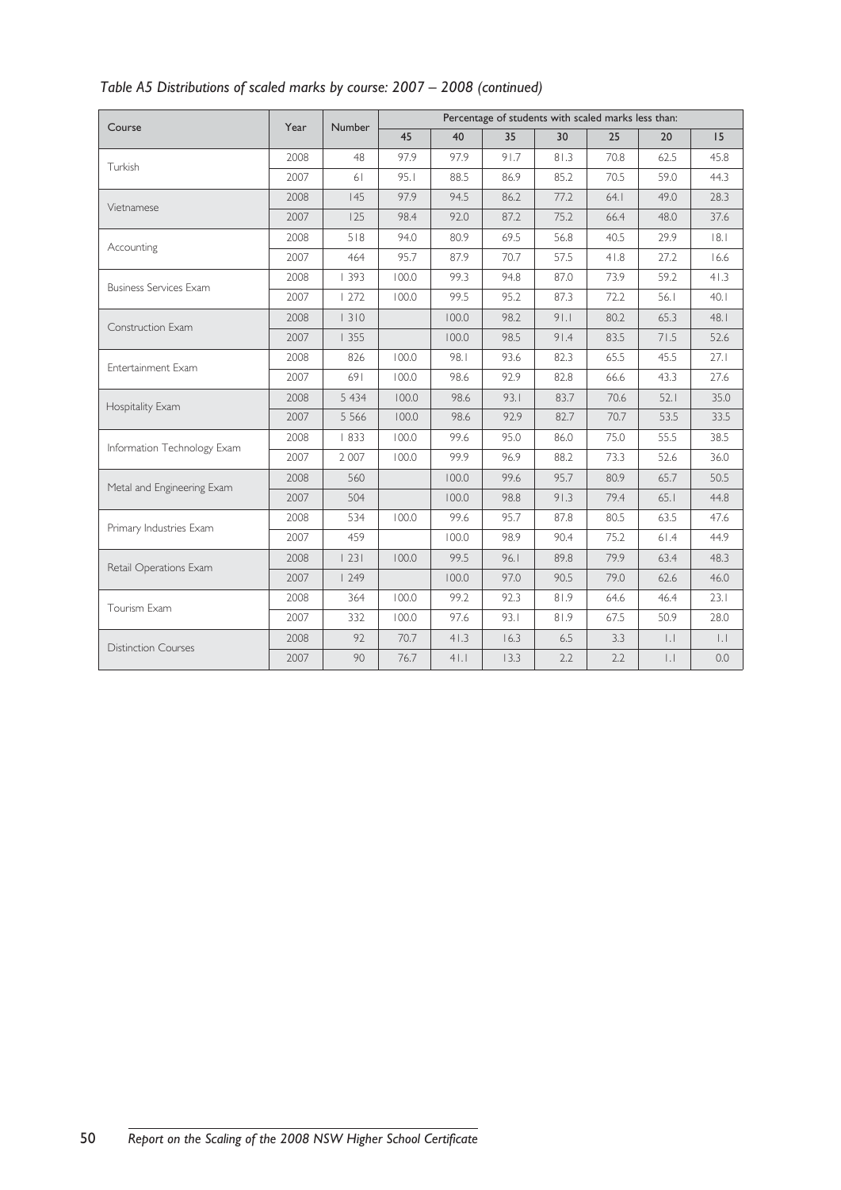*Table A5 Distributions of scaled marks by course: 2007 – 2008 (continued)*

| Course | Year | Number | Percentage of students with scaled marks less than: | | | | | | |
|---|---|---|---|---|---|---|---|---|---|
| | | | 45 | 40 | 35 | 30 | 25 | 20 | 15 |
| Turkish | 2008 | 48 | 97.9 | 97.9 | 91.7 | 81.3 | 70.8 | 62.5 | 45.8 |
| | 2007 | 61 | 95.1 | 88.5 | 86.9 | 85.2 | 70.5 | 59.0 | 44.3 |
| Vietnamese | 2008 | 145 | 97.9 | 94.5 | 86.2 | 77.2 | 64.1 | 49.0 | 28.3 |
| | 2007 | 125 | 98.4 | 92.0 | 87.2 | 75.2 | 66.4 | 48.0 | 37.6 |
| Accounting | 2008 | 518 | 94.0 | 80.9 | 69.5 | 56.8 | 40.5 | 29.9 | 18.1 |
| | 2007 | 464 | 95.7 | 87.9 | 70.7 | 57.5 | 41.8 | 27.2 | 16.6 |
| Business Services Exam | 2008 | 1 393 | 100.0 | 99.3 | 94.8 | 87.0 | 73.9 | 59.2 | 41.3 |
| | 2007 | 1 272 | 100.0 | 99.5 | 95.2 | 87.3 | 72.2 | 56.1 | 40.1 |
| Construction Exam | 2008 | 1 310 | | 100.0 | 98.2 | 91.1 | 80.2 | 65.3 | 48.1 |
| | 2007 | 1 355 | | 100.0 | 98.5 | 91.4 | 83.5 | 71.5 | 52.6 |
| Entertainment Exam | 2008 | 826 | 100.0 | 98.1 | 93.6 | 82.3 | 65.5 | 45.5 | 27.1 |
| | 2007 | 691 | 100.0 | 98.6 | 92.9 | 82.8 | 66.6 | 43.3 | 27.6 |
| Hospitality Exam | 2008 | 5 434 | 100.0 | 98.6 | 93.1 | 83.7 | 70.6 | 52.1 | 35.0 |
| | 2007 | 5 566 | 100.0 | 98.6 | 92.9 | 82.7 | 70.7 | 53.5 | 33.5 |
| Information Technology Exam | 2008 | 1 833 | 100.0 | 99.6 | 95.0 | 86.0 | 75.0 | 55.5 | 38.5 |
| | 2007 | 2 007 | 100.0 | 99.9 | 96.9 | 88.2 | 73.3 | 52.6 | 36.0 |
| Metal and Engineering Exam | 2008 | 560 | | 100.0 | 99.6 | 95.7 | 80.9 | 65.7 | 50.5 |
| | 2007 | 504 | | 100.0 | 98.8 | 91.3 | 79.4 | 65.1 | 44.8 |
| Primary Industries Exam | 2008 | 534 | 100.0 | 99.6 | 95.7 | 87.8 | 80.5 | 63.5 | 47.6 |
| | 2007 | 459 | | 100.0 | 98.9 | 90.4 | 75.2 | 61.4 | 44.9 |
| Retail Operations Exam | 2008 | 1 231 | 100.0 | 99.5 | 96.1 | 89.8 | 79.9 | 63.4 | 48.3 |
| | 2007 | 1 249 | | 100.0 | 97.0 | 90.5 | 79.0 | 62.6 | 46.0 |
| Tourism Exam | 2008 | 364 | 100.0 | 99.2 | 92.3 | 81.9 | 64.6 | 46.4 | 23.1 |
| | 2007 | 332 | 100.0 | 97.6 | 93.1 | 81.9 | 67.5 | 50.9 | 28.0 |
| Distinction Courses | 2008 | 92 | 70.7 | 41.3 | 16.3 | 6.5 | 3.3 | 1.1 | 1.1 |
| | 2007 | 90 | 76.7 | 41.1 | 13.3 | 2.2 | 2.2 | 1.1 | 0.0 |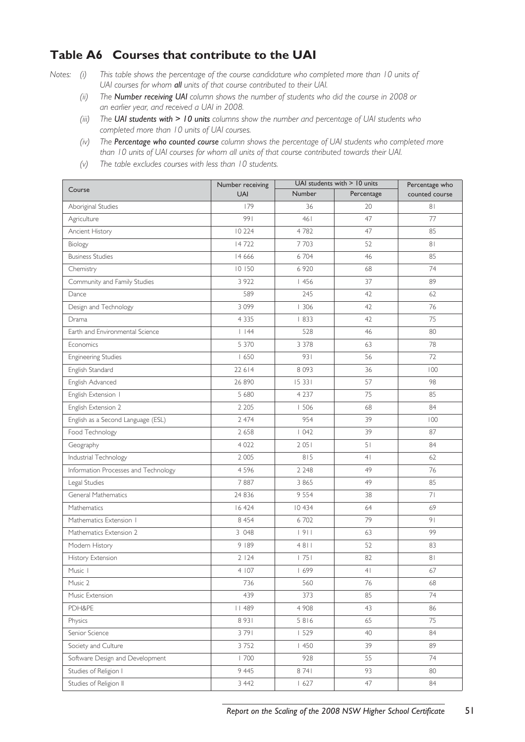## Table A6 Courses that contribute to the UAI

*Notes:*

*(i) This table shows the percentage of the course candidature who completed more than 10 units of UAI courses for whom **all** units of that course contributed to their UAI.*

*(ii) The **Number receiving UAI** column shows the number of students who did the course in 2008 or an earlier year, and received a UAI in 2008.*

*(iii) The **UAI students with > 10 units** columns show the number and percentage of UAI students who completed more than 10 units of UAI courses.*

*(iv) The **Percentage who counted course** column shows the percentage of UAI students who completed more than 10 units of UAI courses for whom all units of that course contributed towards their UAI.*

*(v) The table excludes courses with less than 10 students.*

| Course | Number receiving UAI | UAI students with > 10 units | | Percentage who counted course |
|---|---|---|---|---|
| | | Number | Percentage | |
| Aboriginal Studies | 179 | 36 | 20 | 81 |
| Agriculture | 991 | 461 | 47 | 77 |
| Ancient History | 10 224 | 4 782 | 47 | 85 |
| Biology | 14 722 | 7 703 | 52 | 81 |
| Business Studies | 14 666 | 6 704 | 46 | 85 |
| Chemistry | 10 150 | 6 920 | 68 | 74 |
| Community and Family Studies | 3 922 | 1 456 | 37 | 89 |
| Dance | 589 | 245 | 42 | 62 |
| Design and Technology | 3 099 | 1 306 | 42 | 76 |
| Drama | 4 335 | 1 833 | 42 | 75 |
| Earth and Environmental Science | 1 144 | 528 | 46 | 80 |
| Economics | 5 370 | 3 378 | 63 | 78 |
| Engineering Studies | 1 650 | 931 | 56 | 72 |
| English Standard | 22 614 | 8 093 | 36 | 100 |
| English Advanced | 26 890 | 15 331 | 57 | 98 |
| English Extension 1 | 5 680 | 4 237 | 75 | 85 |
| English Extension 2 | 2 205 | 1 506 | 68 | 84 |
| English as a Second Language (ESL) | 2 474 | 954 | 39 | 100 |
| Food Technology | 2 658 | 1 042 | 39 | 87 |
| Geography | 4 022 | 2 051 | 51 | 84 |
| Industrial Technology | 2 005 | 815 | 41 | 62 |
| Information Processes and Technology | 4 596 | 2 248 | 49 | 76 |
| Legal Studies | 7 887 | 3 865 | 49 | 85 |
| General Mathematics | 24 836 | 9 554 | 38 | 71 |
| Mathematics | 16 424 | 10 434 | 64 | 69 |
| Mathematics Extension 1 | 8 454 | 6 702 | 79 | 91 |
| Mathematics Extension 2 | 3 048 | 1 911 | 63 | 99 |
| Modern History | 9 189 | 4 811 | 52 | 83 |
| History Extension | 2 124 | 1 751 | 82 | 81 |
| Music 1 | 4 107 | 1 699 | 41 | 67 |
| Music 2 | 736 | 560 | 76 | 68 |
| Music Extension | 439 | 373 | 85 | 74 |
| PDH&PE | 11 489 | 4 908 | 43 | 86 |
| Physics | 8 931 | 5 816 | 65 | 75 |
| Senior Science | 3 791 | 1 529 | 40 | 84 |
| Society and Culture | 3 752 | 1 450 | 39 | 89 |
| Software Design and Development | 1 700 | 928 | 55 | 74 |
| Studies of Religion I | 9 445 | 8 741 | 93 | 80 |
| Studies of Religion II | 3 442 | 1 627 | 47 | 84 |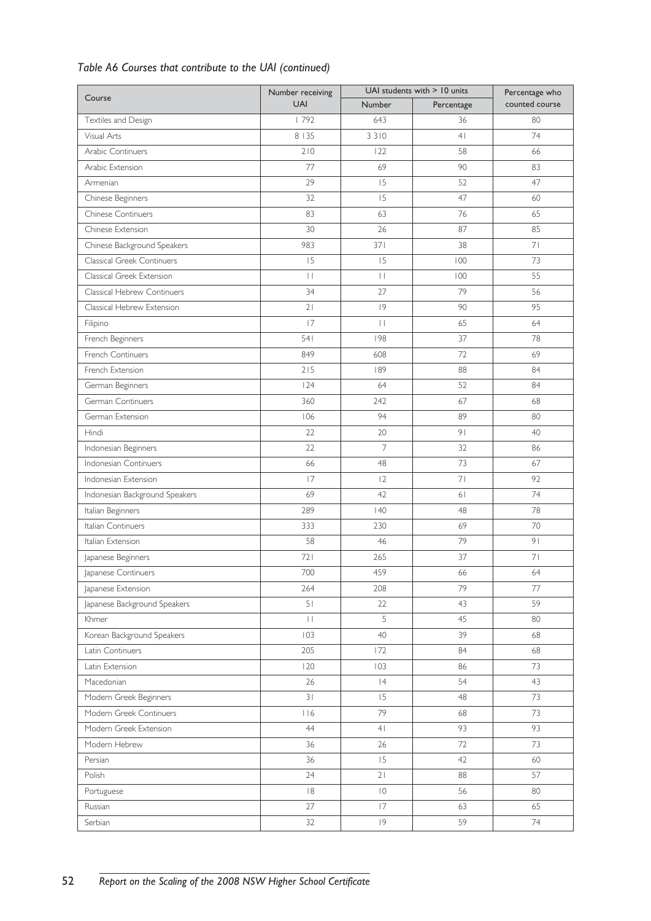*Table A6 Courses that contribute to the UAI (continued)*

| Course | Number receiving UAI | UAI students with > 10 units | | Percentage who counted course |
|---|---|---|---|---|
| | | Number | Percentage | |
| Textiles and Design | 1 792 | 643 | 36 | 80 |
| Visual Arts | 8 135 | 3 310 | 41 | 74 |
| Arabic Continuers | 210 | 122 | 58 | 66 |
| Arabic Extension | 77 | 69 | 90 | 83 |
| Armenian | 29 | 15 | 52 | 47 |
| Chinese Beginners | 32 | 15 | 47 | 60 |
| Chinese Continuers | 83 | 63 | 76 | 65 |
| Chinese Extension | 30 | 26 | 87 | 85 |
| Chinese Background Speakers | 983 | 371 | 38 | 71 |
| Classical Greek Continuers | 15 | 15 | 100 | 73 |
| Classical Greek Extension | 11 | 11 | 100 | 55 |
| Classical Hebrew Continuers | 34 | 27 | 79 | 56 |
| Classical Hebrew Extension | 21 | 19 | 90 | 95 |
| Filipino | 17 | 11 | 65 | 64 |
| French Beginners | 541 | 198 | 37 | 78 |
| French Continuers | 849 | 608 | 72 | 69 |
| French Extension | 215 | 189 | 88 | 84 |
| German Beginners | 124 | 64 | 52 | 84 |
| German Continuers | 360 | 242 | 67 | 68 |
| German Extension | 106 | 94 | 89 | 80 |
| Hindi | 22 | 20 | 91 | 40 |
| Indonesian Beginners | 22 | 7 | 32 | 86 |
| Indonesian Continuers | 66 | 48 | 73 | 67 |
| Indonesian Extension | 17 | 12 | 71 | 92 |
| Indonesian Background Speakers | 69 | 42 | 61 | 74 |
| Italian Beginners | 289 | 140 | 48 | 78 |
| Italian Continuers | 333 | 230 | 69 | 70 |
| Italian Extension | 58 | 46 | 79 | 91 |
| Japanese Beginners | 721 | 265 | 37 | 71 |
| Japanese Continuers | 700 | 459 | 66 | 64 |
| Japanese Extension | 264 | 208 | 79 | 77 |
| Japanese Background Speakers | 51 | 22 | 43 | 59 |
| Khmer | 11 | 5 | 45 | 80 |
| Korean Background Speakers | 103 | 40 | 39 | 68 |
| Latin Continuers | 205 | 172 | 84 | 68 |
| Latin Extension | 120 | 103 | 86 | 73 |
| Macedonian | 26 | 14 | 54 | 43 |
| Modern Greek Beginners | 31 | 15 | 48 | 73 |
| Modern Greek Continuers | 116 | 79 | 68 | 73 |
| Modern Greek Extension | 44 | 41 | 93 | 93 |
| Modern Hebrew | 36 | 26 | 72 | 73 |
| Persian | 36 | 15 | 42 | 60 |
| Polish | 24 | 21 | 88 | 57 |
| Portuguese | 18 | 10 | 56 | 80 |
| Russian | 27 | 17 | 63 | 65 |
| Serbian | 32 | 19 | 59 | 74 |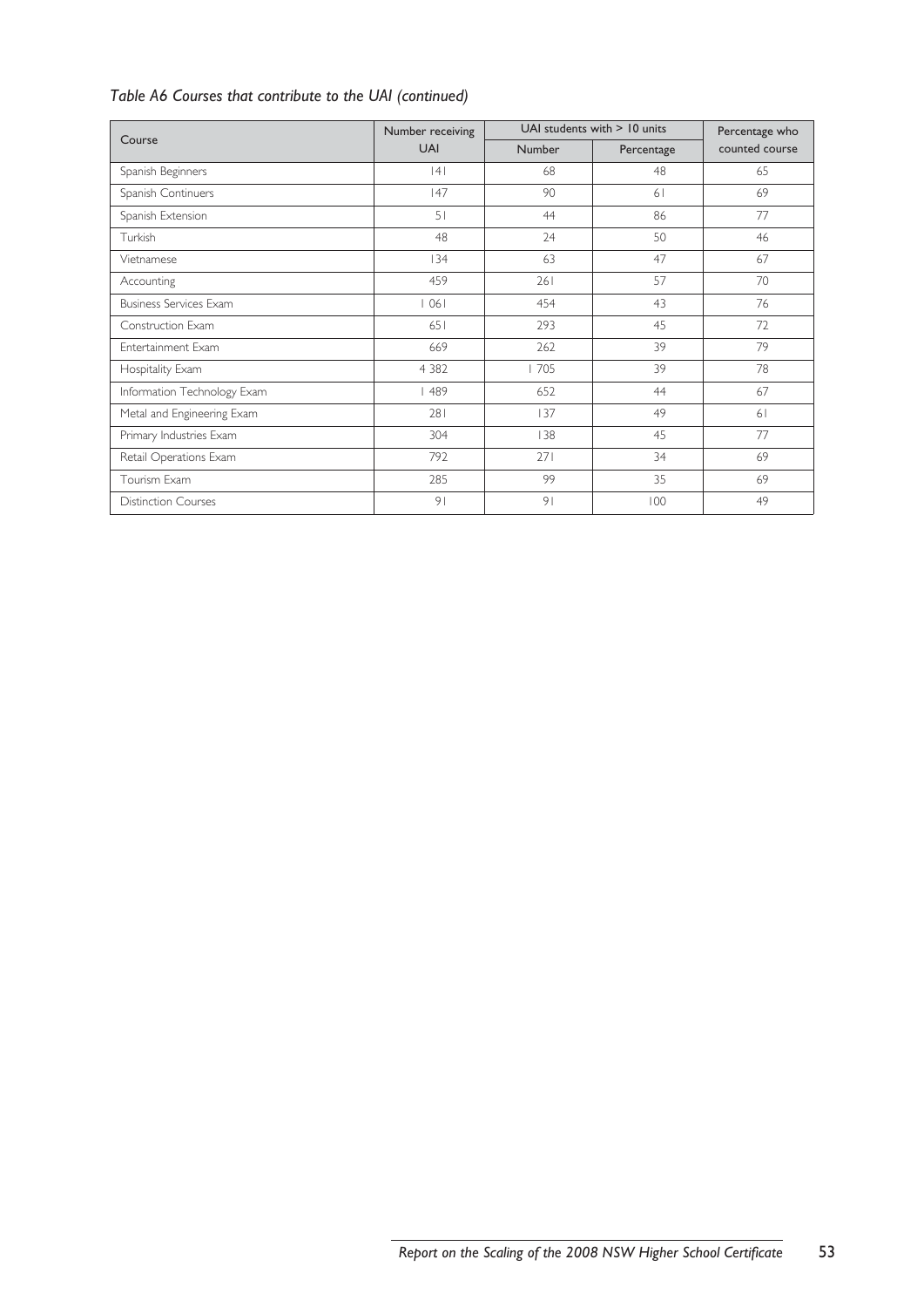*Table A6 Courses that contribute to the UAI (continued)*

| Course | Number receiving UAI | UAI students with > 10 units | | Percentage who counted course |
|---|---|---|---|---|
| | | Number | Percentage | |
| Spanish Beginners | 141 | 68 | 48 | 65 |
| Spanish Continuers | 147 | 90 | 61 | 69 |
| Spanish Extension | 51 | 44 | 86 | 77 |
| Turkish | 48 | 24 | 50 | 46 |
| Vietnamese | 134 | 63 | 47 | 67 |
| Accounting | 459 | 261 | 57 | 70 |
| Business Services Exam | 1 061 | 454 | 43 | 76 |
| Construction Exam | 651 | 293 | 45 | 72 |
| Entertainment Exam | 669 | 262 | 39 | 79 |
| Hospitality Exam | 4 382 | 1 705 | 39 | 78 |
| Information Technology Exam | 1 489 | 652 | 44 | 67 |
| Metal and Engineering Exam | 281 | 137 | 49 | 61 |
| Primary Industries Exam | 304 | 138 | 45 | 77 |
| Retail Operations Exam | 792 | 271 | 34 | 69 |
| Tourism Exam | 285 | 99 | 35 | 69 |
| Distinction Courses | 91 | 91 | 100 | 49 |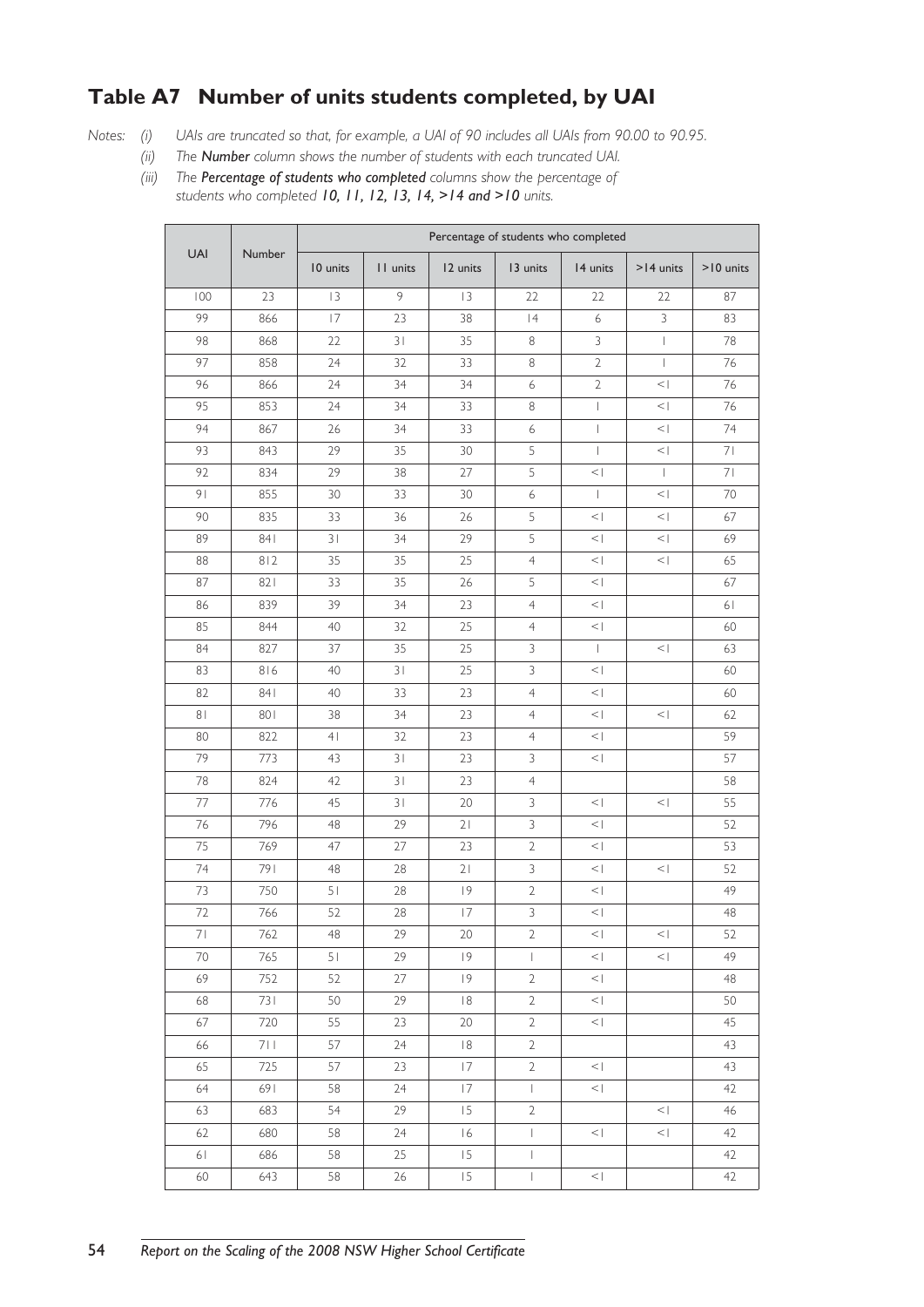## Table A7 Number of units students completed, by UAI

*Notes:* *(i)* *UAIs are truncated so that, for example, a UAI of 90 includes all UAIs from 90.00 to 90.95.*

*(ii)* *The **Number** column shows the number of students with each truncated UAI.*

*(iii)* *The **Percentage of students who completed** columns show the percentage of students who completed **10, 11, 12, 13, 14, >14 and >10** units.*

| UAI | Number | Percentage of students who completed | | | | | | |
|---|---|---|---|---|---|---|---|---|
| | | 10 units | 11 units | 12 units | 13 units | 14 units | >14 units | >10 units |
| 100 | 23 | 13 | 9 | 13 | 22 | 22 | 22 | 87 |
| 99 | 866 | 17 | 23 | 38 | 14 | 6 | 3 | 83 |
| 98 | 868 | 22 | 31 | 35 | 8 | 3 | 1 | 78 |
| 97 | 858 | 24 | 32 | 33 | 8 | 2 | 1 | 76 |
| 96 | 866 | 24 | 34 | 34 | 6 | 2 | <1 | 76 |
| 95 | 853 | 24 | 34 | 33 | 8 | 1 | <1 | 76 |
| 94 | 867 | 26 | 34 | 33 | 6 | 1 | <1 | 74 |
| 93 | 843 | 29 | 35 | 30 | 5 | 1 | <1 | 71 |
| 92 | 834 | 29 | 38 | 27 | 5 | <1 | 1 | 71 |
| 91 | 855 | 30 | 33 | 30 | 6 | 1 | <1 | 70 |
| 90 | 835 | 33 | 36 | 26 | 5 | <1 | <1 | 67 |
| 89 | 841 | 31 | 34 | 29 | 5 | <1 | <1 | 69 |
| 88 | 812 | 35 | 35 | 25 | 4 | <1 | <1 | 65 |
| 87 | 821 | 33 | 35 | 26 | 5 | <1 | | 67 |
| 86 | 839 | 39 | 34 | 23 | 4 | <1 | | 61 |
| 85 | 844 | 40 | 32 | 25 | 4 | <1 | | 60 |
| 84 | 827 | 37 | 35 | 25 | 3 | 1 | <1 | 63 |
| 83 | 816 | 40 | 31 | 25 | 3 | <1 | | 60 |
| 82 | 841 | 40 | 33 | 23 | 4 | <1 | | 60 |
| 81 | 801 | 38 | 34 | 23 | 4 | <1 | <1 | 62 |
| 80 | 822 | 41 | 32 | 23 | 4 | <1 | | 59 |
| 79 | 773 | 43 | 31 | 23 | 3 | <1 | | 57 |
| 78 | 824 | 42 | 31 | 23 | 4 | | | 58 |
| 77 | 776 | 45 | 31 | 20 | 3 | <1 | <1 | 55 |
| 76 | 796 | 48 | 29 | 21 | 3 | <1 | | 52 |
| 75 | 769 | 47 | 27 | 23 | 2 | <1 | | 53 |
| 74 | 791 | 48 | 28 | 21 | 3 | <1 | <1 | 52 |
| 73 | 750 | 51 | 28 | 19 | 2 | <1 | | 49 |
| 72 | 766 | 52 | 28 | 17 | 3 | <1 | | 48 |
| 71 | 762 | 48 | 29 | 20 | 2 | <1 | <1 | 52 |
| 70 | 765 | 51 | 29 | 19 | 1 | <1 | <1 | 49 |
| 69 | 752 | 52 | 27 | 19 | 2 | <1 | | 48 |
| 68 | 731 | 50 | 29 | 18 | 2 | <1 | | 50 |
| 67 | 720 | 55 | 23 | 20 | 2 | <1 | | 45 |
| 66 | 711 | 57 | 24 | 18 | 2 | | | 43 |
| 65 | 725 | 57 | 23 | 17 | 2 | <1 | | 43 |
| 64 | 691 | 58 | 24 | 17 | 1 | <1 | | 42 |
| 63 | 683 | 54 | 29 | 15 | 2 | | <1 | 46 |
| 62 | 680 | 58 | 24 | 16 | 1 | <1 | <1 | 42 |
| 61 | 686 | 58 | 25 | 15 | 1 | | | 42 |
| 60 | 643 | 58 | 26 | 15 | 1 | <1 | | 42 |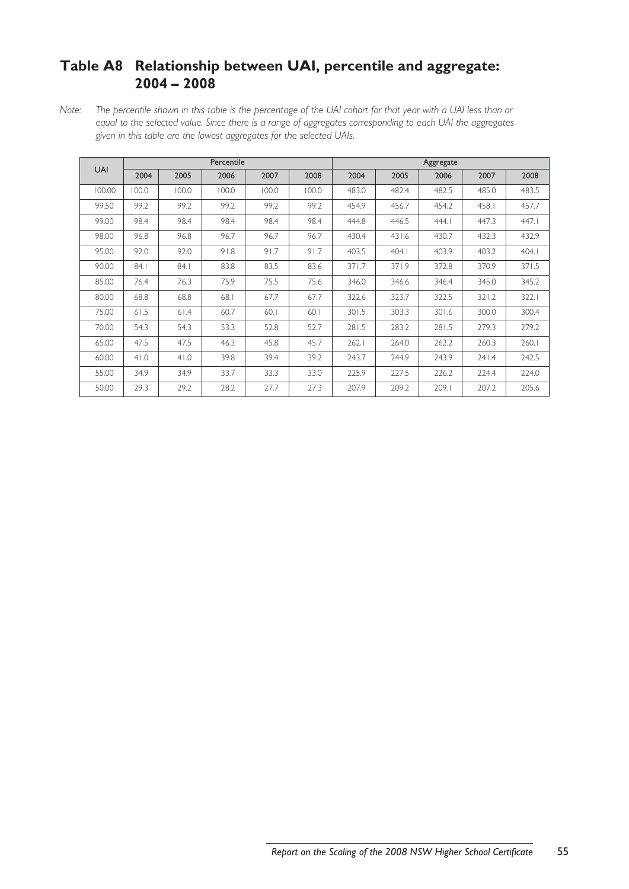## Table A8 Relationship between UAI, percentile and aggregate: 2004 – 2008

*Note: The percentile shown in this table is the percentage of the UAI cohort for that year with a UAI less than or equal to the selected value. Since there is a range of aggregates corresponding to each UAI the aggregates given in this table are the lowest aggregates for the selected UAIs.*

| UAI | Percentile | | | | | Aggregate | | | | |
|---|---|---|---|---|---|---|---|---|---|---|
| | 2004 | 2005 | 2006 | 2007 | 2008 | 2004 | 2005 | 2006 | 2007 | 2008 |
| 100.00 | 100.0 | 100.0 | 100.0 | 100.0 | 100.0 | 483.0 | 482.4 | 482.5 | 485.0 | 483.5 |
| 99.50 | 99.2 | 99.2 | 99.2 | 99.2 | 99.2 | 454.9 | 456.7 | 454.2 | 458.1 | 457.7 |
| 99.00 | 98.4 | 98.4 | 98.4 | 98.4 | 98.4 | 444.8 | 446.5 | 444.1 | 447.3 | 447.1 |
| 98.00 | 96.8 | 96.8 | 96.7 | 96.7 | 96.7 | 430.4 | 431.6 | 430.7 | 432.3 | 432.9 |
| 95.00 | 92.0 | 92.0 | 91.8 | 91.7 | 91.7 | 403.5 | 404.1 | 403.9 | 403.2 | 404.1 |
| 90.00 | 84.1 | 84.1 | 83.8 | 83.5 | 83.6 | 371.7 | 371.9 | 372.8 | 370.9 | 371.5 |
| 85.00 | 76.4 | 76.3 | 75.9 | 75.5 | 75.6 | 346.0 | 346.6 | 346.4 | 345.0 | 345.2 |
| 80.00 | 68.8 | 68.8 | 68.1 | 67.7 | 67.7 | 322.6 | 323.7 | 322.5 | 321.2 | 322.1 |
| 75.00 | 61.5 | 61.4 | 60.7 | 60.1 | 60.1 | 301.5 | 303.3 | 301.6 | 300.0 | 300.4 |
| 70.00 | 54.3 | 54.3 | 53.3 | 52.8 | 52.7 | 281.5 | 283.2 | 281.5 | 279.3 | 279.2 |
| 65.00 | 47.5 | 47.5 | 46.3 | 45.8 | 45.7 | 262.1 | 264.0 | 262.2 | 260.3 | 260.1 |
| 60.00 | 41.0 | 41.0 | 39.8 | 39.4 | 39.2 | 243.7 | 244.9 | 243.9 | 241.4 | 242.5 |
| 55.00 | 34.9 | 34.9 | 33.7 | 33.3 | 33.0 | 225.9 | 227.5 | 226.2 | 224.4 | 224.0 |
| 50.00 | 29.3 | 29.2 | 28.2 | 27.7 | 27.3 | 207.9 | 209.2 | 209.1 | 207.2 | 205.6 |